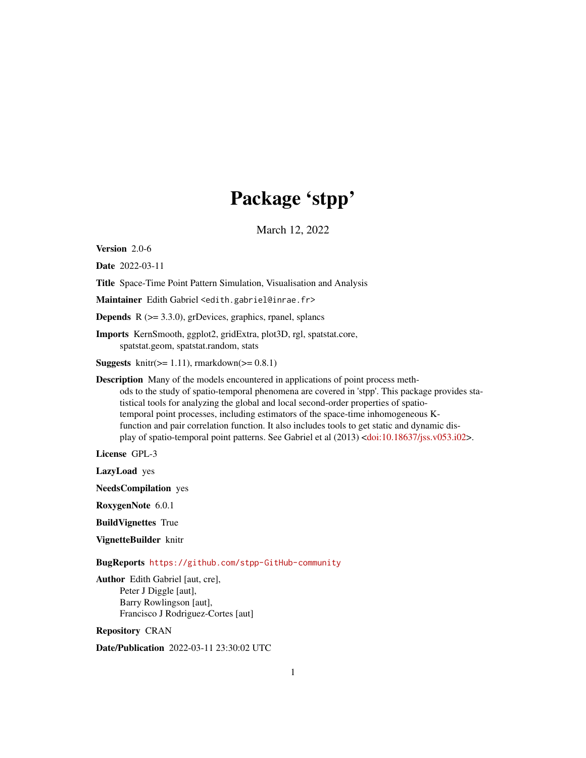# Package 'stpp'

March 12, 2022

**Version** 2.0-6

**Date** 2022-03-11

**Title** Space-Time Point Pattern Simulation, Visualisation and Analysis

**Maintainer** Edith Gabriel <edith.gabriel@inrae.fr>

**Depends** R (>= 3.3.0), grDevices, graphics, rpanel, splancs

**Imports** KernSmooth, ggplot2, gridExtra, plot3D, rgl, spatstat.core, spatstat.geom, spatstat.random, stats

**Suggests** knitr(>= 1.11), rmarkdown(>= 0.8.1)

**Description** Many of the models encountered in applications of point process methods to the study of spatio-temporal phenomena are covered in 'stpp'. This package provides statistical tools for analyzing the global and local second-order properties of spatio-temporal point processes, including estimators of the space-time inhomogeneous K-function and pair correlation function. It also includes tools to get static and dynamic display of spatio-temporal point patterns. See Gabriel et al (2013) <doi:10.18637/jss.v053.i02>.

**License** GPL-3

**LazyLoad** yes

**NeedsCompilation** yes

**RoxygenNote** 6.0.1

**BuildVignettes** True

**VignetteBuilder** knitr

**BugReports** https://github.com/stpp-GitHub-community

**Author** Edith Gabriel [aut, cre],
Peter J Diggle [aut],
Barry Rowlingson [aut],
Francisco J Rodriguez-Cortes [aut]

**Repository** CRAN

**Date/Publication** 2022-03-11 23:30:02 UTC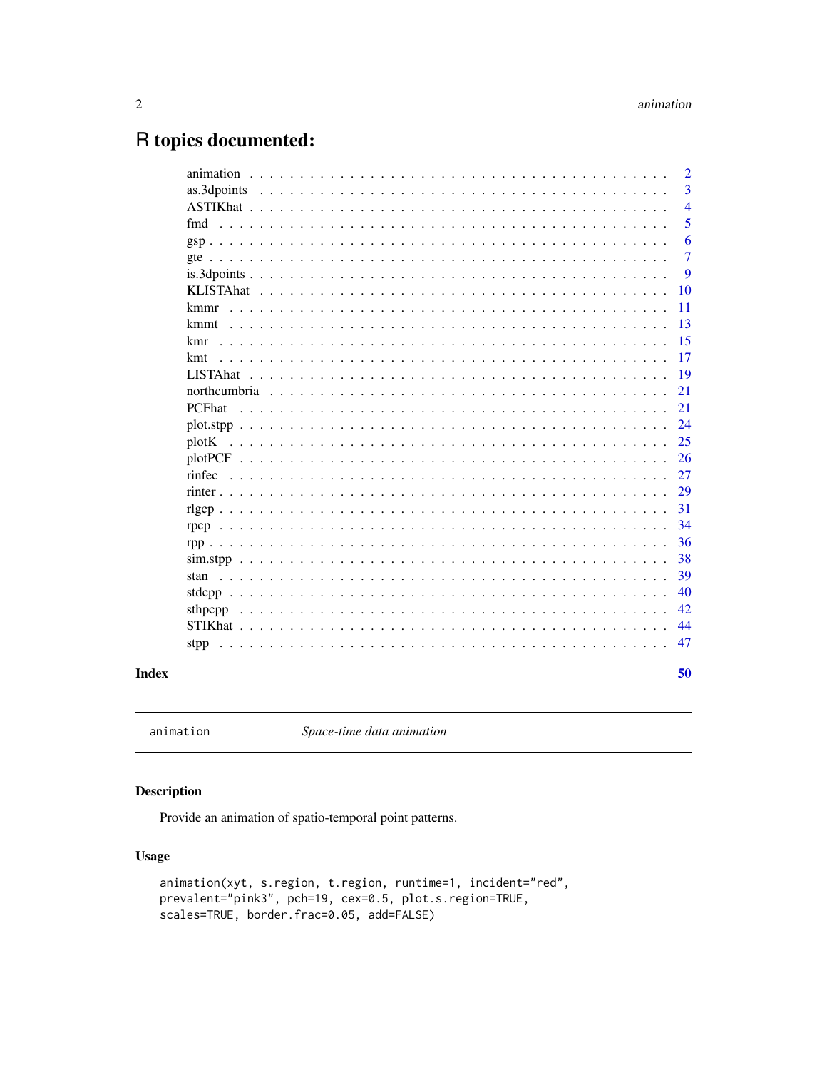# R topics documented:

| | |
|---|---|
| animation | 2 |
| as.3dpoints | 3 |
| ASTIKhat | 4 |
| fmd | 5 |
| gsp | 6 |
| gte | 7 |
| is.3dpoints | 9 |
| KLISTAhat | 10 |
| kmmr | 11 |
| kmmt | 13 |
| kmr | 15 |
| kmt | 17 |
| LISTAhat | 19 |
| northcumbria | 21 |
| PCFhat | 21 |
| plot.stpp | 24 |
| plotK | 25 |
| plotPCF | 26 |
| rinfec | 27 |
| rinter | 29 |
| rlgcp | 31 |
| rpcp | 34 |
| rpp | 36 |
| sim.stpp | 38 |
| stan | 39 |
| stdcpp | 40 |
| sthpcpp | 42 |
| STIKhat | 44 |
| stpp | 47 |

**Index** **50**

---

`animation` *Space-time data animation*

---

## Description

Provide an animation of spatio-temporal point patterns.

## Usage

```
animation(xyt, s.region, t.region, runtime=1, incident="red",
prevalent="pink3", pch=19, cex=0.5, plot.s.region=TRUE,
scales=TRUE, border.frac=0.05, add=FALSE)
```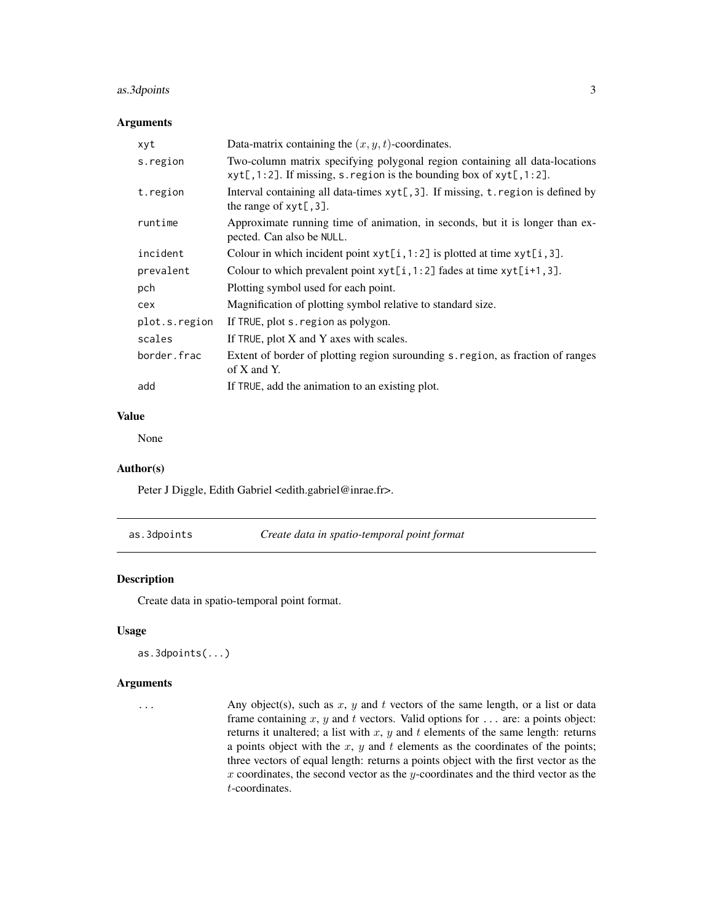### Arguments

| | |
|---|---|
| `xyt` | Data-matrix containing the $(x, y, t)$-coordinates. |
| `s.region` | Two-column matrix specifying polygonal region containing all data-locations `xyt[,1:2]`. If missing, `s.region` is the bounding box of `xyt[,1:2]`. |
| `t.region` | Interval containing all data-times `xyt[,3]`. If missing, `t.region` is defined by the range of `xyt[,3]`. |
| `runtime` | Approximate running time of animation, in seconds, but it is longer than expected. Can also be `NULL`. |
| `incident` | Colour in which incident point `xyt[i,1:2]` is plotted at time `xyt[i,3]`. |
| `prevalent` | Colour to which prevalent point `xyt[i,1:2]` fades at time `xyt[i+1,3]`. |
| `pch` | Plotting symbol used for each point. |
| `cex` | Magnification of plotting symbol relative to standard size. |
| `plot.s.region` | If `TRUE`, plot `s.region` as polygon. |
| `scales` | If `TRUE`, plot X and Y axes with scales. |
| `border.frac` | Extent of border of plotting region surounding `s.region`, as fraction of ranges of X and Y. |
| `add` | If `TRUE`, add the animation to an existing plot. |

### Value

None

### Author(s)

Peter J Diggle, Edith Gabriel <edith.gabriel@inrae.fr>.

---

## as.3dpoints *Create data in spatio-temporal point format*

### Description

Create data in spatio-temporal point format.

### Usage

```
as.3dpoints(...)
```

### Arguments

| | |
|---|---|
| `...` | Any object(s), such as $x$, $y$ and $t$ vectors of the same length, or a list or data frame containing $x$, $y$ and $t$ vectors. Valid options for `...` are: a points object: returns it unaltered; a list with $x$, $y$ and $t$ elements of the same length: returns a points object with the $x$, $y$ and $t$ elements as the coordinates of the points; three vectors of equal length: returns a points object with the first vector as the $x$ coordinates, the second vector as the $y$-coordinates and the third vector as the $t$-coordinates. |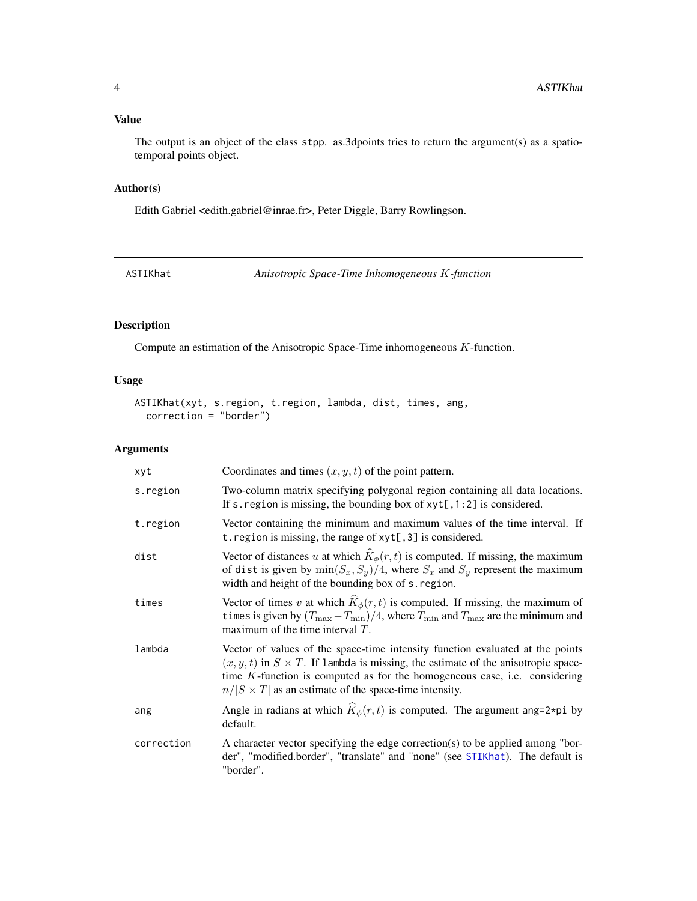### Value

The output is an object of the class stpp. as.3dpoints tries to return the argument(s) as a spatio-temporal points object.

### Author(s)

Edith Gabriel <edith.gabriel@inrae.fr>, Peter Diggle, Barry Rowlingson.

---

## ASTIKhat — *Anisotropic Space-Time Inhomogeneous $K$-function*

---

### Description

Compute an estimation of the Anisotropic Space-Time inhomogeneous $K$-function.

### Usage

```
ASTIKhat(xyt, s.region, t.region, lambda, dist, times, ang,
  correction = "border")
```

### Arguments

| | |
|---|---|
| `xyt` | Coordinates and times $(x, y, t)$ of the point pattern. |
| `s.region` | Two-column matrix specifying polygonal region containing all data locations. If `s.region` is missing, the bounding box of `xyt[,1:2]` is considered. |
| `t.region` | Vector containing the minimum and maximum values of the time interval. If `t.region` is missing, the range of `xyt[,3]` is considered. |
| `dist` | Vector of distances $u$ at which $\widehat{K}_\phi(r,t)$ is computed. If missing, the maximum of `dist` is given by $\min(S_x, S_y)/4$, where $S_x$ and $S_y$ represent the maximum width and height of the bounding box of `s.region`. |
| `times` | Vector of times $v$ at which $\widehat{K}_\phi(r,t)$ is computed. If missing, the maximum of `times` is given by $(T_{\max} - T_{\min})/4$, where $T_{\min}$ and $T_{\max}$ are the minimum and maximum of the time interval $T$. |
| `lambda` | Vector of values of the space-time intensity function evaluated at the points $(x, y, t)$ in $S \times T$. If `lambda` is missing, the estimate of the anisotropic space-time $K$-function is computed as for the homogeneous case, i.e. considering $n/\vert S \times T\vert$ as an estimate of the space-time intensity. |
| `ang` | Angle in radians at which $\widehat{K}_\phi(r,t)$ is computed. The argument `ang=2*pi` by default. |
| `correction` | A character vector specifying the edge correction(s) to be applied among "border", "modified.border", "translate" and "none" (see `STIKhat`). The default is "border". |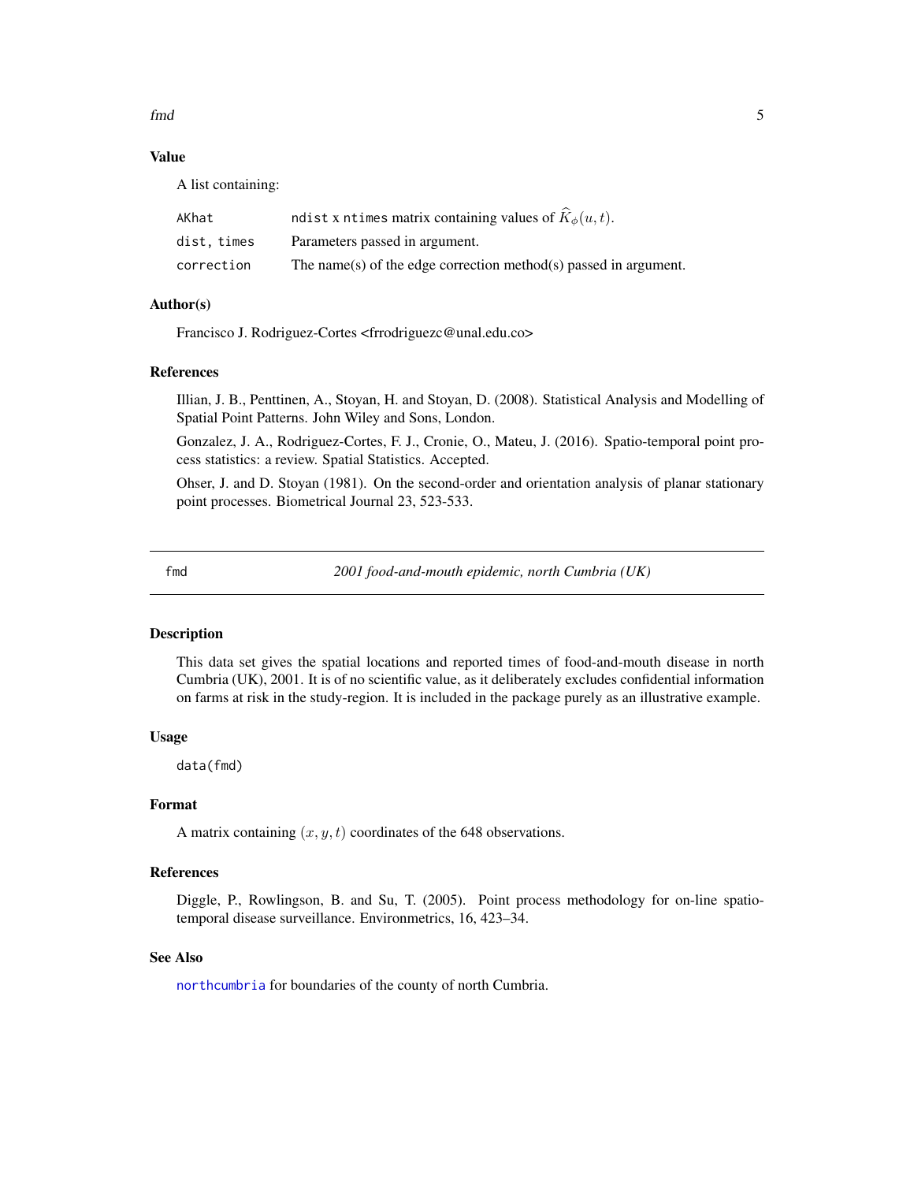### Value

A list containing:

| | |
|---|---|
| `AKhat` | `ndist` x `ntimes` matrix containing values of $\widehat{K}_{\phi}(u,t)$. |
| `dist`, `times` | Parameters passed in argument. |
| `correction` | The name(s) of the edge correction method(s) passed in argument. |

### Author(s)

Francisco J. Rodriguez-Cortes <frrodriguezc@unal.edu.co>

### References

Illian, J. B., Penttinen, A., Stoyan, H. and Stoyan, D. (2008). Statistical Analysis and Modelling of Spatial Point Patterns. John Wiley and Sons, London.

Gonzalez, J. A., Rodriguez-Cortes, F. J., Cronie, O., Mateu, J. (2016). Spatio-temporal point process statistics: a review. Spatial Statistics. Accepted.

Ohser, J. and D. Stoyan (1981). On the second-order and orientation analysis of planar stationary point processes. Biometrical Journal 23, 523-533.

---

## fmd — *2001 food-and-mouth epidemic, north Cumbria (UK)*

### Description

This data set gives the spatial locations and reported times of food-and-mouth disease in north Cumbria (UK), 2001. It is of no scientific value, as it deliberately excludes confidential information on farms at risk in the study-region. It is included in the package purely as an illustrative example.

### Usage

```
data(fmd)
```

### Format

A matrix containing $(x, y, t)$ coordinates of the 648 observations.

### References

Diggle, P., Rowlingson, B. and Su, T. (2005). Point process methodology for on-line spatio-temporal disease surveillance. Environmetrics, 16, 423–34.

### See Also

`northcumbria` for boundaries of the county of north Cumbria.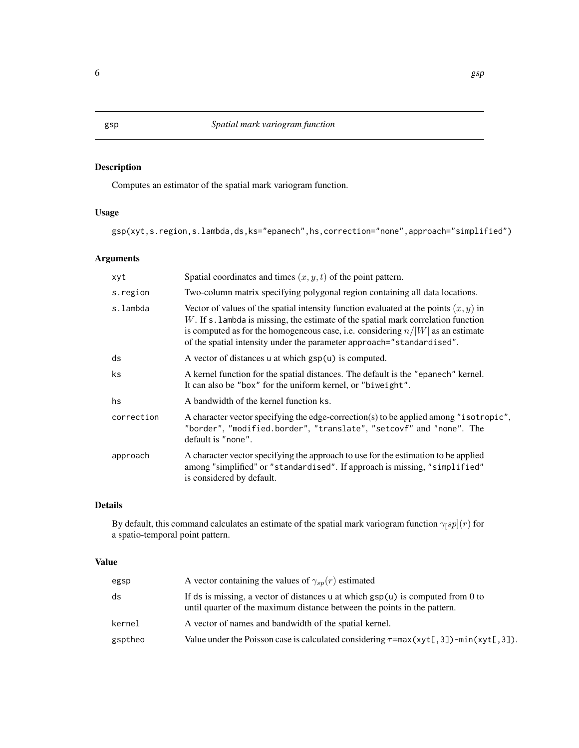gsp *Spatial mark variogram function*

### Description

Computes an estimator of the spatial mark variogram function.

### Usage

```
gsp(xyt,s.region,s.lambda,ds,ks="epanech",hs,correction="none",approach="simplified")
```

### Arguments

| | |
|---|---|
| xyt | Spatial coordinates and times $(x, y, t)$ of the point pattern. |
| s.region | Two-column matrix specifying polygonal region containing all data locations. |
| s.lambda | Vector of values of the spatial intensity function evaluated at the points $(x, y)$ in $W$. If s.lambda is missing, the estimate of the spatial mark correlation function is computed as for the homogeneous case, i.e. considering $n/\|W\|$ as an estimate of the spatial intensity under the parameter approach="standardised". |
| ds | A vector of distances u at which gsp(u) is computed. |
| ks | A kernel function for the spatial distances. The default is the "epanech" kernel. It can also be "box" for the uniform kernel, or "biweight". |
| hs | A bandwidth of the kernel function ks. |
| correction | A character vector specifying the edge-correction(s) to be applied among "isotropic", "border", "modified.border", "translate", "setcovf" and "none". The default is "none". |
| approach | A character vector specifying the approach to use for the estimation to be applied among "simplified" or "standardised". If approach is missing, "simplified" is considered by default. |

### Details

By default, this command calculates an estimate of the spatial mark variogram function $\gamma_[sp](r)$ for a spatio-temporal point pattern.

### Value

| | |
|---|---|
| egsp | A vector containing the values of $\gamma_{sp}(r)$ estimated |
| ds | If ds is missing, a vector of distances u at which gsp(u) is computed from 0 to until quarter of the maximum distance between the points in the pattern. |
| kernel | A vector of names and bandwidth of the spatial kernel. |
| gsptheo | Value under the Poisson case is calculated considering $\tau$=max(xyt[,3])-min(xyt[,3]). |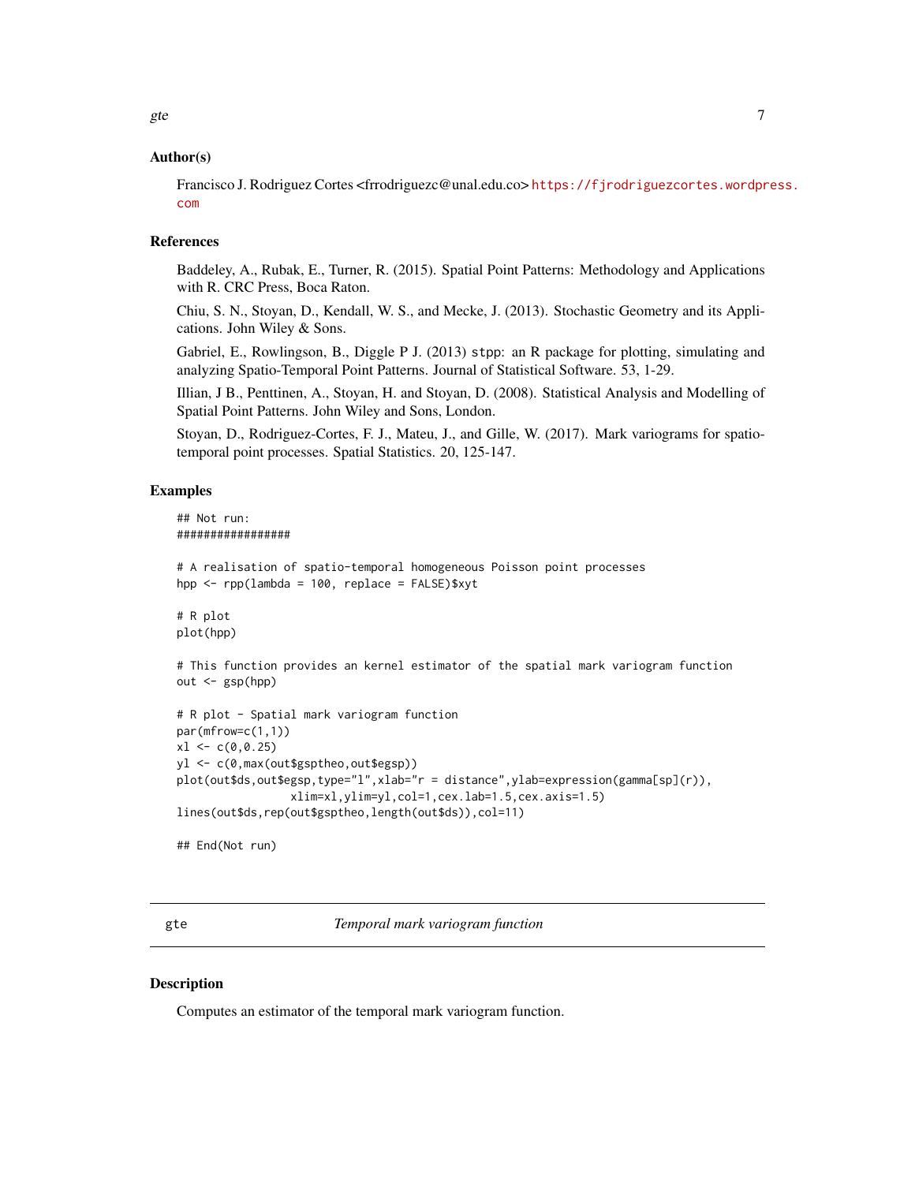### Author(s)

Francisco J. Rodriguez Cortes <frrodriguezc@unal.edu.co> https://fjrodriguezcortes.wordpress.com

### References

Baddeley, A., Rubak, E., Turner, R. (2015). Spatial Point Patterns: Methodology and Applications with R. CRC Press, Boca Raton.

Chiu, S. N., Stoyan, D., Kendall, W. S., and Mecke, J. (2013). Stochastic Geometry and its Applications. John Wiley & Sons.

Gabriel, E., Rowlingson, B., Diggle P J. (2013) `stpp`: an R package for plotting, simulating and analyzing Spatio-Temporal Point Patterns. Journal of Statistical Software. 53, 1-29.

Illian, J B., Penttinen, A., Stoyan, H. and Stoyan, D. (2008). Statistical Analysis and Modelling of Spatial Point Patterns. John Wiley and Sons, London.

Stoyan, D., Rodriguez-Cortes, F. J., Mateu, J., and Gille, W. (2017). Mark variograms for spatio-temporal point processes. Spatial Statistics. 20, 125-147.

### Examples

```
## Not run:
#################

# A realisation of spatio-temporal homogeneous Poisson point processes
hpp <- rpp(lambda = 100, replace = FALSE)$xyt

# R plot
plot(hpp)

# This function provides an kernel estimator of the spatial mark variogram function
out <- gsp(hpp)

# R plot - Spatial mark variogram function
par(mfrow=c(1,1))
xl <- c(0,0.25)
yl <- c(0,max(out$gsptheo,out$egsp))
plot(out$ds,out$egsp,type="l",xlab="r = distance",ylab=expression(gamma[sp](r)),
                 xlim=xl,ylim=yl,col=1,cex.lab=1.5,cex.axis=1.5)
lines(out$ds,rep(out$gsptheo,length(out$ds)),col=11)

## End(Not run)
```

---

## gte — *Temporal mark variogram function*

---

### Description

Computes an estimator of the temporal mark variogram function.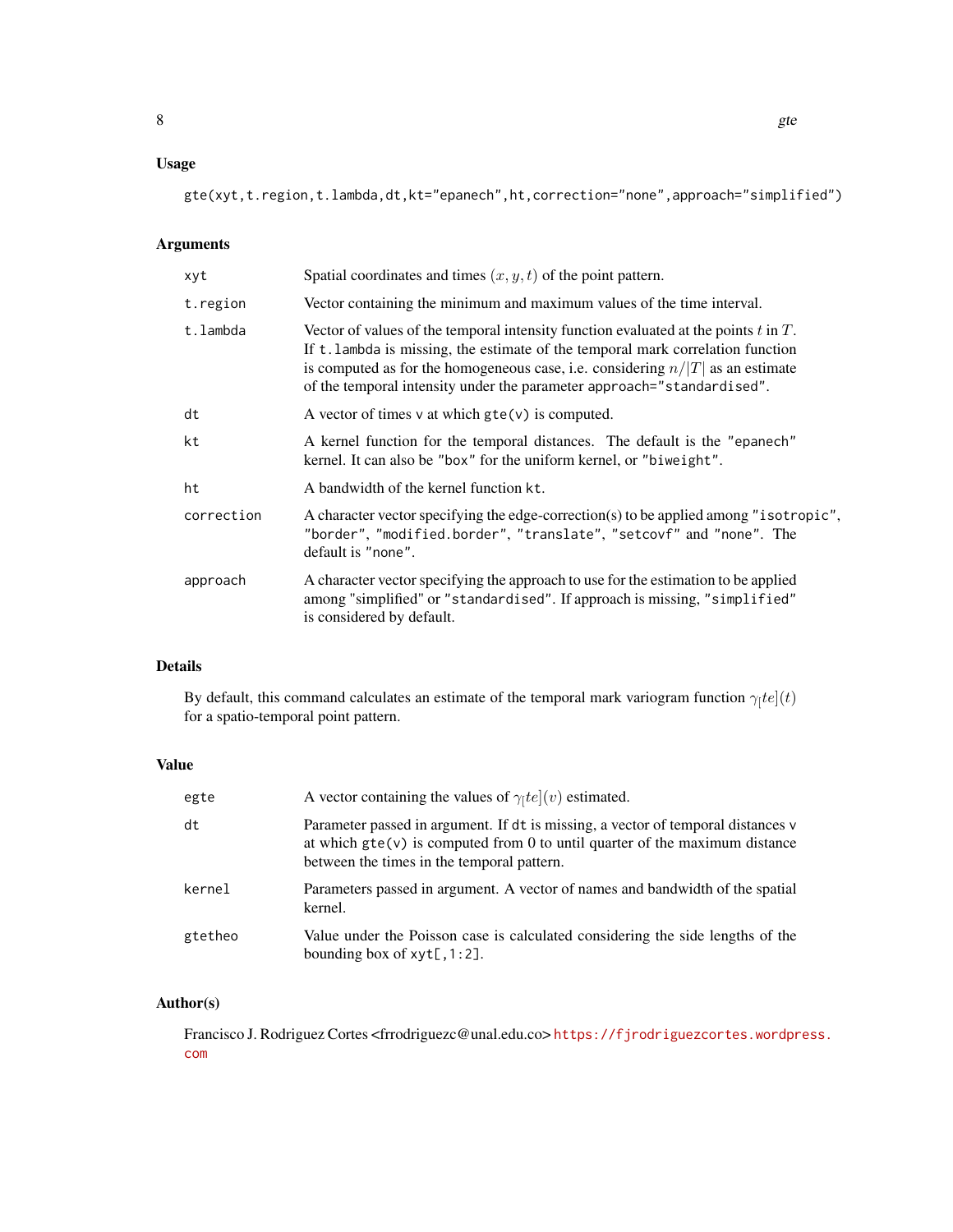### Usage

```
gte(xyt,t.region,t.lambda,dt,kt="epanech",ht,correction="none",approach="simplified")
```

### Arguments

| | |
|---|---|
| xyt | Spatial coordinates and times $(x, y, t)$ of the point pattern. |
| t.region | Vector containing the minimum and maximum values of the time interval. |
| t.lambda | Vector of values of the temporal intensity function evaluated at the points $t$ in $T$. If `t.lambda` is missing, the estimate of the temporal mark correlation function is computed as for the homogeneous case, i.e. considering $n/|T|$ as an estimate of the temporal intensity under the parameter `approach="standardised"`. |
| dt | A vector of times `v` at which `gte(v)` is computed. |
| kt | A kernel function for the temporal distances. The default is the `"epanech"` kernel. It can also be `"box"` for the uniform kernel, or `"biweight"`. |
| ht | A bandwidth of the kernel function `kt`. |
| correction | A character vector specifying the edge-correction(s) to be applied among `"isotropic"`, `"border"`, `"modified.border"`, `"translate"`, `"setcovf"` and `"none"`. The default is `"none"`. |
| approach | A character vector specifying the approach to use for the estimation to be applied among "simplified" or `"standardised"`. If approach is missing, `"simplified"` is considered by default. |

### Details

By default, this command calculates an estimate of the temporal mark variogram function $\gamma_[te](t)$ for a spatio-temporal point pattern.

### Value

| | |
|---|---|
| egte | A vector containing the values of $\gamma_[te](v)$ estimated. |
| dt | Parameter passed in argument. If `dt` is missing, a vector of temporal distances `v` at which `gte(v)` is computed from 0 to until quarter of the maximum distance between the times in the temporal pattern. |
| kernel | Parameters passed in argument. A vector of names and bandwidth of the spatial kernel. |
| gtetheo | Value under the Poisson case is calculated considering the side lengths of the bounding box of `xyt[,1:2]`. |

### Author(s)

Francisco J. Rodriguez Cortes <frrodriguezc@unal.edu.co> https://fjrodriguezcortes.wordpress.com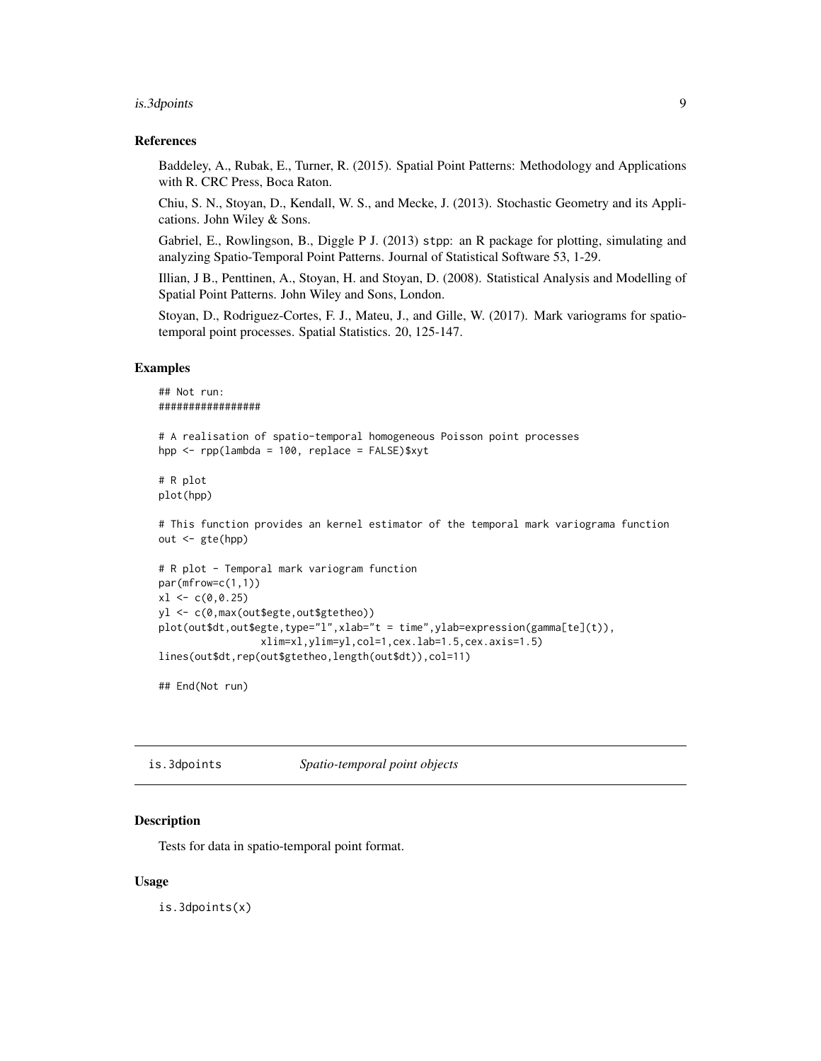## References

Baddeley, A., Rubak, E., Turner, R. (2015). Spatial Point Patterns: Methodology and Applications with R. CRC Press, Boca Raton.

Chiu, S. N., Stoyan, D., Kendall, W. S., and Mecke, J. (2013). Stochastic Geometry and its Applications. John Wiley & Sons.

Gabriel, E., Rowlingson, B., Diggle P J. (2013) stpp: an R package for plotting, simulating and analyzing Spatio-Temporal Point Patterns. Journal of Statistical Software 53, 1-29.

Illian, J B., Penttinen, A., Stoyan, H. and Stoyan, D. (2008). Statistical Analysis and Modelling of Spatial Point Patterns. John Wiley and Sons, London.

Stoyan, D., Rodriguez-Cortes, F. J., Mateu, J., and Gille, W. (2017). Mark variograms for spatio-temporal point processes. Spatial Statistics. 20, 125-147.

## Examples

```
## Not run:
#################

# A realisation of spatio-temporal homogeneous Poisson point processes
hpp <- rpp(lambda = 100, replace = FALSE)$xyt

# R plot
plot(hpp)

# This function provides an kernel estimator of the temporal mark variograma function
out <- gte(hpp)

# R plot - Temporal mark variogram function
par(mfrow=c(1,1))
xl <- c(0,0.25)
yl <- c(0,max(out$egte,out$gtetheo))
plot(out$dt,out$egte,type="l",xlab="t = time",ylab=expression(gamma[te](t)),
               xlim=xl,ylim=yl,col=1,cex.lab=1.5,cex.axis=1.5)
lines(out$dt,rep(out$gtetheo,length(out$dt)),col=11)

## End(Not run)
```

---

is.3dpoints *Spatio-temporal point objects*

---

## Description

Tests for data in spatio-temporal point format.

## Usage

```
is.3dpoints(x)
```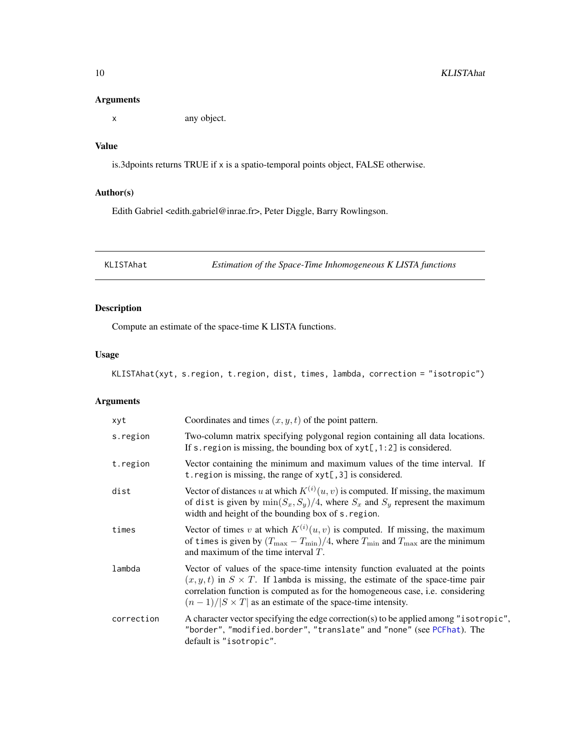## Arguments

x any object.

## Value

is.3dpoints returns TRUE if x is a spatio-temporal points object, FALSE otherwise.

## Author(s)

Edith Gabriel <edith.gabriel@inrae.fr>, Peter Diggle, Barry Rowlingson.

---

# KLISTAhat *Estimation of the Space-Time Inhomogeneous K LISTA functions*

---

## Description

Compute an estimate of the space-time K LISTA functions.

## Usage

```
KLISTAhat(xyt, s.region, t.region, dist, times, lambda, correction = "isotropic")
```

## Arguments

| Argument | Description |
|---|---|
| `xyt` | Coordinates and times $(x, y, t)$ of the point pattern. |
| `s.region` | Two-column matrix specifying polygonal region containing all data locations. If `s.region` is missing, the bounding box of `xyt[,1:2]` is considered. |
| `t.region` | Vector containing the minimum and maximum values of the time interval. If `t.region` is missing, the range of `xyt[,3]` is considered. |
| `dist` | Vector of distances $u$ at which $K^{(i)}(u, v)$ is computed. If missing, the maximum of `dist` is given by $\min(S_x, S_y)/4$, where $S_x$ and $S_y$ represent the maximum width and height of the bounding box of `s.region`. |
| `times` | Vector of times $v$ at which $K^{(i)}(u, v)$ is computed. If missing, the maximum of `times` is given by $(T_{\max} - T_{\min})/4$, where $T_{\min}$ and $T_{\max}$ are the minimum and maximum of the time interval $T$. |
| `lambda` | Vector of values of the space-time intensity function evaluated at the points $(x, y, t)$ in $S \times T$. If `lambda` is missing, the estimate of the space-time pair correlation function is computed as for the homogeneous case, i.e. considering $(n-1)/\lvert S \times T \rvert$ as an estimate of the space-time intensity. |
| `correction` | A character vector specifying the edge correction(s) to be applied among `"isotropic"`, `"border"`, `"modified.border"`, `"translate"` and `"none"` (see `PCFhat`). The default is `"isotropic"`. |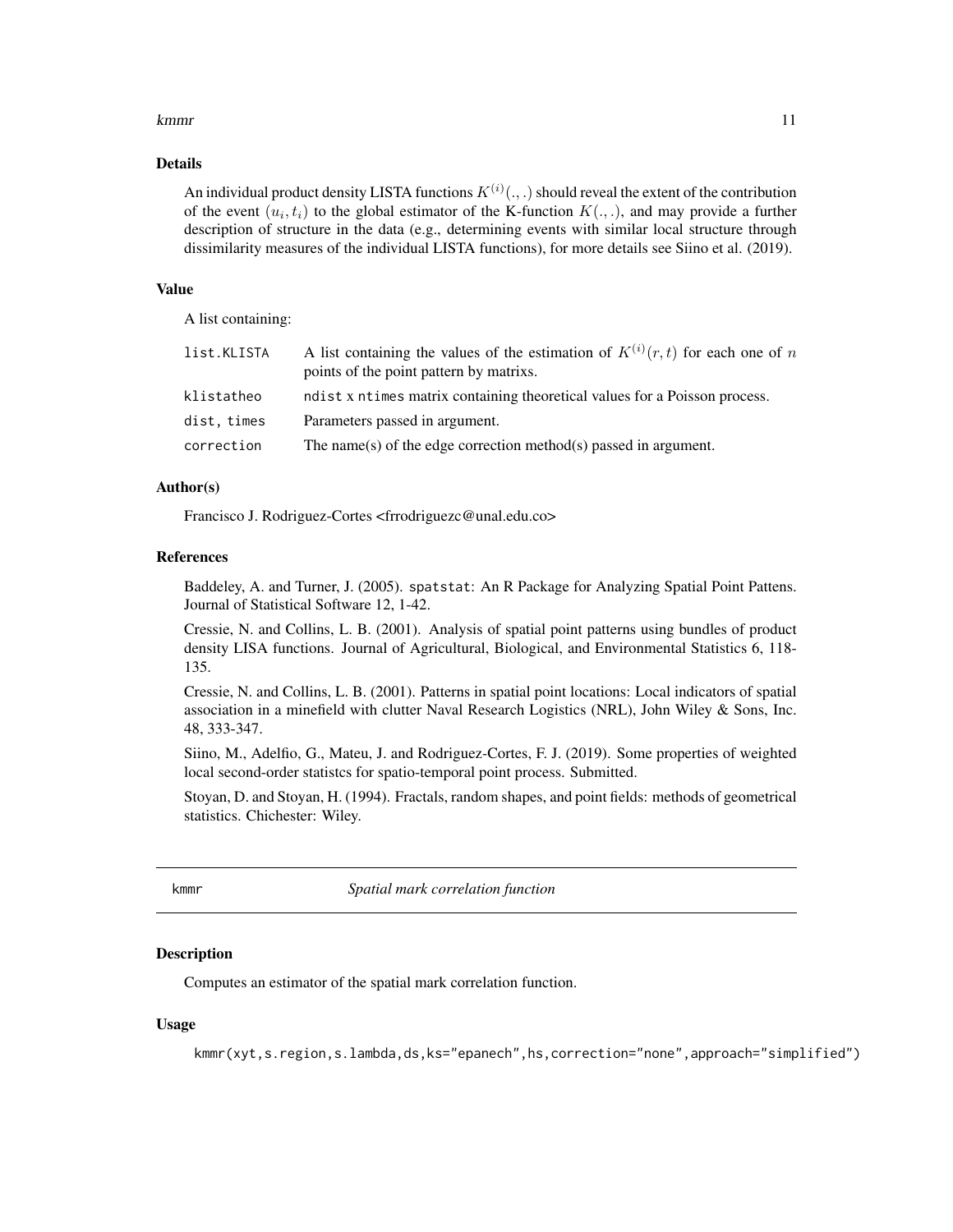## Details

An individual product density LISTA functions $K^{(i)}(.,.)$ should reveal the extent of the contribution of the event $(u_i, t_i)$ to the global estimator of the K-function $K(.,.)$, and may provide a further description of structure in the data (e.g., determining events with similar local structure through dissimilarity measures of the individual LISTA functions), for more details see Siino et al. (2019).

## Value

A list containing:

| | |
|---|---|
| `list.KLISTA` | A list containing the values of the estimation of $K^{(i)}(r,t)$ for each one of $n$ points of the point pattern by matrixs. |
| `klistatheo` | `ndist` x `ntimes` matrix containing theoretical values for a Poisson process. |
| `dist, times` | Parameters passed in argument. |
| `correction` | The name(s) of the edge correction method(s) passed in argument. |

## Author(s)

Francisco J. Rodriguez-Cortes <frrodriguezc@unal.edu.co>

## References

Baddeley, A. and Turner, J. (2005). `spatstat`: An R Package for Analyzing Spatial Point Pattens. Journal of Statistical Software 12, 1-42.

Cressie, N. and Collins, L. B. (2001). Analysis of spatial point patterns using bundles of product density LISA functions. Journal of Agricultural, Biological, and Environmental Statistics 6, 118-135.

Cressie, N. and Collins, L. B. (2001). Patterns in spatial point locations: Local indicators of spatial association in a minefield with clutter Naval Research Logistics (NRL), John Wiley & Sons, Inc. 48, 333-347.

Siino, M., Adelfio, G., Mateu, J. and Rodriguez-Cortes, F. J. (2019). Some properties of weighted local second-order statistcs for spatio-temporal point process. Submitted.

Stoyan, D. and Stoyan, H. (1994). Fractals, random shapes, and point fields: methods of geometrical statistics. Chichester: Wiley.

---

# kmmr — *Spatial mark correlation function*

## Description

Computes an estimator of the spatial mark correlation function.

## Usage

```
kmmr(xyt,s.region,s.lambda,ds,ks="epanech",hs,correction="none",approach="simplified")
```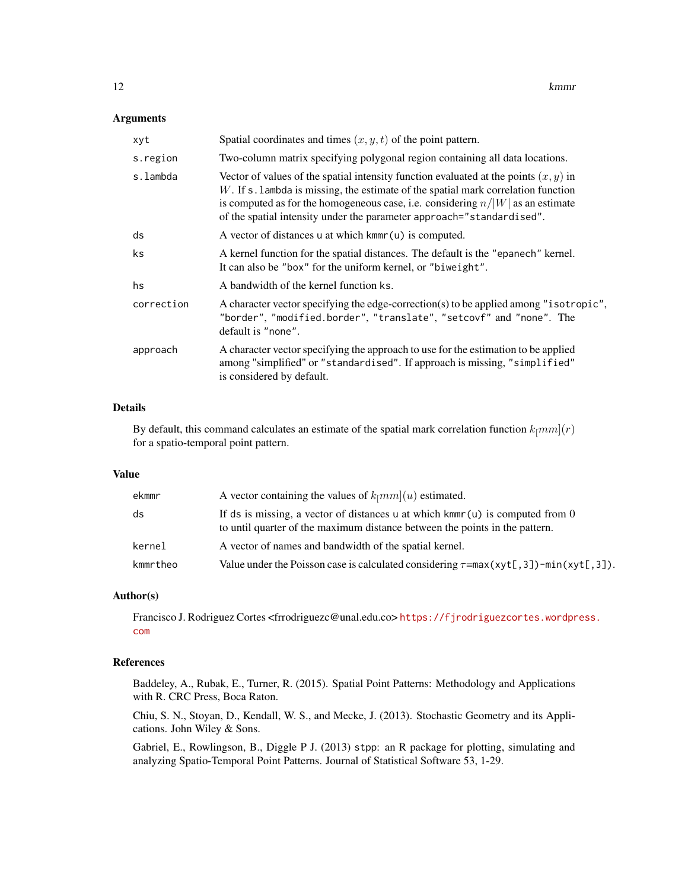## Arguments

| | |
|---|---|
| `xyt` | Spatial coordinates and times $(x, y, t)$ of the point pattern. |
| `s.region` | Two-column matrix specifying polygonal region containing all data locations. |
| `s.lambda` | Vector of values of the spatial intensity function evaluated at the points $(x, y)$ in $W$. If `s.lambda` is missing, the estimate of the spatial mark correlation function is computed as for the homogeneous case, i.e. considering $n/\vert W\vert$ as an estimate of the spatial intensity under the parameter `approach="standardised"`. |
| `ds` | A vector of distances `u` at which `kmmr(u)` is computed. |
| `ks` | A kernel function for the spatial distances. The default is the `"epanech"` kernel. It can also be `"box"` for the uniform kernel, or `"biweight"`. |
| `hs` | A bandwidth of the kernel function `ks`. |
| `correction` | A character vector specifying the edge-correction(s) to be applied among `"isotropic"`, `"border"`, `"modified.border"`, `"translate"`, `"setcovf"` and `"none"`. The default is `"none"`. |
| `approach` | A character vector specifying the approach to use for the estimation to be applied among "simplified" or `"standardised"`. If approach is missing, `"simplified"` is considered by default. |

## Details

By default, this command calculates an estimate of the spatial mark correlation function $k_[mm](r)$ for a spatio-temporal point pattern.

## Value

| | |
|---|---|
| `ekmmr` | A vector containing the values of $k_[mm](u)$ estimated. |
| `ds` | If `ds` is missing, a vector of distances `u` at which `kmmr(u)` is computed from 0 to until quarter of the maximum distance between the points in the pattern. |
| `kernel` | A vector of names and bandwidth of the spatial kernel. |
| `kmmrtheo` | Value under the Poisson case is calculated considering $\tau$=`max(xyt[,3])-min(xyt[,3])`. |

## Author(s)

Francisco J. Rodriguez Cortes <frrodriguezc@unal.edu.co> https://fjrodriguezcortes.wordpress.com

## References

Baddeley, A., Rubak, E., Turner, R. (2015). Spatial Point Patterns: Methodology and Applications with R. CRC Press, Boca Raton.

Chiu, S. N., Stoyan, D., Kendall, W. S., and Mecke, J. (2013). Stochastic Geometry and its Applications. John Wiley & Sons.

Gabriel, E., Rowlingson, B., Diggle P J. (2013) `stpp`: an R package for plotting, simulating and analyzing Spatio-Temporal Point Patterns. Journal of Statistical Software 53, 1-29.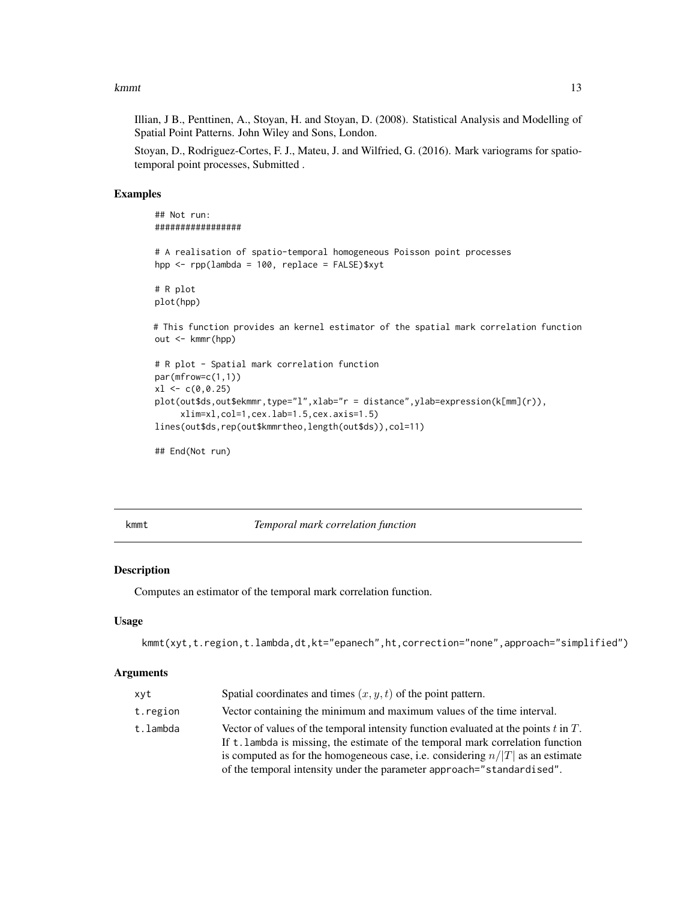Illian, J B., Penttinen, A., Stoyan, H. and Stoyan, D. (2008). Statistical Analysis and Modelling of Spatial Point Patterns. John Wiley and Sons, London.

Stoyan, D., Rodriguez-Cortes, F. J., Mateu, J. and Wilfried, G. (2016). Mark variograms for spatio-temporal point processes, Submitted .

### Examples

```
## Not run:
#################

# A realisation of spatio-temporal homogeneous Poisson point processes
hpp <- rpp(lambda = 100, replace = FALSE)$xyt

# R plot
plot(hpp)

# This function provides an kernel estimator of the spatial mark correlation function
out <- kmmr(hpp)

# R plot - Spatial mark correlation function
par(mfrow=c(1,1))
xl <- c(0,0.25)
plot(out$ds,out$ekmmr,type="l",xlab="r = distance",ylab=expression(k[mm](r)),
     xlim=xl,col=1,cex.lab=1.5,cex.axis=1.5)
lines(out$ds,rep(out$kmmrtheo,length(out$ds)),col=11)

## End(Not run)
```

---

## kmmt — *Temporal mark correlation function*

### Description

Computes an estimator of the temporal mark correlation function.

### Usage

```
kmmt(xyt,t.region,t.lambda,dt,kt="epanech",ht,correction="none",approach="simplified")
```

### Arguments

| | |
|---|---|
| xyt | Spatial coordinates and times $(x, y, t)$ of the point pattern. |
| t.region | Vector containing the minimum and maximum values of the time interval. |
| t.lambda | Vector of values of the temporal intensity function evaluated at the points $t$ in $T$. If t.lambda is missing, the estimate of the temporal mark correlation function is computed as for the homogeneous case, i.e. considering $n/\|T\|$ as an estimate of the temporal intensity under the parameter approach="standardised". |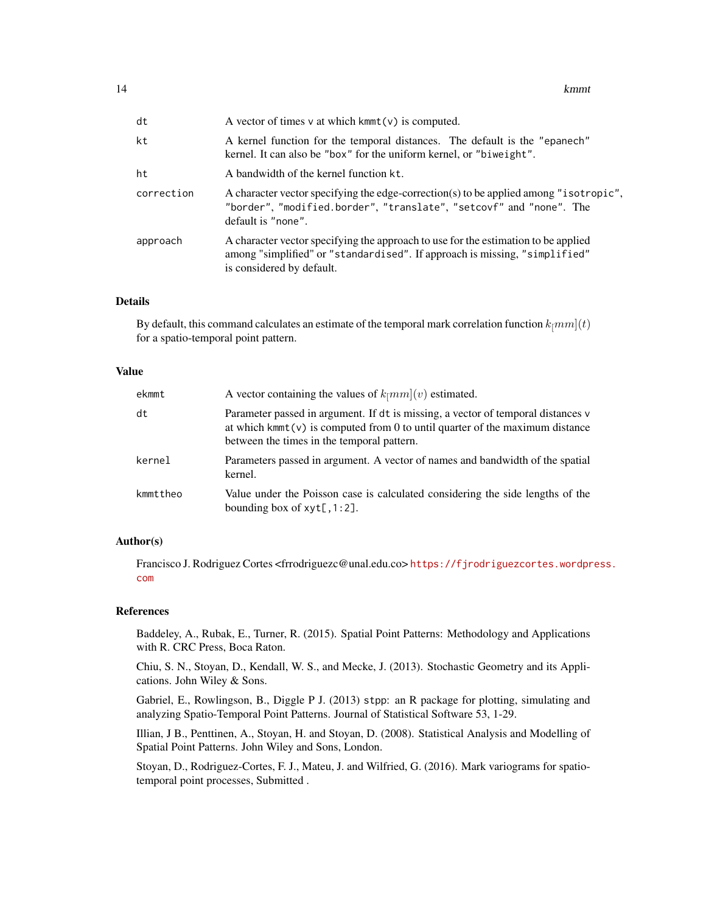| | |
|---|---|
| dt | A vector of times v at which kmmt(v) is computed. |
| kt | A kernel function for the temporal distances. The default is the "epanech" kernel. It can also be "box" for the uniform kernel, or "biweight". |
| ht | A bandwidth of the kernel function kt. |
| correction | A character vector specifying the edge-correction(s) to be applied among "isotropic", "border", "modified.border", "translate", "setcovf" and "none". The default is "none". |
| approach | A character vector specifying the approach to use for the estimation to be applied among "simplified" or "standardised". If approach is missing, "simplified" is considered by default. |

## Details

By default, this command calculates an estimate of the temporal mark correlation function $k_[mm](t)$ for a spatio-temporal point pattern.

## Value

| | |
|---|---|
| ekmmt | A vector containing the values of $k_[mm](v)$ estimated. |
| dt | Parameter passed in argument. If dt is missing, a vector of temporal distances v at which kmmt(v) is computed from 0 to until quarter of the maximum distance between the times in the temporal pattern. |
| kernel | Parameters passed in argument. A vector of names and bandwidth of the spatial kernel. |
| kmmttheo | Value under the Poisson case is calculated considering the side lengths of the bounding box of xyt[,1:2]. |

## Author(s)

Francisco J. Rodriguez Cortes <frrodriguezc@unal.edu.co> https://fjrodriguezcortes.wordpress.com

## References

Baddeley, A., Rubak, E., Turner, R. (2015). Spatial Point Patterns: Methodology and Applications with R. CRC Press, Boca Raton.

Chiu, S. N., Stoyan, D., Kendall, W. S., and Mecke, J. (2013). Stochastic Geometry and its Applications. John Wiley & Sons.

Gabriel, E., Rowlingson, B., Diggle P J. (2013) stpp: an R package for plotting, simulating and analyzing Spatio-Temporal Point Patterns. Journal of Statistical Software 53, 1-29.

Illian, J B., Penttinen, A., Stoyan, H. and Stoyan, D. (2008). Statistical Analysis and Modelling of Spatial Point Patterns. John Wiley and Sons, London.

Stoyan, D., Rodriguez-Cortes, F. J., Mateu, J. and Wilfried, G. (2016). Mark variograms for spatio-temporal point processes, Submitted .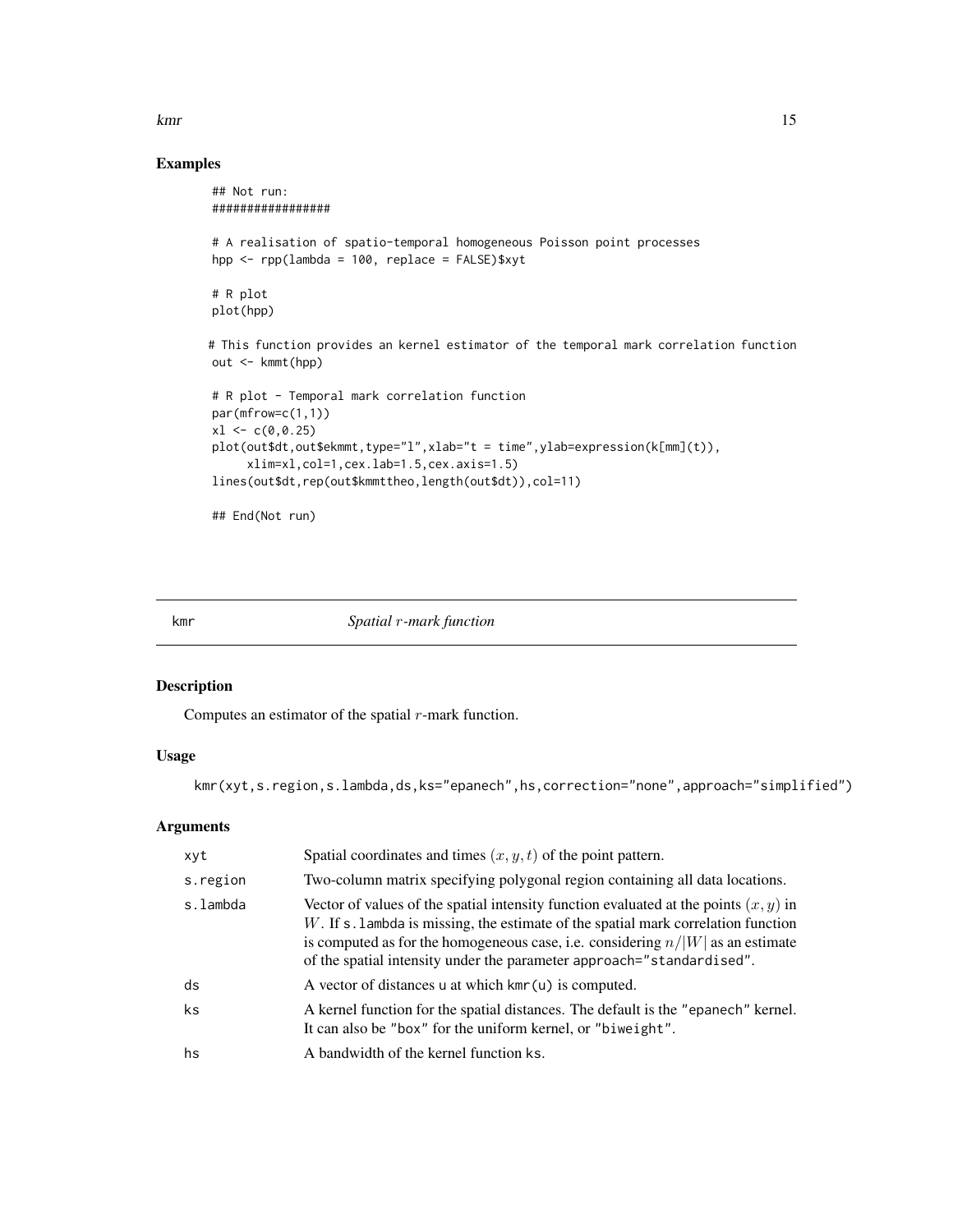## Examples

```
## Not run:
#################

# A realisation of spatio-temporal homogeneous Poisson point processes
hpp <- rpp(lambda = 100, replace = FALSE)$xyt

# R plot
plot(hpp)

# This function provides an kernel estimator of the temporal mark correlation function
out <- kmmt(hpp)

# R plot - Temporal mark correlation function
par(mfrow=c(1,1))
xl <- c(0,0.25)
plot(out$dt,out$ekmmt,type="l",xlab="t = time",ylab=expression(k[mm](t)),
     xlim=xl,col=1,cex.lab=1.5,cex.axis=1.5)
lines(out$dt,rep(out$kmmttheo,length(out$dt)),col=11)

## End(Not run)
```

---

# kmr — *Spatial $r$-mark function*

## Description

Computes an estimator of the spatial $r$-mark function.

## Usage

```
kmr(xyt,s.region,s.lambda,ds,ks="epanech",hs,correction="none",approach="simplified")
```

## Arguments

| | |
|---|---|
| xyt | Spatial coordinates and times $(x, y, t)$ of the point pattern. |
| s.region | Two-column matrix specifying polygonal region containing all data locations. |
| s.lambda | Vector of values of the spatial intensity function evaluated at the points $(x, y)$ in $W$. If `s.lambda` is missing, the estimate of the spatial mark correlation function is computed as for the homogeneous case, i.e. considering $n/\lvert W\rvert$ as an estimate of the spatial intensity under the parameter `approach="standardised"`. |
| ds | A vector of distances u at which `kmr(u)` is computed. |
| ks | A kernel function for the spatial distances. The default is the `"epanech"` kernel. It can also be `"box"` for the uniform kernel, or `"biweight"`. |
| hs | A bandwidth of the kernel function `ks`. |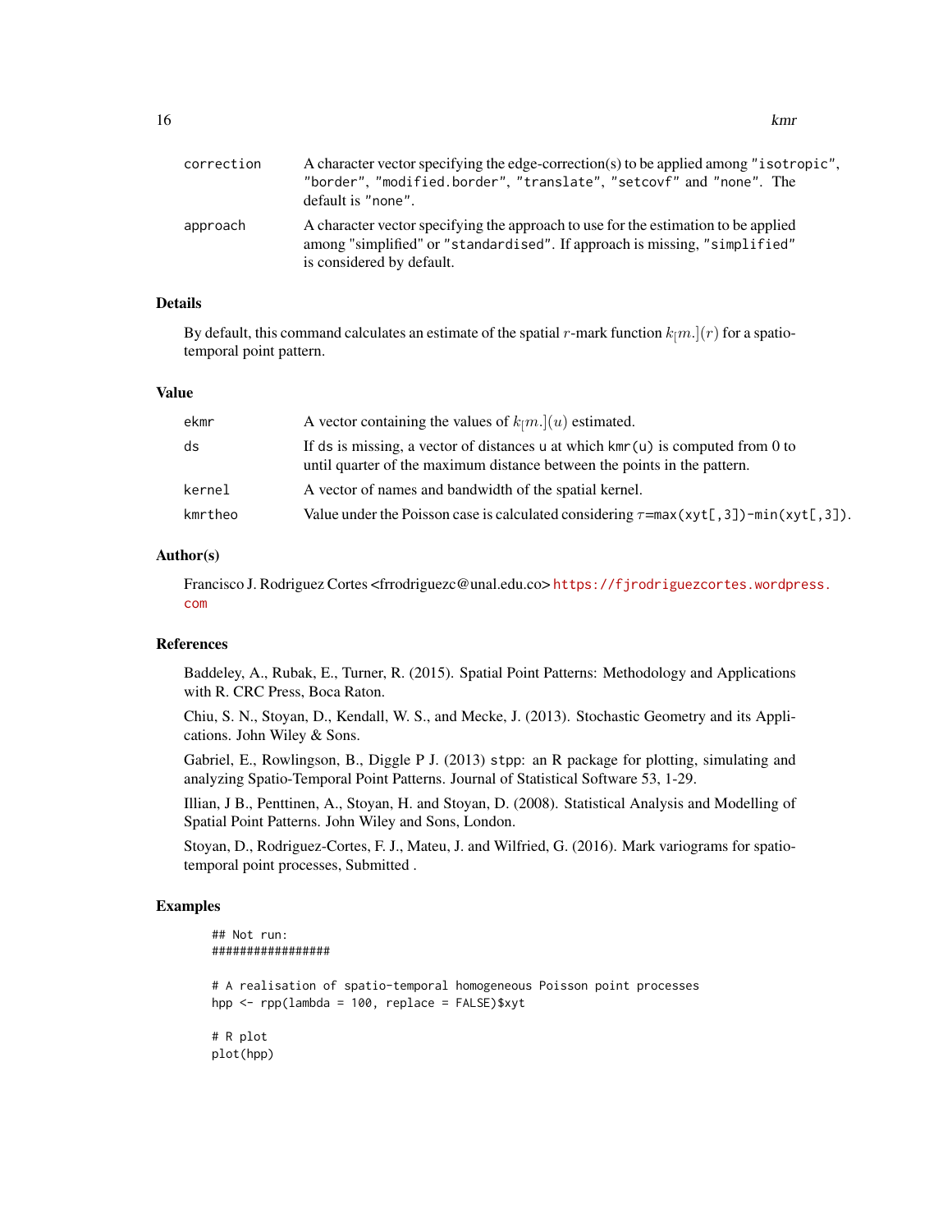| | |
|---|---|
| correction | A character vector specifying the edge-correction(s) to be applied among "isotropic", "border", "modified.border", "translate", "setcovf" and "none". The default is "none". |
| approach | A character vector specifying the approach to use for the estimation to be applied among "simplified" or "standardised". If approach is missing, "simplified" is considered by default. |

## Details

By default, this command calculates an estimate of the spatial $r$-mark function $k_[m.](r)$ for a spatio-temporal point pattern.

## Value

| | |
|---|---|
| ekmr | A vector containing the values of $k_[m.](u)$ estimated. |
| ds | If ds is missing, a vector of distances u at which kmr(u) is computed from 0 to until quarter of the maximum distance between the points in the pattern. |
| kernel | A vector of names and bandwidth of the spatial kernel. |
| kmrtheo | Value under the Poisson case is calculated considering $\tau$=max(xyt[,3])-min(xyt[,3]). |

## Author(s)

Francisco J. Rodriguez Cortes <frrodriguezc@unal.edu.co> https://fjrodriguezcortes.wordpress.com

## References

Baddeley, A., Rubak, E., Turner, R. (2015). Spatial Point Patterns: Methodology and Applications with R. CRC Press, Boca Raton.

Chiu, S. N., Stoyan, D., Kendall, W. S., and Mecke, J. (2013). Stochastic Geometry and its Applications. John Wiley & Sons.

Gabriel, E., Rowlingson, B., Diggle P J. (2013) stpp: an R package for plotting, simulating and analyzing Spatio-Temporal Point Patterns. Journal of Statistical Software 53, 1-29.

Illian, J B., Penttinen, A., Stoyan, H. and Stoyan, D. (2008). Statistical Analysis and Modelling of Spatial Point Patterns. John Wiley and Sons, London.

Stoyan, D., Rodriguez-Cortes, F. J., Mateu, J. and Wilfried, G. (2016). Mark variograms for spatio-temporal point processes, Submitted .

## Examples

```
## Not run:
#################

# A realisation of spatio-temporal homogeneous Poisson point processes
hpp <- rpp(lambda = 100, replace = FALSE)$xyt

# R plot
plot(hpp)
```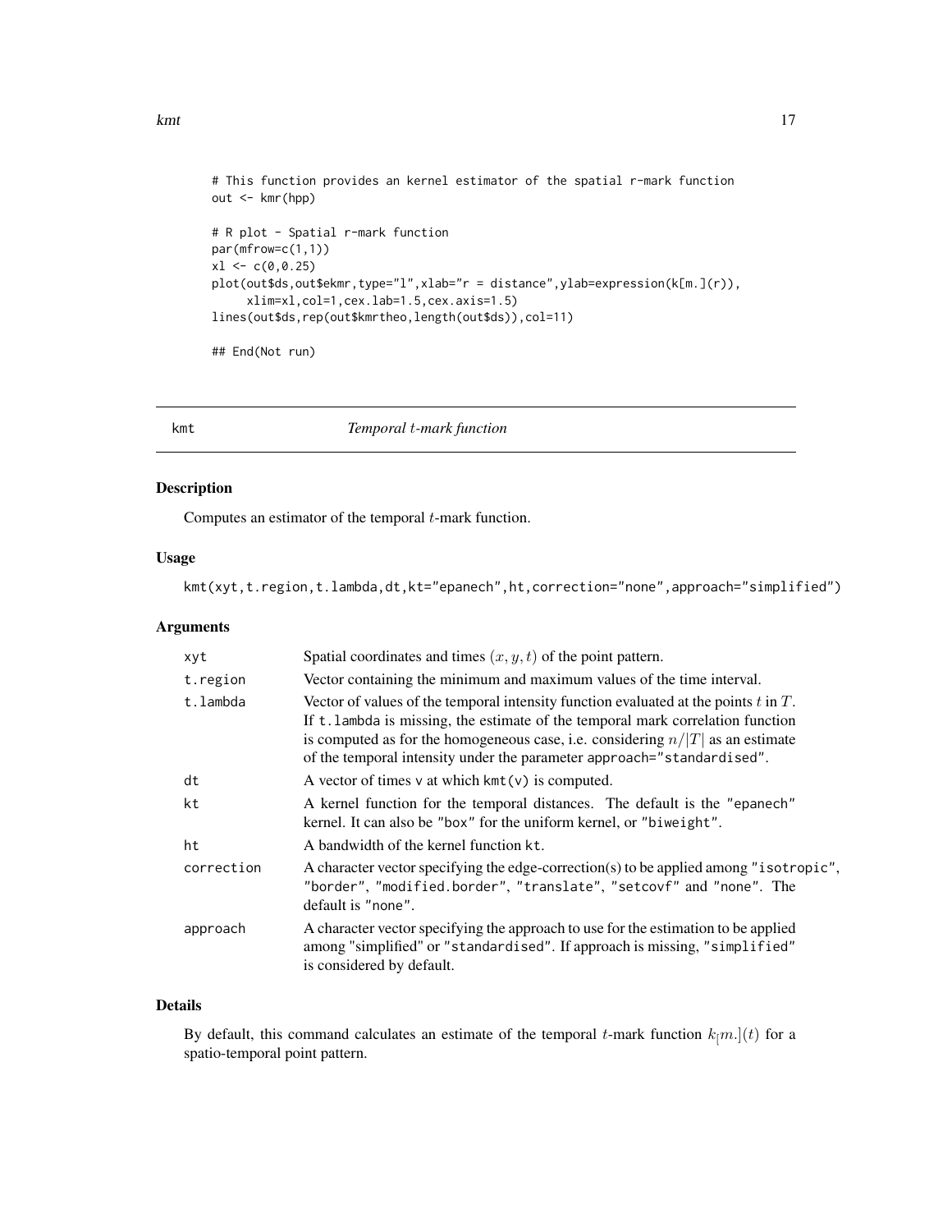```
# This function provides an kernel estimator of the spatial r-mark function
out <- kmr(hpp)

# R plot - Spatial r-mark function
par(mfrow=c(1,1))
xl <- c(0,0.25)
plot(out$ds,out$ekmr,type="l",xlab="r = distance",ylab=expression(k[m.](r)),
     xlim=xl,col=1,cex.lab=1.5,cex.axis=1.5)
lines(out$ds,rep(out$kmrtheo,length(out$ds)),col=11)

## End(Not run)
```

---

## kmt — *Temporal $t$-mark function*

### Description

Computes an estimator of the temporal $t$-mark function.

### Usage

```
kmt(xyt,t.region,t.lambda,dt,kt="epanech",ht,correction="none",approach="simplified")
```

### Arguments

| Argument | Description |
|---|---|
| xyt | Spatial coordinates and times $(x, y, t)$ of the point pattern. |
| t.region | Vector containing the minimum and maximum values of the time interval. |
| t.lambda | Vector of values of the temporal intensity function evaluated at the points $t$ in $T$. If t.lambda is missing, the estimate of the temporal mark correlation function is computed as for the homogeneous case, i.e. considering $n/\|T\|$ as an estimate of the temporal intensity under the parameter approach="standardised". |
| dt | A vector of times v at which kmt(v) is computed. |
| kt | A kernel function for the temporal distances. The default is the "epanech" kernel. It can also be "box" for the uniform kernel, or "biweight". |
| ht | A bandwidth of the kernel function kt. |
| correction | A character vector specifying the edge-correction(s) to be applied among "isotropic", "border", "modified.border", "translate", "setcovf" and "none". The default is "none". |
| approach | A character vector specifying the approach to use for the estimation to be applied among "simplified" or "standardised". If approach is missing, "simplified" is considered by default. |

### Details

By default, this command calculates an estimate of the temporal $t$-mark function $k_[m.](t)$ for a spatio-temporal point pattern.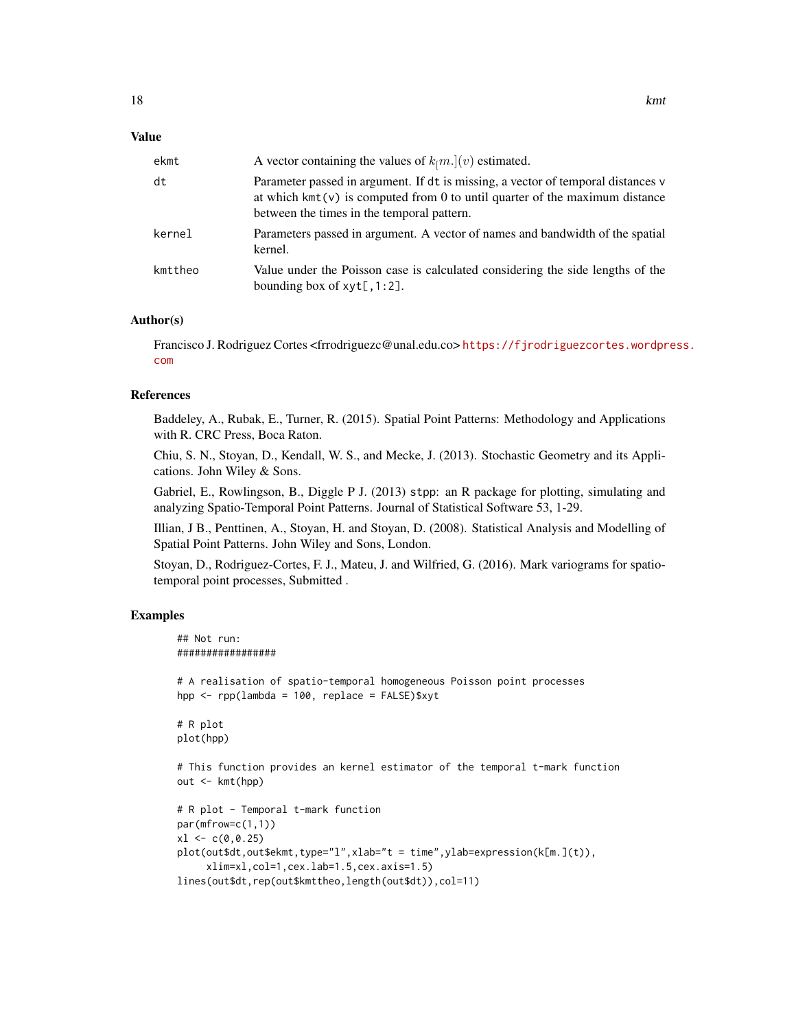## Value

| | |
|---|---|
| ekmt | A vector containing the values of $k_[m.](v)$ estimated. |
| dt | Parameter passed in argument. If dt is missing, a vector of temporal distances v at which kmt(v) is computed from 0 to until quarter of the maximum distance between the times in the temporal pattern. |
| kernel | Parameters passed in argument. A vector of names and bandwidth of the spatial kernel. |
| kmttheo | Value under the Poisson case is calculated considering the side lengths of the bounding box of xyt[,1:2]. |

## Author(s)

Francisco J. Rodriguez Cortes <frrodriguezc@unal.edu.co> https://fjrodriguezcortes.wordpress.com

## References

Baddeley, A., Rubak, E., Turner, R. (2015). Spatial Point Patterns: Methodology and Applications with R. CRC Press, Boca Raton.

Chiu, S. N., Stoyan, D., Kendall, W. S., and Mecke, J. (2013). Stochastic Geometry and its Applications. John Wiley & Sons.

Gabriel, E., Rowlingson, B., Diggle P J. (2013) stpp: an R package for plotting, simulating and analyzing Spatio-Temporal Point Patterns. Journal of Statistical Software 53, 1-29.

Illian, J B., Penttinen, A., Stoyan, H. and Stoyan, D. (2008). Statistical Analysis and Modelling of Spatial Point Patterns. John Wiley and Sons, London.

Stoyan, D., Rodriguez-Cortes, F. J., Mateu, J. and Wilfried, G. (2016). Mark variograms for spatio-temporal point processes, Submitted .

## Examples

```
## Not run:
#################

# A realisation of spatio-temporal homogeneous Poisson point processes
hpp <- rpp(lambda = 100, replace = FALSE)$xyt

# R plot
plot(hpp)

# This function provides an kernel estimator of the temporal t-mark function
out <- kmt(hpp)

# R plot - Temporal t-mark function
par(mfrow=c(1,1))
xl <- c(0,0.25)
plot(out$dt,out$ekmt,type="l",xlab="t = time",ylab=expression(k[m.](t)),
     xlim=xl,col=1,cex.lab=1.5,cex.axis=1.5)
lines(out$dt,rep(out$kmttheo,length(out$dt)),col=11)
```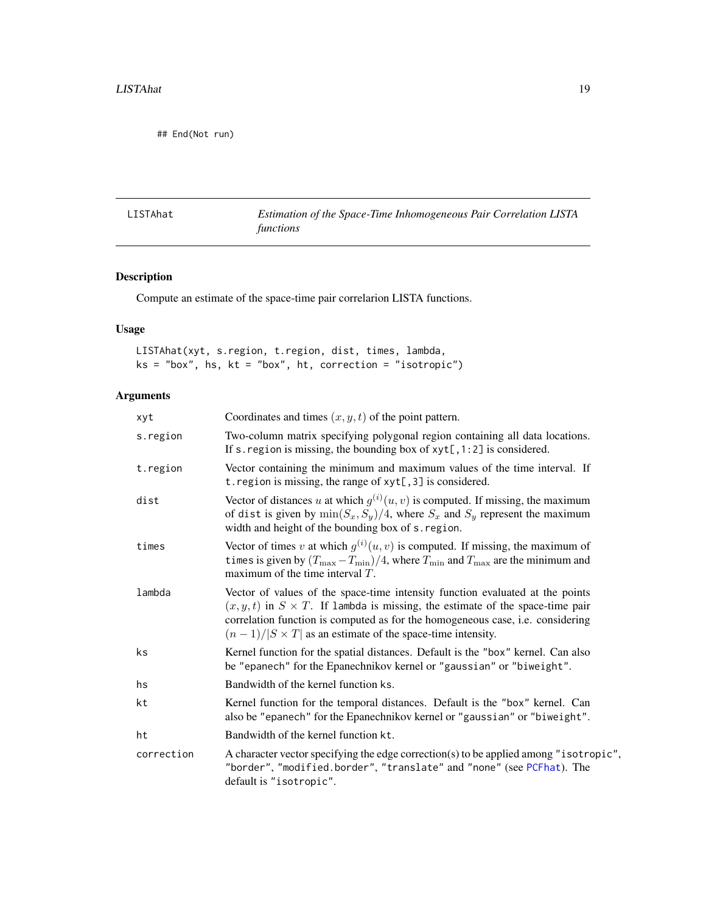```
## End(Not run)
```

---

LISTAhat — *Estimation of the Space-Time Inhomogeneous Pair Correlation LISTA functions*

---

## Description

Compute an estimate of the space-time pair correlarion LISTA functions.

## Usage

```
LISTAhat(xyt, s.region, t.region, dist, times, lambda,
ks = "box", hs, kt = "box", ht, correction = "isotropic")
```

## Arguments

| | |
|---|---|
| xyt | Coordinates and times $(x, y, t)$ of the point pattern. |
| s.region | Two-column matrix specifying polygonal region containing all data locations. If `s.region` is missing, the bounding box of `xyt[,1:2]` is considered. |
| t.region | Vector containing the minimum and maximum values of the time interval. If `t.region` is missing, the range of `xyt[,3]` is considered. |
| dist | Vector of distances $u$ at which $g^{(i)}(u, v)$ is computed. If missing, the maximum of `dist` is given by $\min(S_x, S_y)/4$, where $S_x$ and $S_y$ represent the maximum width and height of the bounding box of `s.region`. |
| times | Vector of times $v$ at which $g^{(i)}(u, v)$ is computed. If missing, the maximum of `times` is given by $(T_{\max} - T_{\min})/4$, where $T_{\min}$ and $T_{\max}$ are the minimum and maximum of the time interval $T$. |
| lambda | Vector of values of the space-time intensity function evaluated at the points $(x, y, t)$ in $S \times T$. If `lambda` is missing, the estimate of the space-time pair correlation function is computed as for the homogeneous case, i.e. considering $(n-1)/\lvert S \times T \rvert$ as an estimate of the space-time intensity. |
| ks | Kernel function for the spatial distances. Default is the `"box"` kernel. Can also be `"epanech"` for the Epanechnikov kernel or `"gaussian"` or `"biweight"`. |
| hs | Bandwidth of the kernel function `ks`. |
| kt | Kernel function for the temporal distances. Default is the `"box"` kernel. Can also be `"epanech"` for the Epanechnikov kernel or `"gaussian"` or `"biweight"`. |
| ht | Bandwidth of the kernel function `kt`. |
| correction | A character vector specifying the edge correction(s) to be applied among `"isotropic"`, `"border"`, `"modified.border"`, `"translate"` and `"none"` (see `PCFhat`). The default is `"isotropic"`. |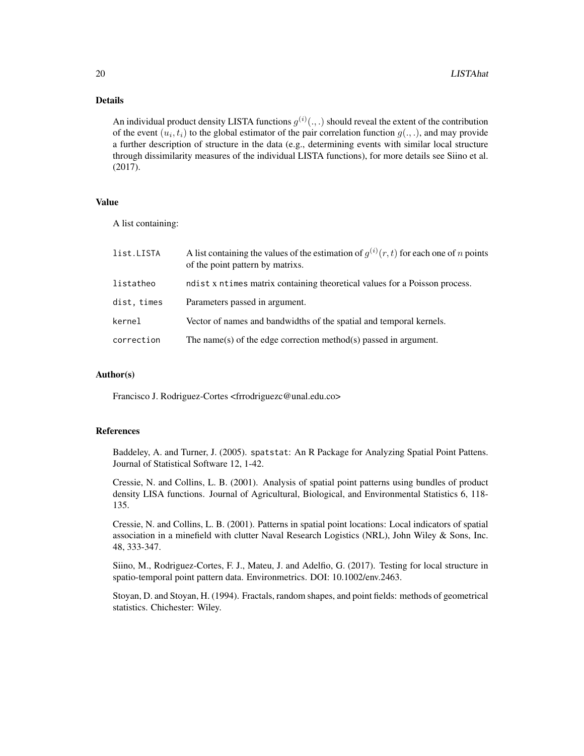### Details

An individual product density LISTA functions $g^{(i)}(.,.)$ should reveal the extent of the contribution of the event $(u_i, t_i)$ to the global estimator of the pair correlation function $g(.,.)$, and may provide a further description of structure in the data (e.g., determining events with similar local structure through dissimilarity measures of the individual LISTA functions), for more details see Siino et al. (2017).

### Value

A list containing:

| | |
|---|---|
| `list.LISTA` | A list containing the values of the estimation of $g^{(i)}(r,t)$ for each one of $n$ points of the point pattern by matrixs. |
| `listatheo` | `ndist` x `ntimes` matrix containing theoretical values for a Poisson process. |
| `dist, times` | Parameters passed in argument. |
| `kernel` | Vector of names and bandwidths of the spatial and temporal kernels. |
| `correction` | The name(s) of the edge correction method(s) passed in argument. |

### Author(s)

Francisco J. Rodriguez-Cortes <frrodriguezc@unal.edu.co>

### References

Baddeley, A. and Turner, J. (2005). `spatstat`: An R Package for Analyzing Spatial Point Pattens. Journal of Statistical Software 12, 1-42.

Cressie, N. and Collins, L. B. (2001). Analysis of spatial point patterns using bundles of product density LISA functions. Journal of Agricultural, Biological, and Environmental Statistics 6, 118-135.

Cressie, N. and Collins, L. B. (2001). Patterns in spatial point locations: Local indicators of spatial association in a minefield with clutter Naval Research Logistics (NRL), John Wiley & Sons, Inc. 48, 333-347.

Siino, M., Rodriguez-Cortes, F. J., Mateu, J. and Adelfio, G. (2017). Testing for local structure in spatio-temporal point pattern data. Environmetrics. DOI: 10.1002/env.2463.

Stoyan, D. and Stoyan, H. (1994). Fractals, random shapes, and point fields: methods of geometrical statistics. Chichester: Wiley.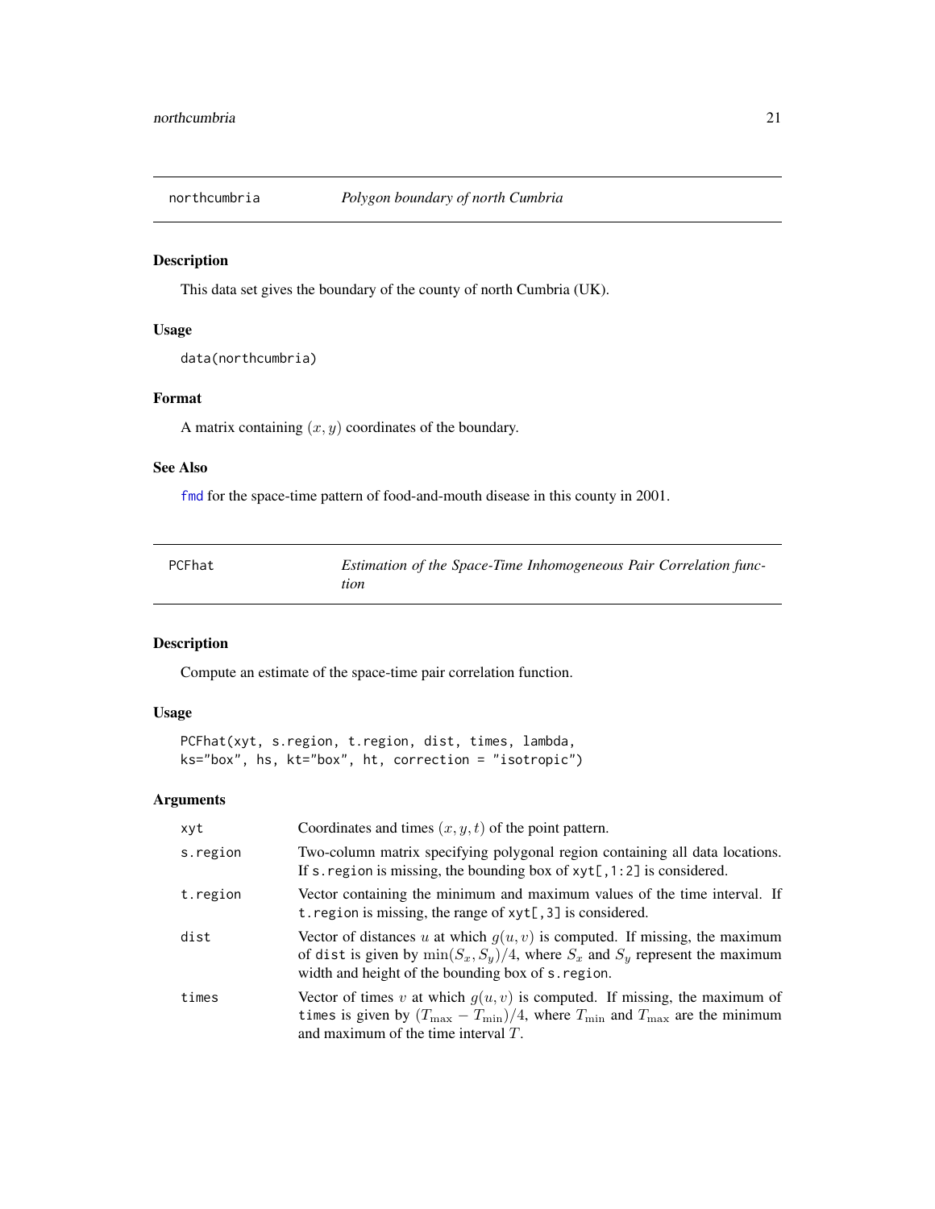## northcumbria — *Polygon boundary of north Cumbria*

### Description

This data set gives the boundary of the county of north Cumbria (UK).

### Usage

```
data(northcumbria)
```

### Format

A matrix containing $(x, y)$ coordinates of the boundary.

### See Also

fmd for the space-time pattern of food-and-mouth disease in this county in 2001.

## PCFhat — *Estimation of the Space-Time Inhomogeneous Pair Correlation function*

### Description

Compute an estimate of the space-time pair correlation function.

### Usage

```
PCFhat(xyt, s.region, t.region, dist, times, lambda,
ks="box", hs, kt="box", ht, correction = "isotropic")
```

### Arguments

| | |
|---|---|
| xyt | Coordinates and times $(x, y, t)$ of the point pattern. |
| s.region | Two-column matrix specifying polygonal region containing all data locations. If s.region is missing, the bounding box of xyt[,1:2] is considered. |
| t.region | Vector containing the minimum and maximum values of the time interval. If t.region is missing, the range of xyt[,3] is considered. |
| dist | Vector of distances $u$ at which $g(u, v)$ is computed. If missing, the maximum of dist is given by $\min(S_x, S_y)/4$, where $S_x$ and $S_y$ represent the maximum width and height of the bounding box of s.region. |
| times | Vector of times $v$ at which $g(u, v)$ is computed. If missing, the maximum of times is given by $(T_{\max} - T_{\min})/4$, where $T_{\min}$ and $T_{\max}$ are the minimum and maximum of the time interval $T$. |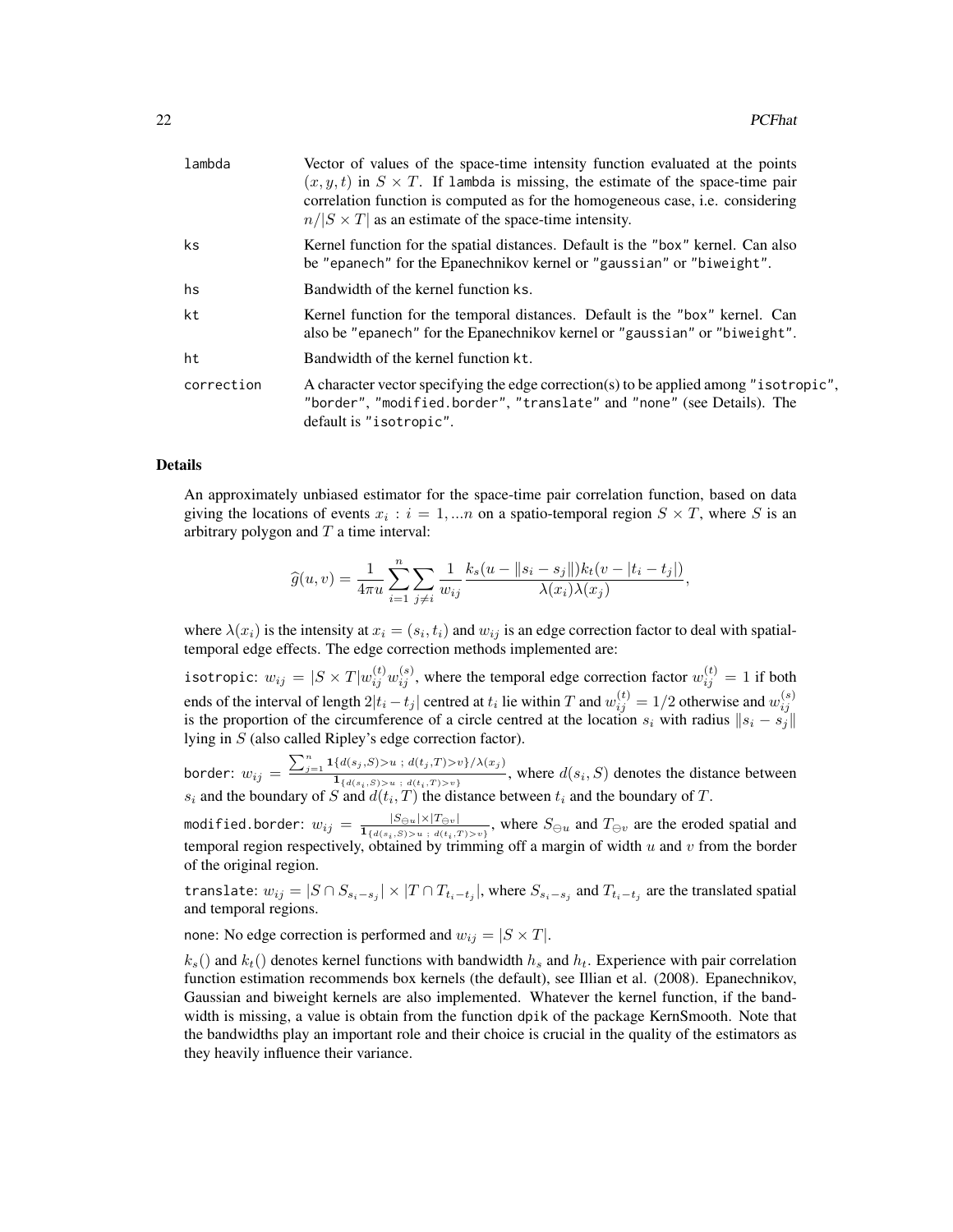| | |
|---|---|
| `lambda` | Vector of values of the space-time intensity function evaluated at the points $(x, y, t)$ in $S \times T$. If `lambda` is missing, the estimate of the space-time pair correlation function is computed as for the homogeneous case, i.e. considering $n/|S \times T|$ as an estimate of the space-time intensity. |
| `ks` | Kernel function for the spatial distances. Default is the "box" kernel. Can also be "epanech" for the Epanechnikov kernel or "gaussian" or "biweight". |
| `hs` | Bandwidth of the kernel function `ks`. |
| `kt` | Kernel function for the temporal distances. Default is the "box" kernel. Can also be "epanech" for the Epanechnikov kernel or "gaussian" or "biweight". |
| `ht` | Bandwidth of the kernel function `kt`. |
| `correction` | A character vector specifying the edge correction(s) to be applied among "isotropic", "border", "modified.border", "translate" and "none" (see Details). The default is "isotropic". |

### Details

An approximately unbiased estimator for the space-time pair correlation function, based on data giving the locations of events $x_i : i = 1, ...n$ on a spatio-temporal region $S \times T$, where $S$ is an arbitrary polygon and $T$ a time interval:

$$\widehat{g}(u, v) = \frac{1}{4\pi u} \sum_{i=1}^{n} \sum_{j \neq i} \frac{1}{w_{ij}} \frac{k_s(u - \|s_i - s_j\|) k_t(v - |t_i - t_j|)}{\lambda(x_i)\lambda(x_j)},$$

where $\lambda(x_i)$ is the intensity at $x_i = (s_i, t_i)$ and $w_{ij}$ is an edge correction factor to deal with spatial-temporal edge effects. The edge correction methods implemented are:

`isotropic`: $w_{ij} = |S \times T| w_{ij}^{(t)} w_{ij}^{(s)}$, where the temporal edge correction factor $w_{ij}^{(t)} = 1$ if both ends of the interval of length $2|t_i - t_j|$ centred at $t_i$ lie within $T$ and $w_{ij}^{(t)} = 1/2$ otherwise and $w_{ij}^{(s)}$ is the proportion of the circumference of a circle centred at the location $s_i$ with radius $\|s_i - s_j\|$ lying in $S$ (also called Ripley's edge correction factor).

`border`: $w_{ij} = \frac{\sum_{j=1}^{n} \mathbf{1}\{d(s_j,S)>u \,;\, d(t_j,T)>v\}/\lambda(x_j)}{\mathbf{1}_{\{d(s_i,S)>u \,;\, d(t_i,T)>v\}}}$, where $d(s_i, S)$ denotes the distance between $s_i$ and the boundary of $S$ and $d(t_i, T)$ the distance between $t_i$ and the boundary of $T$.

`modified.border`: $w_{ij} = \frac{|S_{\ominus u}| \times |T_{\ominus v}|}{\mathbf{1}_{\{d(s_i,S)>u \,;\, d(t_i,T)>v\}}}$, where $S_{\ominus u}$ and $T_{\ominus v}$ are the eroded spatial and temporal region respectively, obtained by trimming off a margin of width $u$ and $v$ from the border of the original region.

`translate`: $w_{ij} = |S \cap S_{s_i - s_j}| \times |T \cap T_{t_i - t_j}|$, where $S_{s_i - s_j}$ and $T_{t_i - t_j}$ are the translated spatial and temporal regions.

`none`: No edge correction is performed and $w_{ij} = |S \times T|$.

$k_s()$ and $k_t()$ denotes kernel functions with bandwidth $h_s$ and $h_t$. Experience with pair correlation function estimation recommends box kernels (the default), see Illian et al. (2008). Epanechnikov, Gaussian and biweight kernels are also implemented. Whatever the kernel function, if the bandwidth is missing, a value is obtain from the function `dpik` of the package KernSmooth. Note that the bandwidths play an important role and their choice is crucial in the quality of the estimators as they heavily influence their variance.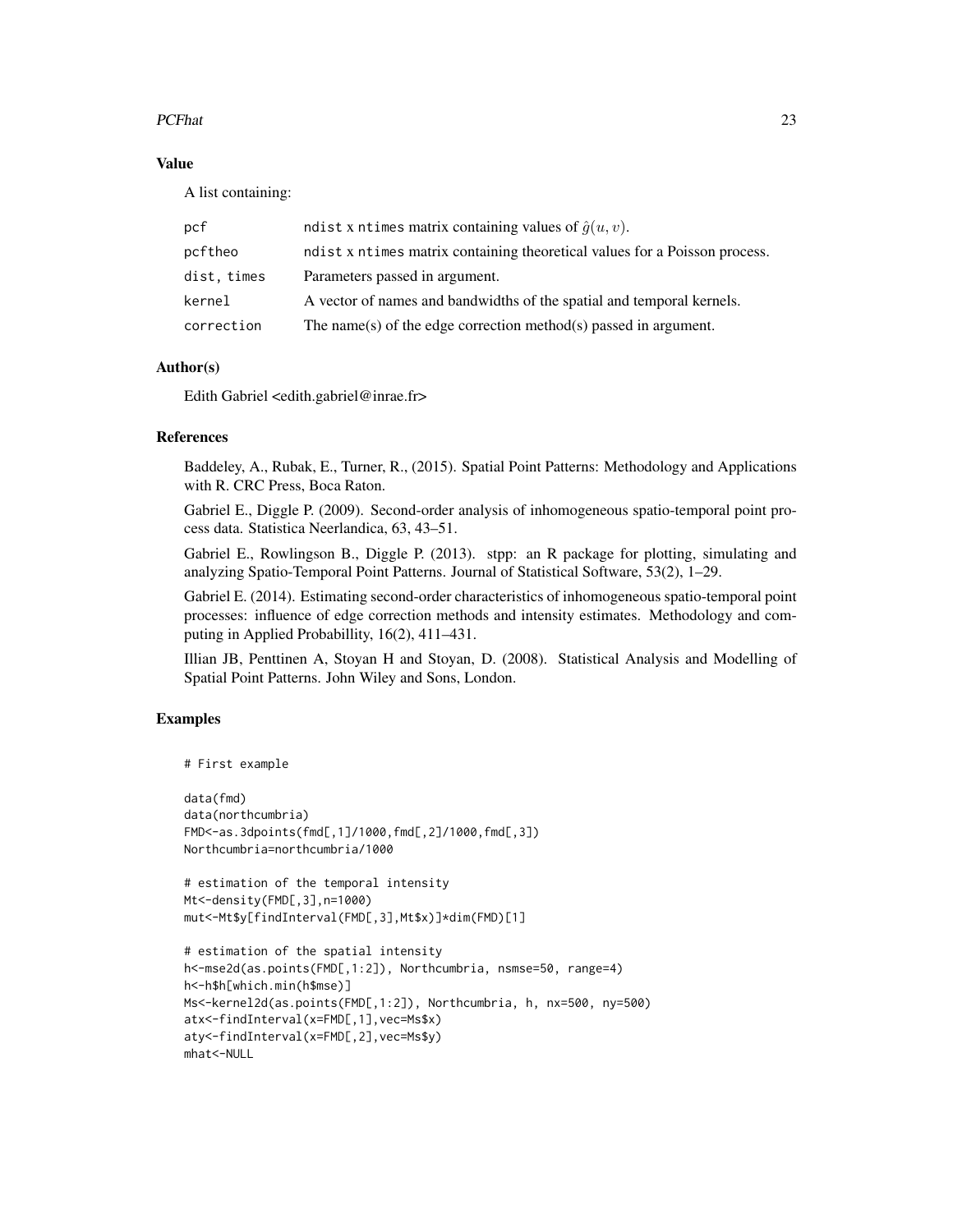### Value

A list containing:

| | |
|---|---|
| pcf | ndist x ntimes matrix containing values of $\hat{g}(u, v)$. |
| pcftheo | ndist x ntimes matrix containing theoretical values for a Poisson process. |
| dist, times | Parameters passed in argument. |
| kernel | A vector of names and bandwidths of the spatial and temporal kernels. |
| correction | The name(s) of the edge correction method(s) passed in argument. |

### Author(s)

Edith Gabriel <edith.gabriel@inrae.fr>

### References

Baddeley, A., Rubak, E., Turner, R., (2015). Spatial Point Patterns: Methodology and Applications with R. CRC Press, Boca Raton.

Gabriel E., Diggle P. (2009). Second-order analysis of inhomogeneous spatio-temporal point process data. Statistica Neerlandica, 63, 43–51.

Gabriel E., Rowlingson B., Diggle P. (2013). stpp: an R package for plotting, simulating and analyzing Spatio-Temporal Point Patterns. Journal of Statistical Software, 53(2), 1–29.

Gabriel E. (2014). Estimating second-order characteristics of inhomogeneous spatio-temporal point processes: influence of edge correction methods and intensity estimates. Methodology and computing in Applied Probabillity, 16(2), 411–431.

Illian JB, Penttinen A, Stoyan H and Stoyan, D. (2008). Statistical Analysis and Modelling of Spatial Point Patterns. John Wiley and Sons, London.

### Examples

```
# First example

data(fmd)
data(northcumbria)
FMD<-as.3dpoints(fmd[,1]/1000,fmd[,2]/1000,fmd[,3])
Northcumbria=northcumbria/1000

# estimation of the temporal intensity
Mt<-density(FMD[,3],n=1000)
mut<-Mt$y[findInterval(FMD[,3],Mt$x)]*dim(FMD)[1]

# estimation of the spatial intensity
h<-mse2d(as.points(FMD[,1:2]), Northcumbria, nsmse=50, range=4)
h<-h$h[which.min(h$mse)]
Ms<-kernel2d(as.points(FMD[,1:2]), Northcumbria, h, nx=500, ny=500)
atx<-findInterval(x=FMD[,1],vec=Ms$x)
aty<-findInterval(x=FMD[,2],vec=Ms$y)
mhat<-NULL
```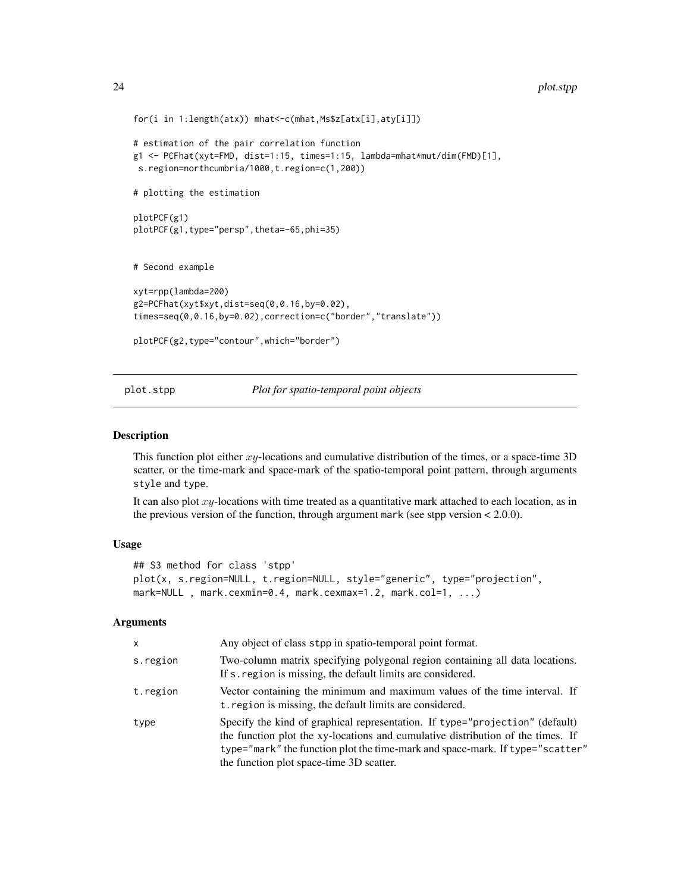```
for(i in 1:length(atx)) mhat<-c(mhat,Ms$z[atx[i],aty[i]])

# estimation of the pair correlation function
g1 <- PCFhat(xyt=FMD, dist=1:15, times=1:15, lambda=mhat*mut/dim(FMD)[1],
 s.region=northcumbria/1000,t.region=c(1,200))

# plotting the estimation

plotPCF(g1)
plotPCF(g1,type="persp",theta=-65,phi=35)


# Second example

xyt=rpp(lambda=200)
g2=PCFhat(xyt$xyt,dist=seq(0,0.16,by=0.02),
times=seq(0,0.16,by=0.02),correction=c("border","translate"))

plotPCF(g2,type="contour",which="border")
```

## plot.stpp *Plot for spatio-temporal point objects*

### Description

This function plot either $xy$-locations and cumulative distribution of the times, or a space-time 3D scatter, or the time-mark and space-mark of the spatio-temporal point pattern, through arguments `style` and `type`.

It can also plot $xy$-locations with time treated as a quantitative mark attached to each location, as in the previous version of the function, through argument `mark` (see stpp version < 2.0.0).

### Usage

```
## S3 method for class 'stpp'
plot(x, s.region=NULL, t.region=NULL, style="generic", type="projection",
mark=NULL , mark.cexmin=0.4, mark.cexmax=1.2, mark.col=1, ...)
```

### Arguments

| | |
|---|---|
| x | Any object of class stpp in spatio-temporal point format. |
| s.region | Two-column matrix specifying polygonal region containing all data locations. If s.region is missing, the default limits are considered. |
| t.region | Vector containing the minimum and maximum values of the time interval. If t.region is missing, the default limits are considered. |
| type | Specify the kind of graphical representation. If type="projection" (default) the function plot the xy-locations and cumulative distribution of the times. If type="mark" the function plot the time-mark and space-mark. If type="scatter" the function plot space-time 3D scatter. |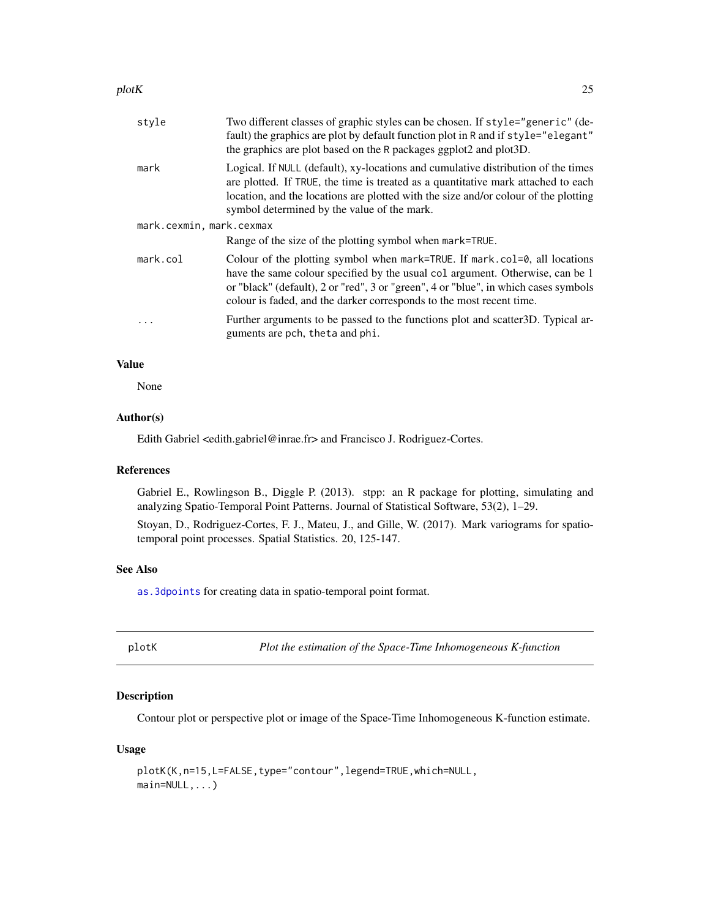| | |
|---|---|
| `style` | Two different classes of graphic styles can be chosen. If `style="generic"` (default) the graphics are plot by default function plot in R and if `style="elegant"` the graphics are plot based on the R packages ggplot2 and plot3D. |
| `mark` | Logical. If `NULL` (default), xy-locations and cumulative distribution of the times are plotted. If `TRUE`, the time is treated as a quantitative mark attached to each location, and the locations are plotted with the size and/or colour of the plotting symbol determined by the value of the mark. |
| `mark.cexmin, mark.cexmax` | Range of the size of the plotting symbol when `mark=TRUE`. |
| `mark.col` | Colour of the plotting symbol when `mark=TRUE`. If `mark.col=0`, all locations have the same colour specified by the usual `col` argument. Otherwise, can be 1 or "black" (default), 2 or "red", 3 or "green", 4 or "blue", in which cases symbols colour is faded, and the darker corresponds to the most recent time. |
| `...` | Further arguments to be passed to the functions plot and scatter3D. Typical arguments are `pch`, `theta` and `phi`. |

### Value

None

### Author(s)

Edith Gabriel <edith.gabriel@inrae.fr> and Francisco J. Rodriguez-Cortes.

### References

Gabriel E., Rowlingson B., Diggle P. (2013). stpp: an R package for plotting, simulating and analyzing Spatio-Temporal Point Patterns. Journal of Statistical Software, 53(2), 1–29.

Stoyan, D., Rodriguez-Cortes, F. J., Mateu, J., and Gille, W. (2017). Mark variograms for spatio-temporal point processes. Spatial Statistics. 20, 125-147.

### See Also

`as.3dpoints` for creating data in spatio-temporal point format.

---

## plotK — *Plot the estimation of the Space-Time Inhomogeneous K-function*

### Description

Contour plot or perspective plot or image of the Space-Time Inhomogeneous K-function estimate.

### Usage

```
plotK(K,n=15,L=FALSE,type="contour",legend=TRUE,which=NULL,
main=NULL,...)
```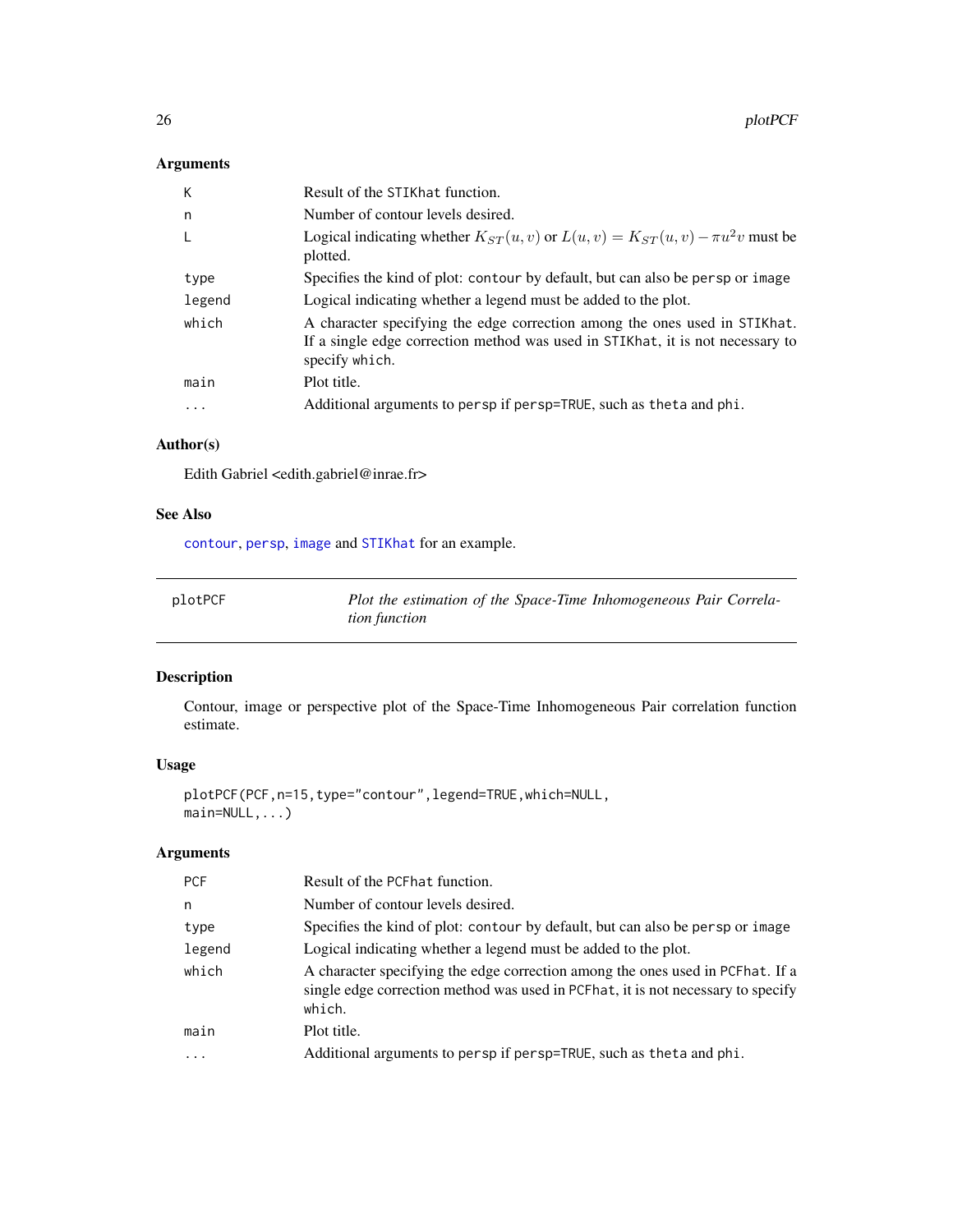### Arguments

| | |
|---|---|
| K | Result of the STIKhat function. |
| n | Number of contour levels desired. |
| L | Logical indicating whether $K_{ST}(u,v)$ or $L(u,v) = K_{ST}(u,v) - \pi u^2 v$ must be plotted. |
| type | Specifies the kind of plot: contour by default, but can also be persp or image |
| legend | Logical indicating whether a legend must be added to the plot. |
| which | A character specifying the edge correction among the ones used in STIKhat. If a single edge correction method was used in STIKhat, it is not necessary to specify which. |
| main | Plot title. |
| ... | Additional arguments to persp if persp=TRUE, such as theta and phi. |

### Author(s)

Edith Gabriel <edith.gabriel@inrae.fr>

### See Also

contour, persp, image and STIKhat for an example.

---

## plotPCF — *Plot the estimation of the Space-Time Inhomogeneous Pair Correlation function*

### Description

Contour, image or perspective plot of the Space-Time Inhomogeneous Pair correlation function estimate.

### Usage

```
plotPCF(PCF,n=15,type="contour",legend=TRUE,which=NULL,
main=NULL,...)
```

### Arguments

| | |
|---|---|
| PCF | Result of the PCFhat function. |
| n | Number of contour levels desired. |
| type | Specifies the kind of plot: contour by default, but can also be persp or image |
| legend | Logical indicating whether a legend must be added to the plot. |
| which | A character specifying the edge correction among the ones used in PCFhat. If a single edge correction method was used in PCFhat, it is not necessary to specify which. |
| main | Plot title. |
| ... | Additional arguments to persp if persp=TRUE, such as theta and phi. |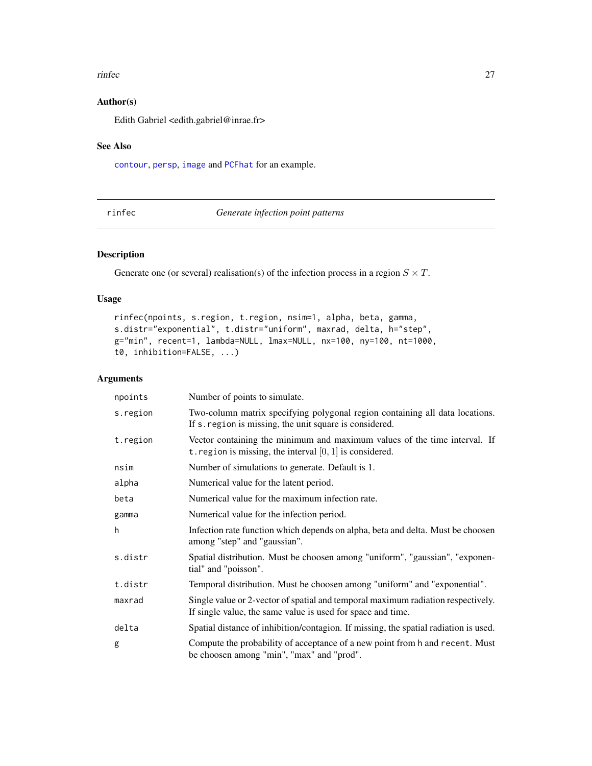## Author(s)

Edith Gabriel <edith.gabriel@inrae.fr>

## See Also

`contour`, `persp`, `image` and `PCFhat` for an example.

---

# rinfec — *Generate infection point patterns*

---

## Description

Generate one (or several) realisation(s) of the infection process in a region $S \times T$.

## Usage

```
rinfec(npoints, s.region, t.region, nsim=1, alpha, beta, gamma,
s.distr="exponential", t.distr="uniform", maxrad, delta, h="step",
g="min", recent=1, lambda=NULL, lmax=NULL, nx=100, ny=100, nt=1000,
t0, inhibition=FALSE, ...)
```

## Arguments

| | |
|---|---|
| `npoints` | Number of points to simulate. |
| `s.region` | Two-column matrix specifying polygonal region containing all data locations. If `s.region` is missing, the unit square is considered. |
| `t.region` | Vector containing the minimum and maximum values of the time interval. If `t.region` is missing, the interval $[0, 1]$ is considered. |
| `nsim` | Number of simulations to generate. Default is 1. |
| `alpha` | Numerical value for the latent period. |
| `beta` | Numerical value for the maximum infection rate. |
| `gamma` | Numerical value for the infection period. |
| `h` | Infection rate function which depends on alpha, beta and delta. Must be choosen among "step" and "gaussian". |
| `s.distr` | Spatial distribution. Must be choosen among "uniform", "gaussian", "exponential" and "poisson". |
| `t.distr` | Temporal distribution. Must be choosen among "uniform" and "exponential". |
| `maxrad` | Single value or 2-vector of spatial and temporal maximum radiation respectively. If single value, the same value is used for space and time. |
| `delta` | Spatial distance of inhibition/contagion. If missing, the spatial radiation is used. |
| `g` | Compute the probability of acceptance of a new point from `h` and `recent`. Must be choosen among "min", "max" and "prod". |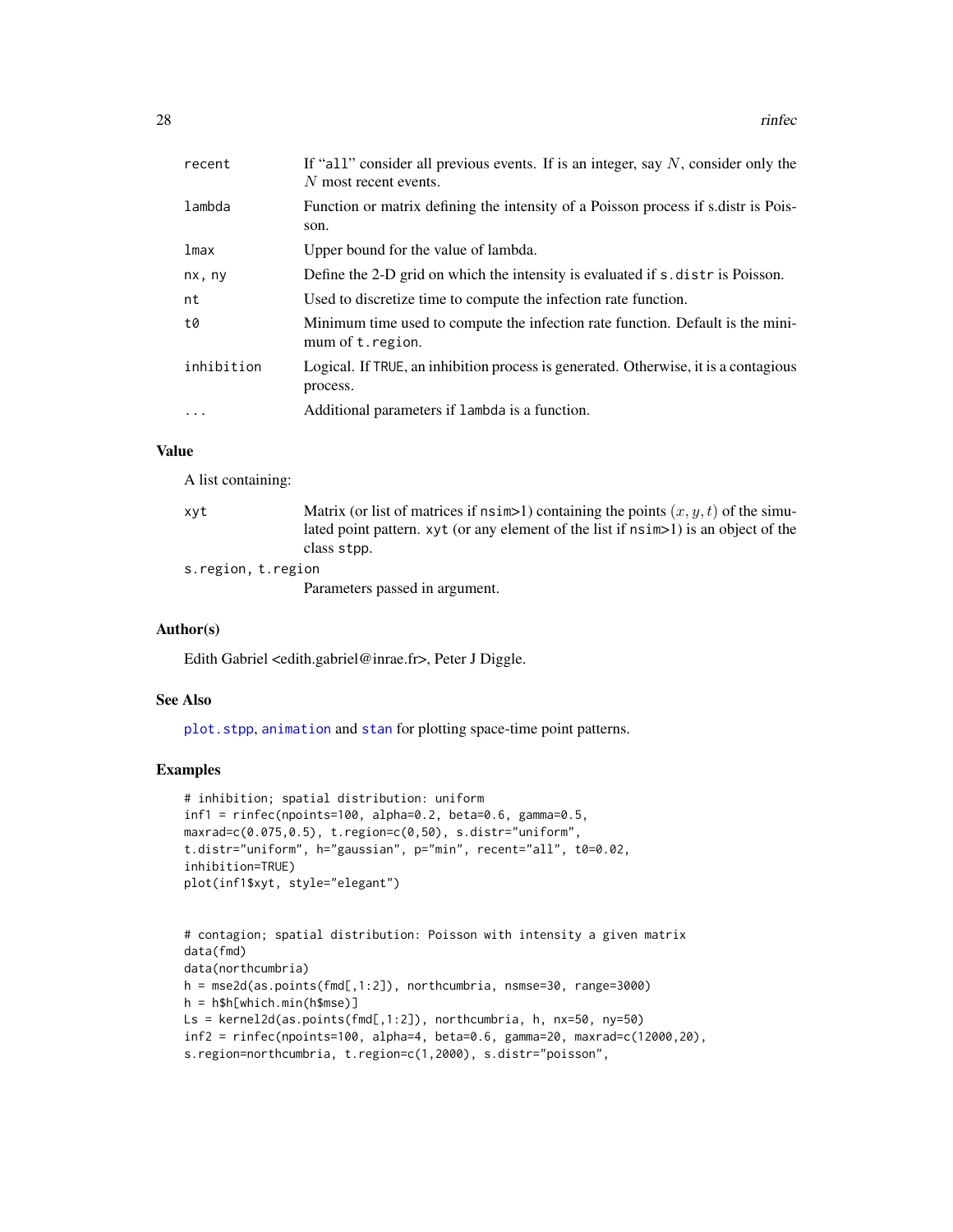| | |
|---|---|
| recent | If "all" consider all previous events. If is an integer, say $N$, consider only the $N$ most recent events. |
| lambda | Function or matrix defining the intensity of a Poisson process if s.distr is Poisson. |
| lmax | Upper bound for the value of lambda. |
| nx, ny | Define the 2-D grid on which the intensity is evaluated if s.distr is Poisson. |
| nt | Used to discretize time to compute the infection rate function. |
| t0 | Minimum time used to compute the infection rate function. Default is the minimum of t.region. |
| inhibition | Logical. If TRUE, an inhibition process is generated. Otherwise, it is a contagious process. |
| ... | Additional parameters if lambda is a function. |

## Value

A list containing:

| | |
|---|---|
| xyt | Matrix (or list of matrices if nsim>1) containing the points $(x, y, t)$ of the simulated point pattern. xyt (or any element of the list if nsim>1) is an object of the class stpp. |
| s.region, t.region | Parameters passed in argument. |

## Author(s)

Edith Gabriel <edith.gabriel@inrae.fr>, Peter J Diggle.

## See Also

plot.stpp, animation and stan for plotting space-time point patterns.

## Examples

```
# inhibition; spatial distribution: uniform
inf1 = rinfec(npoints=100, alpha=0.2, beta=0.6, gamma=0.5,
maxrad=c(0.075,0.5), t.region=c(0,50), s.distr="uniform",
t.distr="uniform", h="gaussian", p="min", recent="all", t0=0.02,
inhibition=TRUE)
plot(inf1$xyt, style="elegant")


# contagion; spatial distribution: Poisson with intensity a given matrix
data(fmd)
data(northcumbria)
h = mse2d(as.points(fmd[,1:2]), northcumbria, nsmse=30, range=3000)
h = h$h[which.min(h$mse)]
Ls = kernel2d(as.points(fmd[,1:2]), northcumbria, h, nx=50, ny=50)
inf2 = rinfec(npoints=100, alpha=4, beta=0.6, gamma=20, maxrad=c(12000,20),
s.region=northcumbria, t.region=c(1,2000), s.distr="poisson",
```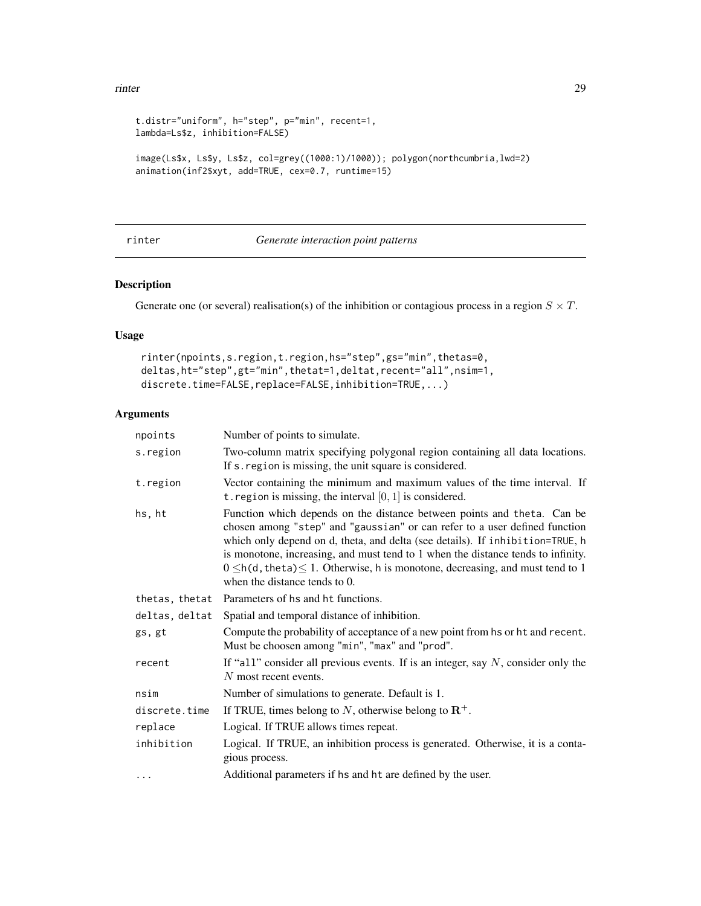```
t.distr="uniform", h="step", p="min", recent=1,
lambda=Ls$z, inhibition=FALSE)

image(Ls$x, Ls$y, Ls$z, col=grey((1000:1)/1000)); polygon(northcumbria,lwd=2)
animation(inf2$xyt, add=TRUE, cex=0.7, runtime=15)
```

---

rinter — *Generate interaction point patterns*

---

## Description

Generate one (or several) realisation(s) of the inhibition or contagious process in a region $S \times T$.

## Usage

```
rinter(npoints,s.region,t.region,hs="step",gs="min",thetas=0,
deltas,ht="step",gt="min",thetat=1,deltat,recent="all",nsim=1,
discrete.time=FALSE,replace=FALSE,inhibition=TRUE,...)
```

## Arguments

| | |
|---|---|
| `npoints` | Number of points to simulate. |
| `s.region` | Two-column matrix specifying polygonal region containing all data locations. If `s.region` is missing, the unit square is considered. |
| `t.region` | Vector containing the minimum and maximum values of the time interval. If `t.region` is missing, the interval $[0, 1]$ is considered. |
| `hs, ht` | Function which depends on the distance between points and `theta`. Can be chosen among `"step"` and `"gaussian"` or can refer to a user defined function which only depend on d, theta, and delta (see details). If `inhibition=TRUE`, h is monotone, increasing, and must tend to 1 when the distance tends to infinity. $0 \leq$ `h(d,theta)` $\leq 1$. Otherwise, h is monotone, decreasing, and must tend to 1 when the distance tends to 0. |
| `thetas, thetat` | Parameters of `hs` and `ht` functions. |
| `deltas, deltat` | Spatial and temporal distance of inhibition. |
| `gs, gt` | Compute the probability of acceptance of a new point from `hs` or `ht` and `recent`. Must be choosen among `"min"`, `"max"` and `"prod"`. |
| `recent` | If "`all`" consider all previous events. If is an integer, say $N$, consider only the $N$ most recent events. |
| `nsim` | Number of simulations to generate. Default is 1. |
| `discrete.time` | If TRUE, times belong to $N$, otherwise belong to $\mathbf{R}^{+}$. |
| `replace` | Logical. If TRUE allows times repeat. |
| `inhibition` | Logical. If TRUE, an inhibition process is generated. Otherwise, it is a contagious process. |
| `...` | Additional parameters if `hs` and `ht` are defined by the user. |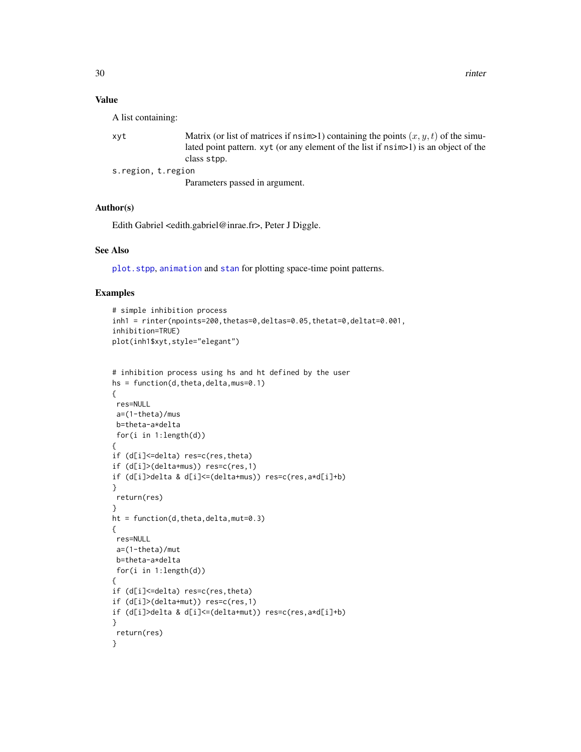## Value

A list containing:

xyt
: Matrix (or list of matrices if nsim>1) containing the points $(x, y, t)$ of the simulated point pattern. xyt (or any element of the list if nsim>1) is an object of the class stpp.

s.region, t.region
: Parameters passed in argument.

## Author(s)

Edith Gabriel <edith.gabriel@inrae.fr>, Peter J Diggle.

## See Also

plot.stpp, animation and stan for plotting space-time point patterns.

## Examples

```
# simple inhibition process
inh1 = rinter(npoints=200,thetas=0,deltas=0.05,thetat=0,deltat=0.001,
inhibition=TRUE)
plot(inh1$xyt,style="elegant")


# inhibition process using hs and ht defined by the user
hs = function(d,theta,delta,mus=0.1)
{
 res=NULL
 a=(1-theta)/mus
 b=theta-a*delta
 for(i in 1:length(d))
{
if (d[i]<=delta) res=c(res,theta)
if (d[i]>(delta+mus)) res=c(res,1)
if (d[i]>delta & d[i]<=(delta+mus)) res=c(res,a*d[i]+b)
}
 return(res)
}
ht = function(d,theta,delta,mut=0.3)
{
 res=NULL
 a=(1-theta)/mut
 b=theta-a*delta
 for(i in 1:length(d))
{
if (d[i]<=delta) res=c(res,theta)
if (d[i]>(delta+mut)) res=c(res,1)
if (d[i]>delta & d[i]<=(delta+mut)) res=c(res,a*d[i]+b)
}
 return(res)
}
```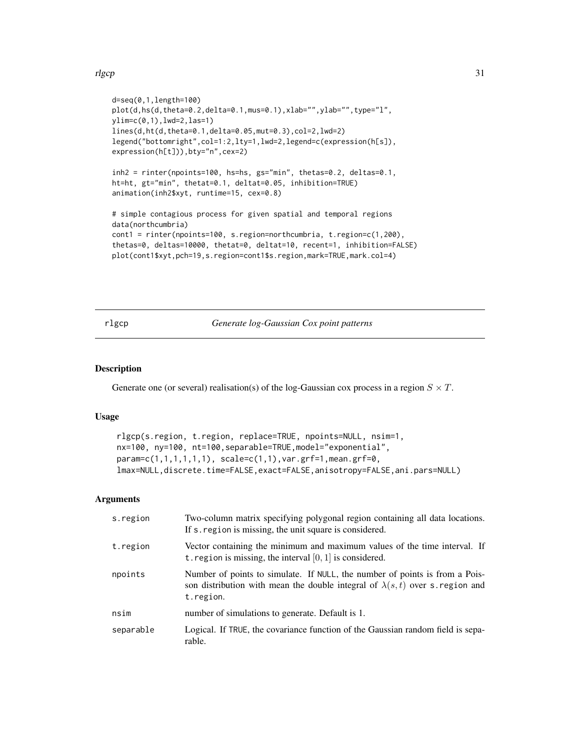```
d=seq(0,1,length=100)
plot(d,hs(d,theta=0.2,delta=0.1,mus=0.1),xlab="",ylab="",type="l",
ylim=c(0,1),lwd=2,las=1)
lines(d,ht(d,theta=0.1,delta=0.05,mut=0.3),col=2,lwd=2)
legend("bottomright",col=1:2,lty=1,lwd=2,legend=c(expression(h[s]),
expression(h[t])),bty="n",cex=2)

inh2 = rinter(npoints=100, hs=hs, gs="min", thetas=0.2, deltas=0.1,
ht=ht, gt="min", thetat=0.1, deltat=0.05, inhibition=TRUE)
animation(inh2$xyt, runtime=15, cex=0.8)

# simple contagious process for given spatial and temporal regions
data(northcumbria)
cont1 = rinter(npoints=100, s.region=northcumbria, t.region=c(1,200),
thetas=0, deltas=10000, thetat=0, deltat=10, recent=1, inhibition=FALSE)
plot(cont1$xyt,pch=19,s.region=cont1$s.region,mark=TRUE,mark.col=4)
```

## rlgcp — *Generate log-Gaussian Cox point patterns*

### Description

Generate one (or several) realisation(s) of the log-Gaussian cox process in a region $S \times T$.

### Usage

```
rlgcp(s.region, t.region, replace=TRUE, npoints=NULL, nsim=1,
nx=100, ny=100, nt=100,separable=TRUE,model="exponential",
param=c(1,1,1,1,1,1), scale=c(1,1),var.grf=1,mean.grf=0,
lmax=NULL,discrete.time=FALSE,exact=FALSE,anisotropy=FALSE,ani.pars=NULL)
```

### Arguments

| | |
|---|---|
| s.region | Two-column matrix specifying polygonal region containing all data locations. If s.region is missing, the unit square is considered. |
| t.region | Vector containing the minimum and maximum values of the time interval. If t.region is missing, the interval $[0, 1]$ is considered. |
| npoints | Number of points to simulate. If NULL, the number of points is from a Poisson distribution with mean the double integral of $\lambda(s, t)$ over s.region and t.region. |
| nsim | number of simulations to generate. Default is 1. |
| separable | Logical. If TRUE, the covariance function of the Gaussian random field is separable. |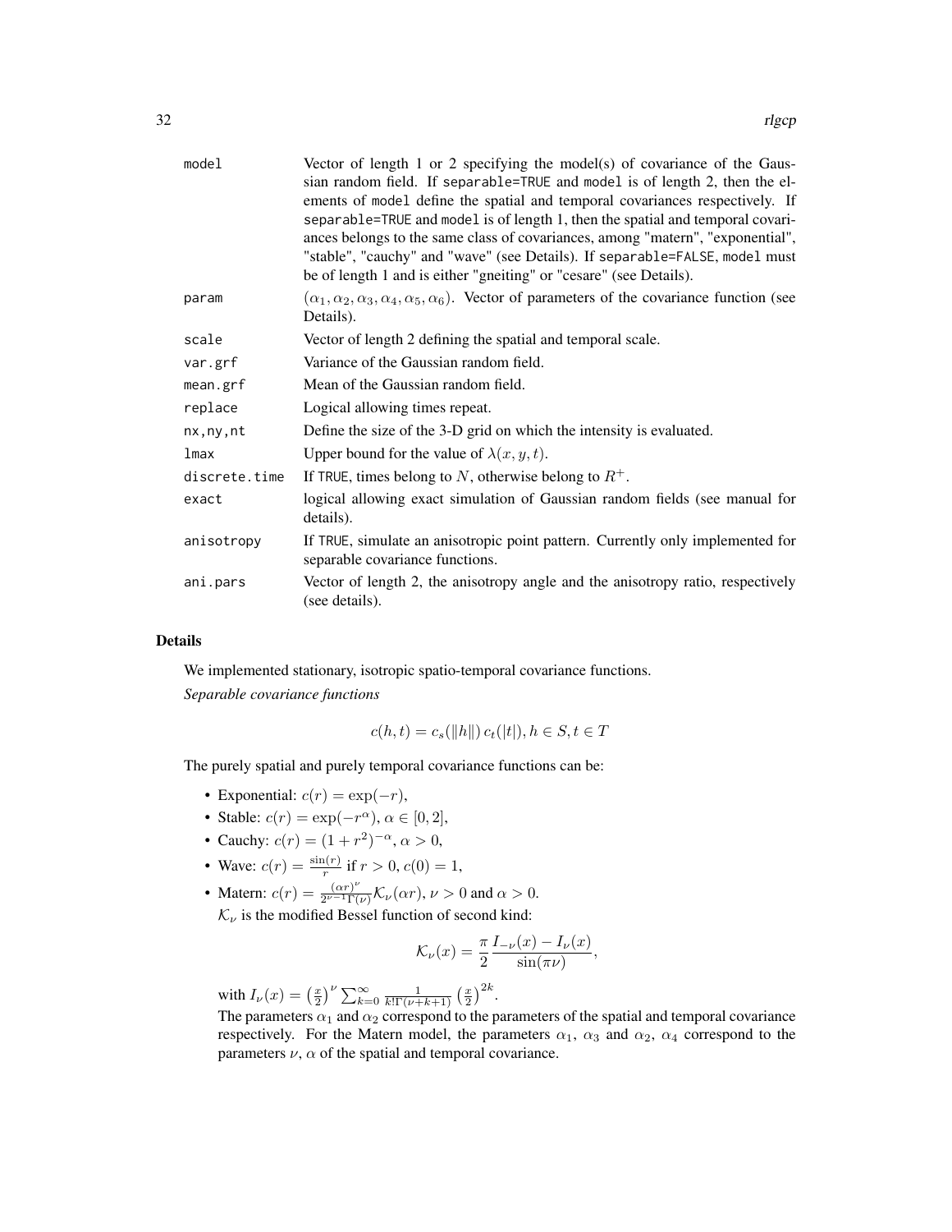| | |
|---|---|
| model | Vector of length 1 or 2 specifying the model(s) of covariance of the Gaussian random field. If separable=TRUE and model is of length 2, then the elements of model define the spatial and temporal covariances respectively. If separable=TRUE and model is of length 1, then the spatial and temporal covariances belongs to the same class of covariances, among "matern", "exponential", "stable", "cauchy" and "wave" (see Details). If separable=FALSE, model must be of length 1 and is either "gneiting" or "cesare" (see Details). |
| param | $(\alpha_1, \alpha_2, \alpha_3, \alpha_4, \alpha_5, \alpha_6)$. Vector of parameters of the covariance function (see Details). |
| scale | Vector of length 2 defining the spatial and temporal scale. |
| var.grf | Variance of the Gaussian random field. |
| mean.grf | Mean of the Gaussian random field. |
| replace | Logical allowing times repeat. |
| nx,ny,nt | Define the size of the 3-D grid on which the intensity is evaluated. |
| lmax | Upper bound for the value of $\lambda(x, y, t)$. |
| discrete.time | If TRUE, times belong to $N$, otherwise belong to $R^+$. |
| exact | logical allowing exact simulation of Gaussian random fields (see manual for details). |
| anisotropy | If TRUE, simulate an anisotropic point pattern. Currently only implemented for separable covariance functions. |
| ani.pars | Vector of length 2, the anisotropy angle and the anisotropy ratio, respectively (see details). |

### Details

We implemented stationary, isotropic spatio-temporal covariance functions.

*Separable covariance functions*

$$c(h, t) = c_s(\|h\|)\, c_t(|t|), h \in S, t \in T$$

The purely spatial and purely temporal covariance functions can be:

- Exponential: $c(r) = \exp(-r)$,
- Stable: $c(r) = \exp(-r^\alpha)$, $\alpha \in [0, 2]$,
- Cauchy: $c(r) = (1 + r^2)^{-\alpha}$, $\alpha > 0$,
- Wave: $c(r) = \frac{\sin(r)}{r}$ if $r > 0$, $c(0) = 1$,
- Matern: $c(r) = \frac{(\alpha r)^\nu}{2^{\nu-1}\Gamma(\nu)} \mathcal{K}_\nu(\alpha r)$, $\nu > 0$ and $\alpha > 0$.
  $\mathcal{K}_\nu$ is the modified Bessel function of second kind:

$$\mathcal{K}_\nu(x) = \frac{\pi}{2} \frac{I_{-\nu}(x) - I_\nu(x)}{\sin(\pi\nu)},$$

  with $I_\nu(x) = \left(\frac{x}{2}\right)^\nu \sum_{k=0}^{\infty} \frac{1}{k!\Gamma(\nu+k+1)} \left(\frac{x}{2}\right)^{2k}$.
  The parameters $\alpha_1$ and $\alpha_2$ correspond to the parameters of the spatial and temporal covariance respectively. For the Matern model, the parameters $\alpha_1$, $\alpha_3$ and $\alpha_2$, $\alpha_4$ correspond to the parameters $\nu$, $\alpha$ of the spatial and temporal covariance.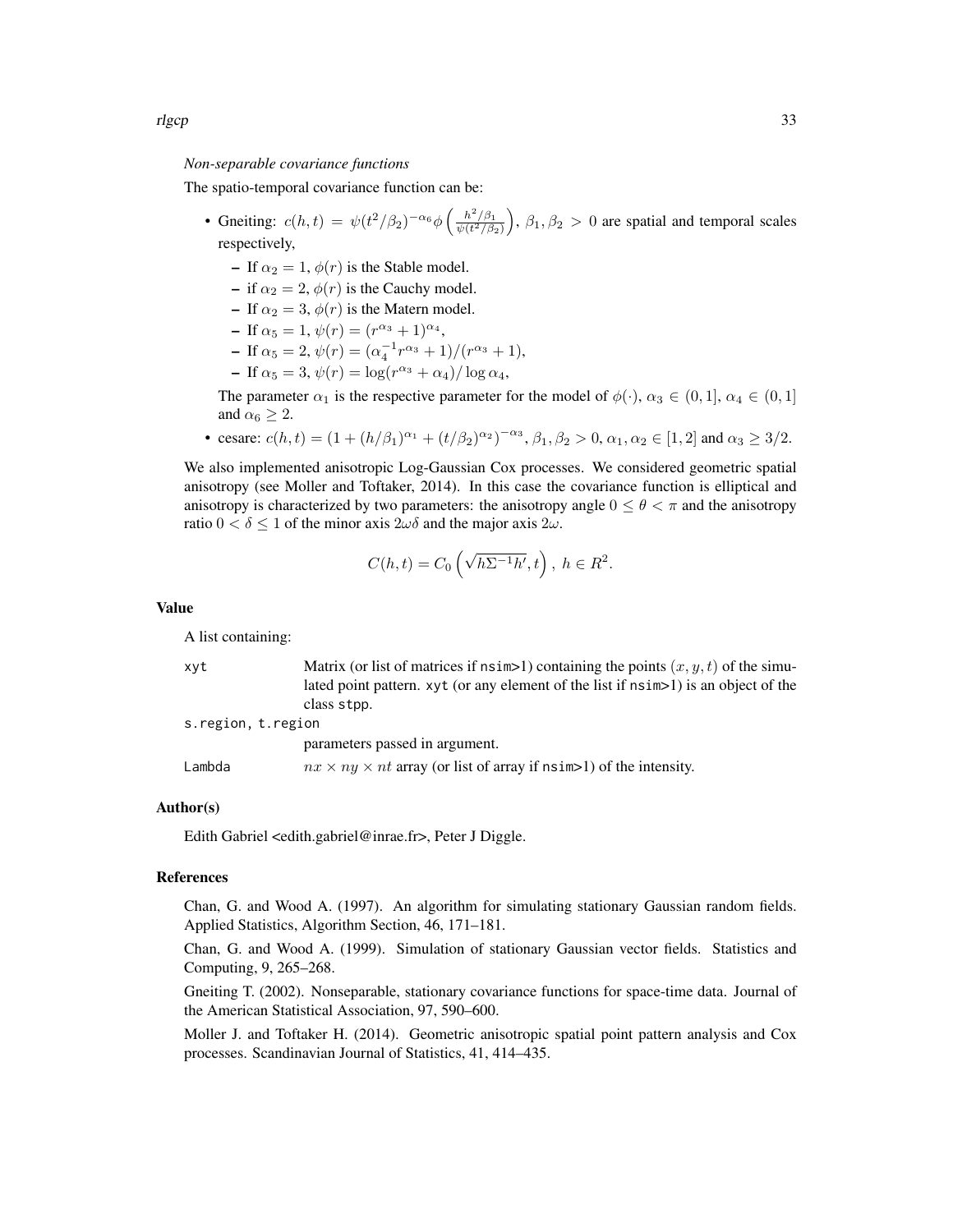*Non-separable covariance functions*

The spatio-temporal covariance function can be:

- Gneiting: $c(h,t) = \psi(t^2/\beta_2)^{-\alpha_6}\phi\left(\frac{h^2/\beta_1}{\psi(t^2/\beta_2)}\right)$, $\beta_1, \beta_2 > 0$ are spatial and temporal scales respectively,
  - If $\alpha_2 = 1$, $\phi(r)$ is the Stable model.
  - if $\alpha_2 = 2$, $\phi(r)$ is the Cauchy model.
  - If $\alpha_2 = 3$, $\phi(r)$ is the Matern model.
  - If $\alpha_5 = 1$, $\psi(r) = (r^{\alpha_3} + 1)^{\alpha_4}$,
  - If $\alpha_5 = 2$, $\psi(r) = (\alpha_4^{-1} r^{\alpha_3} + 1)/(r^{\alpha_3} + 1)$,
  - If $\alpha_5 = 3$, $\psi(r) = \log(r^{\alpha_3} + \alpha_4)/\log \alpha_4$,

  The parameter $\alpha_1$ is the respective parameter for the model of $\phi(\cdot)$, $\alpha_3 \in (0,1]$, $\alpha_4 \in (0,1]$ and $\alpha_6 \geq 2$.
- cesare: $c(h,t) = (1 + (h/\beta_1)^{\alpha_1} + (t/\beta_2)^{\alpha_2})^{-\alpha_3}$, $\beta_1, \beta_2 > 0$, $\alpha_1, \alpha_2 \in [1,2]$ and $\alpha_3 \geq 3/2$.

We also implemented anisotropic Log-Gaussian Cox processes. We considered geometric spatial anisotropy (see Moller and Toftaker, 2014). In this case the covariance function is elliptical and anisotropy is characterized by two parameters: the anisotropy angle $0 \leq \theta < \pi$ and the anisotropy ratio $0 < \delta \leq 1$ of the minor axis $2\omega\delta$ and the major axis $2\omega$.

$$C(h,t) = C_0\left(\sqrt{h\Sigma^{-1}h'}, t\right),\ h \in R^2.$$

## Value

A list containing:

- `xyt` Matrix (or list of matrices if `nsim>1`) containing the points $(x, y, t)$ of the simulated point pattern. `xyt` (or any element of the list if `nsim>1`) is an object of the class `stpp`.
- `s.region, t.region` parameters passed in argument.
- `Lambda` $nx \times ny \times nt$ array (or list of array if `nsim>1`) of the intensity.

## Author(s)

Edith Gabriel <edith.gabriel@inrae.fr>, Peter J Diggle.

## References

Chan, G. and Wood A. (1997). An algorithm for simulating stationary Gaussian random fields. Applied Statistics, Algorithm Section, 46, 171–181.

Chan, G. and Wood A. (1999). Simulation of stationary Gaussian vector fields. Statistics and Computing, 9, 265–268.

Gneiting T. (2002). Nonseparable, stationary covariance functions for space-time data. Journal of the American Statistical Association, 97, 590–600.

Moller J. and Toftaker H. (2014). Geometric anisotropic spatial point pattern analysis and Cox processes. Scandinavian Journal of Statistics, 41, 414–435.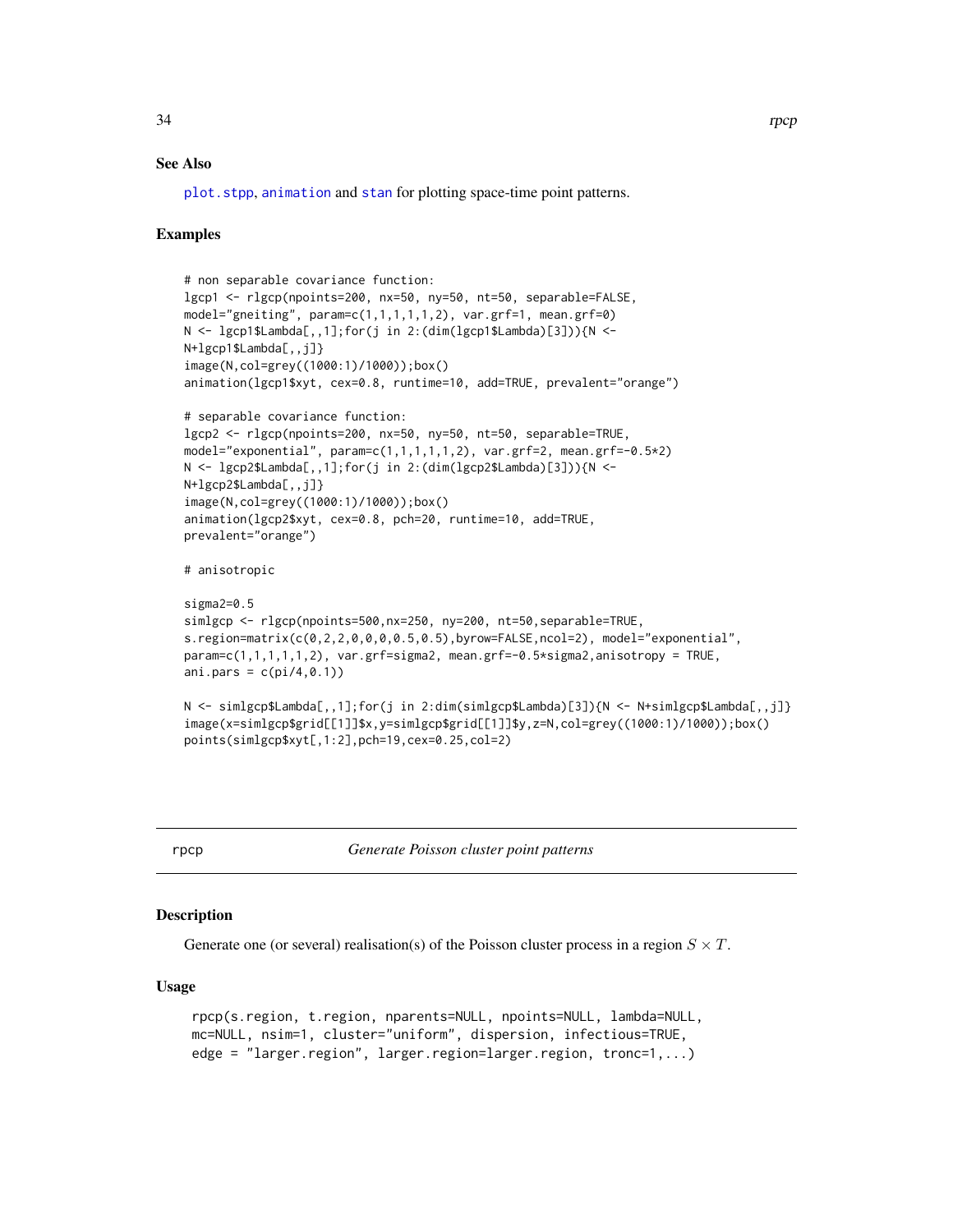## See Also

plot.stpp, animation and stan for plotting space-time point patterns.

## Examples

```
# non separable covariance function:
lgcp1 <- rlgcp(npoints=200, nx=50, ny=50, nt=50, separable=FALSE,
model="gneiting", param=c(1,1,1,1,1,2), var.grf=1, mean.grf=0)
N <- lgcp1$Lambda[,,1];for(j in 2:(dim(lgcp1$Lambda)[3])){N <-
N+lgcp1$Lambda[,,j]}
image(N,col=grey((1000:1)/1000));box()
animation(lgcp1$xyt, cex=0.8, runtime=10, add=TRUE, prevalent="orange")

# separable covariance function:
lgcp2 <- rlgcp(npoints=200, nx=50, ny=50, nt=50, separable=TRUE,
model="exponential", param=c(1,1,1,1,1,2), var.grf=2, mean.grf=-0.5*2)
N <- lgcp2$Lambda[,,1];for(j in 2:(dim(lgcp2$Lambda)[3])){N <-
N+lgcp2$Lambda[,,j]}
image(N,col=grey((1000:1)/1000));box()
animation(lgcp2$xyt, cex=0.8, pch=20, runtime=10, add=TRUE,
prevalent="orange")

# anisotropic

sigma2=0.5
simlgcp <- rlgcp(npoints=500,nx=250, ny=200, nt=50,separable=TRUE,
s.region=matrix(c(0,2,2,0,0,0,0.5,0.5),byrow=FALSE,ncol=2), model="exponential",
param=c(1,1,1,1,1,2), var.grf=sigma2, mean.grf=-0.5*sigma2,anisotropy = TRUE,
ani.pars = c(pi/4,0.1))

N <- simlgcp$Lambda[,,1];for(j in 2:dim(simlgcp$Lambda)[3]){N <- N+simlgcp$Lambda[,,j]}
image(x=simlgcp$grid[[1]]$x,y=simlgcp$grid[[1]]$y,z=N,col=grey((1000:1)/1000));box()
points(simlgcp$xyt[,1:2],pch=19,cex=0.25,col=2)
```

---

rpcp *Generate Poisson cluster point patterns*

---

## Description

Generate one (or several) realisation(s) of the Poisson cluster process in a region $S \times T$.

## Usage

```
rpcp(s.region, t.region, nparents=NULL, npoints=NULL, lambda=NULL,
mc=NULL, nsim=1, cluster="uniform", dispersion, infectious=TRUE,
edge = "larger.region", larger.region=larger.region, tronc=1,...)
```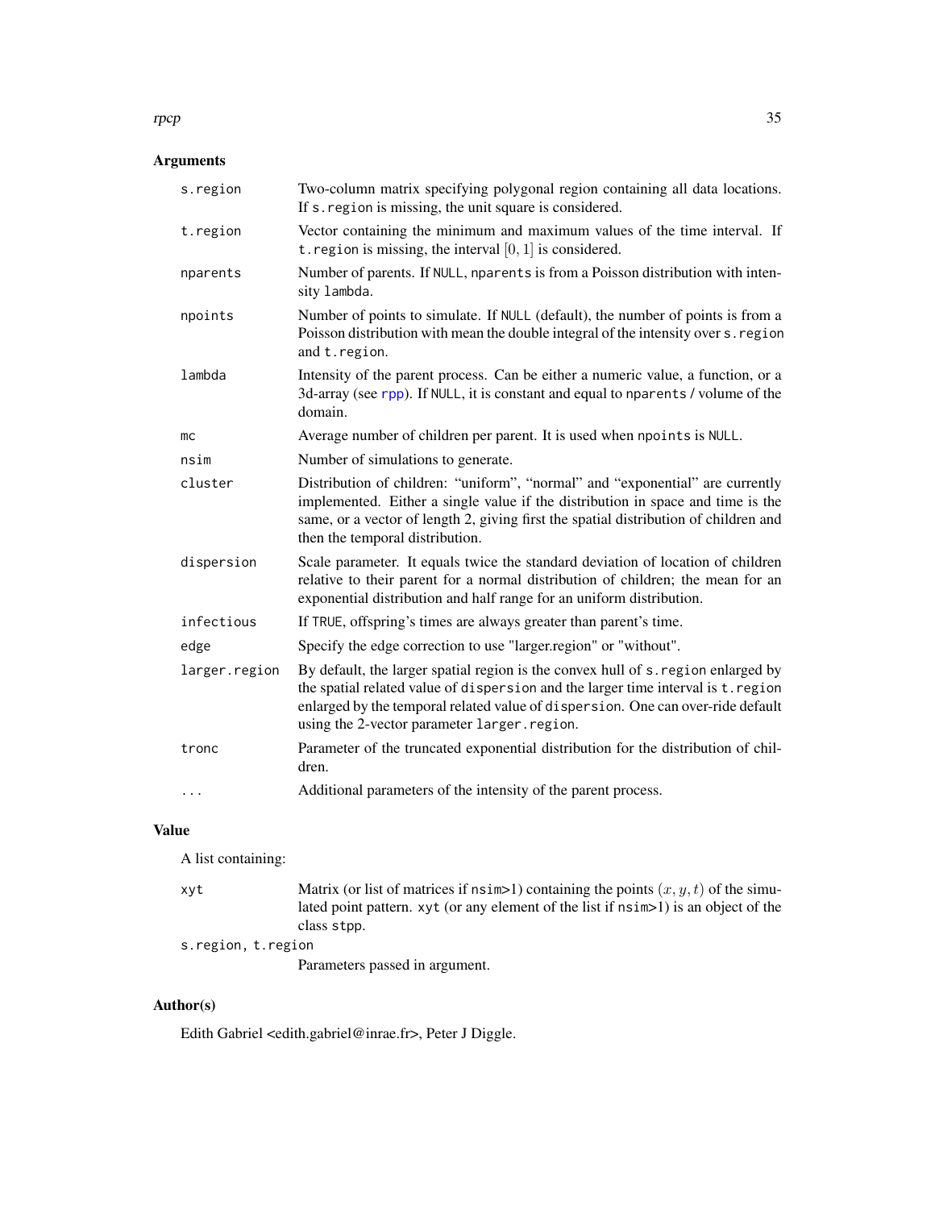## Arguments

| | |
|---|---|
| `s.region` | Two-column matrix specifying polygonal region containing all data locations. If `s.region` is missing, the unit square is considered. |
| `t.region` | Vector containing the minimum and maximum values of the time interval. If `t.region` is missing, the interval $[0, 1]$ is considered. |
| `nparents` | Number of parents. If `NULL`, `nparents` is from a Poisson distribution with intensity `lambda`. |
| `npoints` | Number of points to simulate. If `NULL` (default), the number of points is from a Poisson distribution with mean the double integral of the intensity over `s.region` and `t.region`. |
| `lambda` | Intensity of the parent process. Can be either a numeric value, a function, or a 3d-array (see `rpp`). If `NULL`, it is constant and equal to `nparents` / volume of the domain. |
| `mc` | Average number of children per parent. It is used when `npoints` is `NULL`. |
| `nsim` | Number of simulations to generate. |
| `cluster` | Distribution of children: "uniform", "normal" and "exponential" are currently implemented. Either a single value if the distribution in space and time is the same, or a vector of length 2, giving first the spatial distribution of children and then the temporal distribution. |
| `dispersion` | Scale parameter. It equals twice the standard deviation of location of children relative to their parent for a normal distribution of children; the mean for an exponential distribution and half range for an uniform distribution. |
| `infectious` | If `TRUE`, offspring's times are always greater than parent's time. |
| `edge` | Specify the edge correction to use "larger.region" or "without". |
| `larger.region` | By default, the larger spatial region is the convex hull of `s.region` enlarged by the spatial related value of `dispersion` and the larger time interval is `t.region` enlarged by the temporal related value of `dispersion`. One can over-ride default using the 2-vector parameter `larger.region`. |
| `tronc` | Parameter of the truncated exponential distribution for the distribution of children. |
| `...` | Additional parameters of the intensity of the parent process. |

## Value

A list containing:

| | |
|---|---|
| `xyt` | Matrix (or list of matrices if `nsim`>1) containing the points $(x, y, t)$ of the simulated point pattern. `xyt` (or any element of the list if `nsim`>1) is an object of the class `stpp`. |
| `s.region, t.region` | Parameters passed in argument. |

## Author(s)

Edith Gabriel <edith.gabriel@inrae.fr>, Peter J Diggle.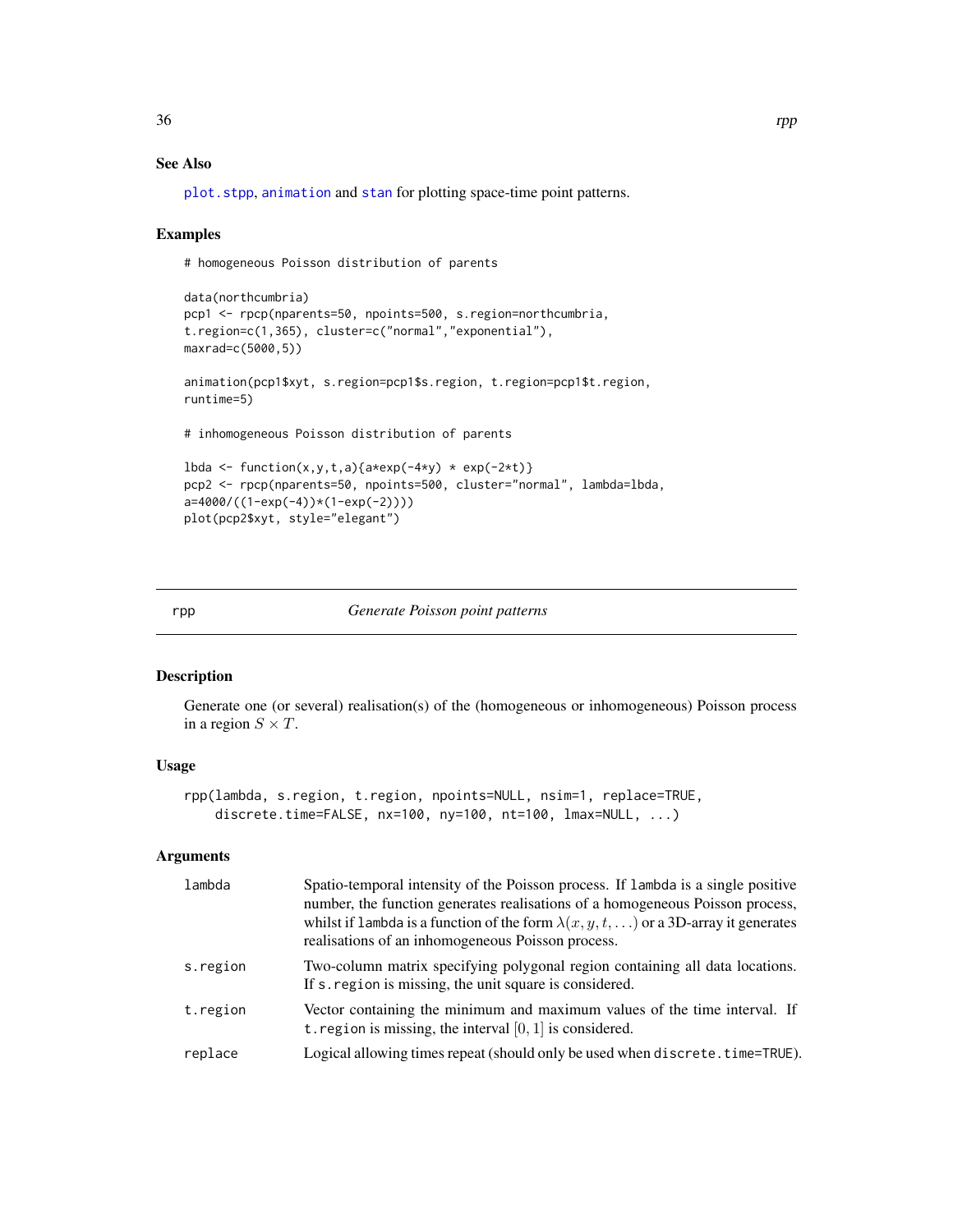### See Also

plot.stpp, animation and stan for plotting space-time point patterns.

### Examples

```
# homogeneous Poisson distribution of parents

data(northcumbria)
pcp1 <- rpcp(nparents=50, npoints=500, s.region=northcumbria,
t.region=c(1,365), cluster=c("normal","exponential"),
maxrad=c(5000,5))

animation(pcp1$xyt, s.region=pcp1$s.region, t.region=pcp1$t.region,
runtime=5)

# inhomogeneous Poisson distribution of parents

lbda <- function(x,y,t,a){a*exp(-4*y) * exp(-2*t)}
pcp2 <- rpcp(nparents=50, npoints=500, cluster="normal", lambda=lbda,
a=4000/((1-exp(-4))*(1-exp(-2))))
plot(pcp2$xyt, style="elegant")
```

---

## rpp — *Generate Poisson point patterns*

### Description

Generate one (or several) realisation(s) of the (homogeneous or inhomogeneous) Poisson process in a region $S \times T$.

### Usage

```
rpp(lambda, s.region, t.region, npoints=NULL, nsim=1, replace=TRUE,
    discrete.time=FALSE, nx=100, ny=100, nt=100, lmax=NULL, ...)
```

### Arguments

| | |
|---|---|
| lambda | Spatio-temporal intensity of the Poisson process. If lambda is a single positive number, the function generates realisations of a homogeneous Poisson process, whilst if lambda is a function of the form $\lambda(x, y, t, \ldots)$ or a 3D-array it generates realisations of an inhomogeneous Poisson process. |
| s.region | Two-column matrix specifying polygonal region containing all data locations. If s.region is missing, the unit square is considered. |
| t.region | Vector containing the minimum and maximum values of the time interval. If t.region is missing, the interval $[0, 1]$ is considered. |
| replace | Logical allowing times repeat (should only be used when discrete.time=TRUE). |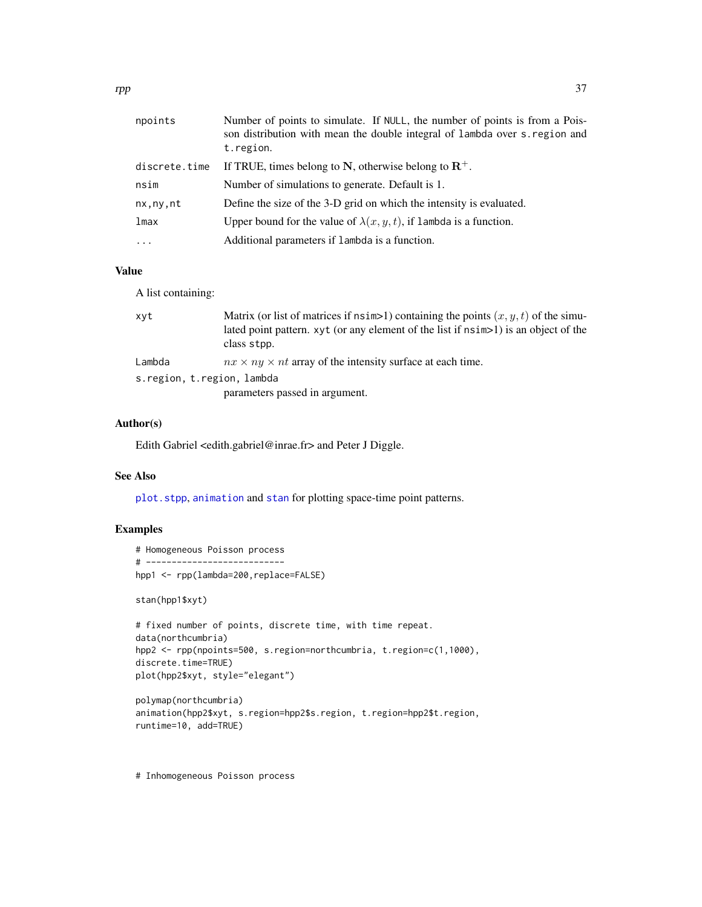| | |
|---|---|
| npoints | Number of points to simulate. If NULL, the number of points is from a Poisson distribution with mean the double integral of lambda over s.region and t.region. |
| discrete.time | If TRUE, times belong to $\mathbf{N}$, otherwise belong to $\mathbf{R}^+$. |
| nsim | Number of simulations to generate. Default is 1. |
| nx,ny,nt | Define the size of the 3-D grid on which the intensity is evaluated. |
| lmax | Upper bound for the value of $\lambda(x, y, t)$, if lambda is a function. |
| ... | Additional parameters if lambda is a function. |

## Value

A list containing:

| | |
|---|---|
| xyt | Matrix (or list of matrices if nsim>1) containing the points $(x, y, t)$ of the simulated point pattern. xyt (or any element of the list if nsim>1) is an object of the class stpp. |
| Lambda | $nx \times ny \times nt$ array of the intensity surface at each time. |
| s.region, t.region, lambda | parameters passed in argument. |

## Author(s)

Edith Gabriel <edith.gabriel@inrae.fr> and Peter J Diggle.

## See Also

plot.stpp, animation and stan for plotting space-time point patterns.

## Examples

```
# Homogeneous Poisson process
# ---------------------------
hpp1 <- rpp(lambda=200,replace=FALSE)

stan(hpp1$xyt)

# fixed number of points, discrete time, with time repeat.
data(northcumbria)
hpp2 <- rpp(npoints=500, s.region=northcumbria, t.region=c(1,1000),
discrete.time=TRUE)
plot(hpp2$xyt, style="elegant")

polymap(northcumbria)
animation(hpp2$xyt, s.region=hpp2$s.region, t.region=hpp2$t.region,
runtime=10, add=TRUE)


# Inhomogeneous Poisson process
```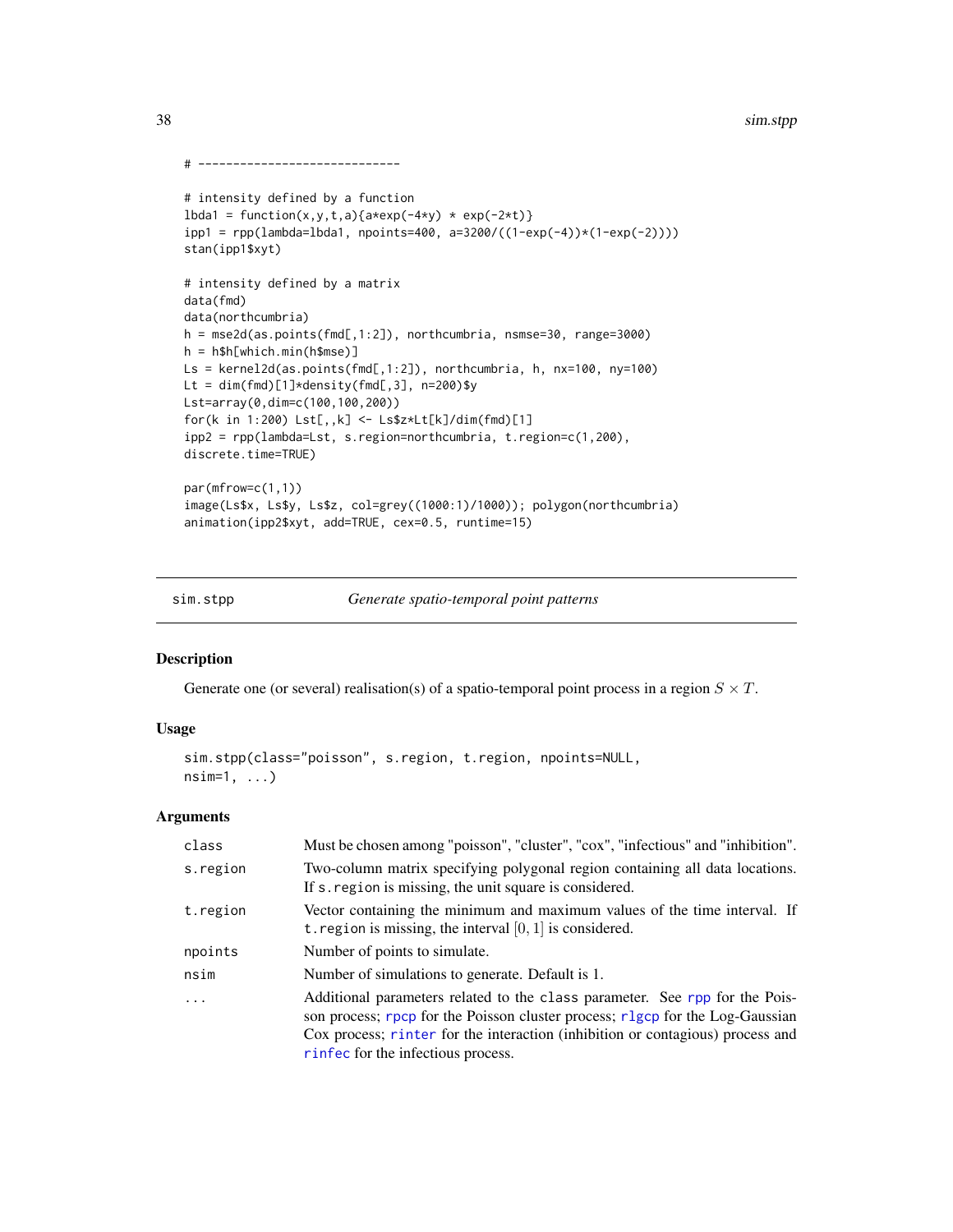```
# -----------------------------

# intensity defined by a function
lbda1 = function(x,y,t,a){a*exp(-4*y) * exp(-2*t)}
ipp1 = rpp(lambda=lbda1, npoints=400, a=3200/((1-exp(-4))*(1-exp(-2))))
stan(ipp1$xyt)

# intensity defined by a matrix
data(fmd)
data(northcumbria)
h = mse2d(as.points(fmd[,1:2]), northcumbria, nsmse=30, range=3000)
h = h$h[which.min(h$mse)]
Ls = kernel2d(as.points(fmd[,1:2]), northcumbria, h, nx=100, ny=100)
Lt = dim(fmd)[1]*density(fmd[,3], n=200)$y
Lst=array(0,dim=c(100,100,200))
for(k in 1:200) Lst[,,k] <- Ls$z*Lt[k]/dim(fmd)[1]
ipp2 = rpp(lambda=Lst, s.region=northcumbria, t.region=c(1,200),
discrete.time=TRUE)

par(mfrow=c(1,1))
image(Ls$x, Ls$y, Ls$z, col=grey((1000:1)/1000)); polygon(northcumbria)
animation(ipp2$xyt, add=TRUE, cex=0.5, runtime=15)
```

## sim.stpp — *Generate spatio-temporal point patterns*

### Description

Generate one (or several) realisation(s) of a spatio-temporal point process in a region $S \times T$.

### Usage

```
sim.stpp(class="poisson", s.region, t.region, npoints=NULL,
nsim=1, ...)
```

### Arguments

| | |
|---|---|
| class | Must be chosen among "poisson", "cluster", "cox", "infectious" and "inhibition". |
| s.region | Two-column matrix specifying polygonal region containing all data locations. If s.region is missing, the unit square is considered. |
| t.region | Vector containing the minimum and maximum values of the time interval. If t.region is missing, the interval $[0, 1]$ is considered. |
| npoints | Number of points to simulate. |
| nsim | Number of simulations to generate. Default is 1. |
| ... | Additional parameters related to the class parameter. See rpp for the Poisson process; rpcp for the Poisson cluster process; rlgcp for the Log-Gaussian Cox process; rinter for the interaction (inhibition or contagious) process and rinfec for the infectious process. |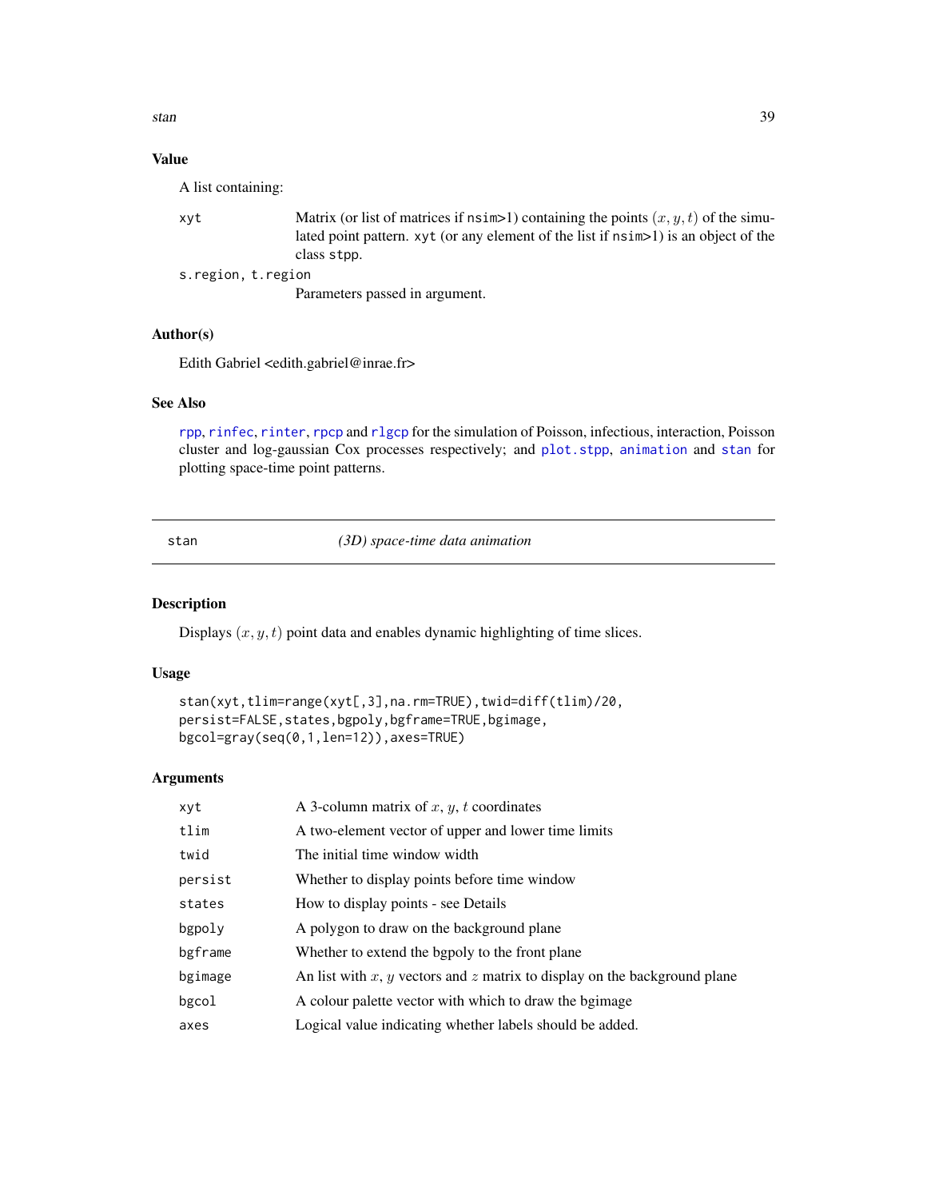### Value

A list containing:

| | |
|---|---|
| xyt | Matrix (or list of matrices if nsim>1) containing the points $(x, y, t)$ of the simulated point pattern. xyt (or any element of the list if nsim>1) is an object of the class stpp. |
| s.region, t.region | Parameters passed in argument. |

### Author(s)

Edith Gabriel <edith.gabriel@inrae.fr>

### See Also

rpp, rinfec, rinter, rpcp and rlgcp for the simulation of Poisson, infectious, interaction, Poisson cluster and log-gaussian Cox processes respectively; and plot.stpp, animation and stan for plotting space-time point patterns.

---

## stan — *(3D) space-time data animation*

### Description

Displays $(x, y, t)$ point data and enables dynamic highlighting of time slices.

### Usage

```
stan(xyt,tlim=range(xyt[,3],na.rm=TRUE),twid=diff(tlim)/20,
persist=FALSE,states,bgpoly,bgframe=TRUE,bgimage,
bgcol=gray(seq(0,1,len=12)),axes=TRUE)
```

### Arguments

| | |
|---|---|
| xyt | A 3-column matrix of $x$, $y$, $t$ coordinates |
| tlim | A two-element vector of upper and lower time limits |
| twid | The initial time window width |
| persist | Whether to display points before time window |
| states | How to display points - see Details |
| bgpoly | A polygon to draw on the background plane |
| bgframe | Whether to extend the bgpoly to the front plane |
| bgimage | An list with $x$, $y$ vectors and $z$ matrix to display on the background plane |
| bgcol | A colour palette vector with which to draw the bgimage |
| axes | Logical value indicating whether labels should be added. |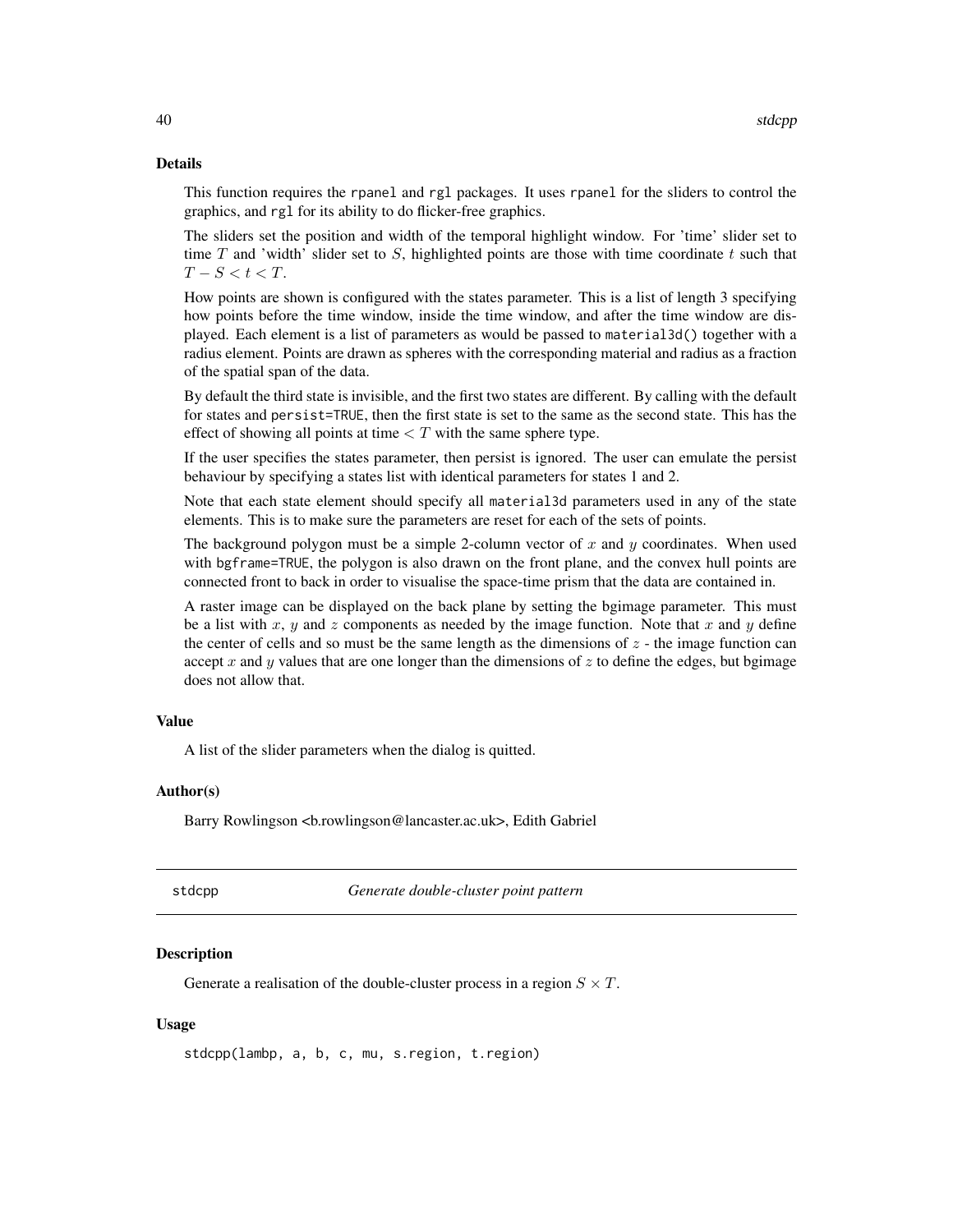### Details

This function requires the `rpanel` and `rgl` packages. It uses `rpanel` for the sliders to control the graphics, and `rgl` for its ability to do flicker-free graphics.

The sliders set the position and width of the temporal highlight window. For 'time' slider set to time $T$ and 'width' slider set to $S$, highlighted points are those with time coordinate $t$ such that $T - S < t < T$.

How points are shown is configured with the states parameter. This is a list of length 3 specifying how points before the time window, inside the time window, and after the time window are displayed. Each element is a list of parameters as would be passed to `material3d()` together with a radius element. Points are drawn as spheres with the corresponding material and radius as a fraction of the spatial span of the data.

By default the third state is invisible, and the first two states are different. By calling with the default for states and `persist=TRUE`, then the first state is set to the same as the second state. This has the effect of showing all points at time $< T$ with the same sphere type.

If the user specifies the states parameter, then persist is ignored. The user can emulate the persist behaviour by specifying a states list with identical parameters for states 1 and 2.

Note that each state element should specify all `material3d` parameters used in any of the state elements. This is to make sure the parameters are reset for each of the sets of points.

The background polygon must be a simple 2-column vector of $x$ and $y$ coordinates. When used with `bgframe=TRUE`, the polygon is also drawn on the front plane, and the convex hull points are connected front to back in order to visualise the space-time prism that the data are contained in.

A raster image can be displayed on the back plane by setting the bgimage parameter. This must be a list with $x$, $y$ and $z$ components as needed by the image function. Note that $x$ and $y$ define the center of cells and so must be the same length as the dimensions of $z$ - the image function can accept $x$ and $y$ values that are one longer than the dimensions of $z$ to define the edges, but bgimage does not allow that.

### Value

A list of the slider parameters when the dialog is quitted.

### Author(s)

Barry Rowlingson <b.rowlingson@lancaster.ac.uk>, Edith Gabriel

---

## stdcpp — *Generate double-cluster point pattern*

### Description

Generate a realisation of the double-cluster process in a region $S \times T$.

### Usage

```
stdcpp(lambp, a, b, c, mu, s.region, t.region)
```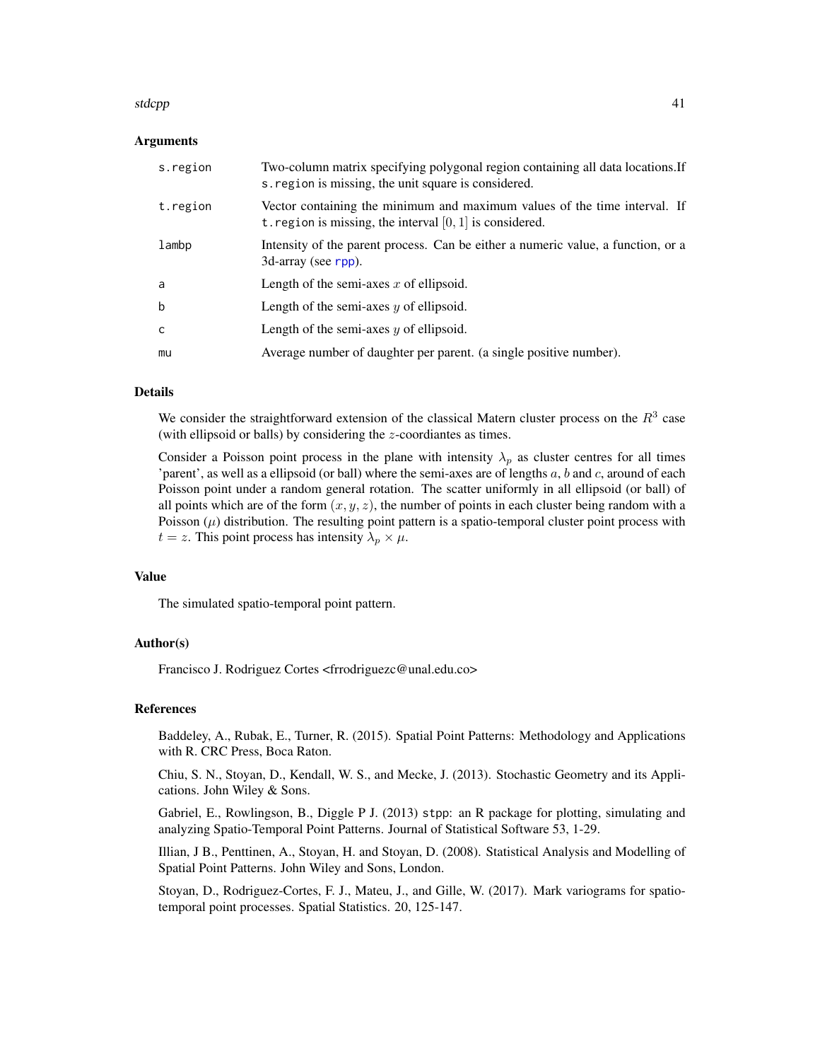### Arguments

| | |
|---|---|
| `s.region` | Two-column matrix specifying polygonal region containing all data locations.If `s.region` is missing, the unit square is considered. |
| `t.region` | Vector containing the minimum and maximum values of the time interval. If `t.region` is missing, the interval $[0, 1]$ is considered. |
| `lambp` | Intensity of the parent process. Can be either a numeric value, a function, or a 3d-array (see `rpp`). |
| `a` | Length of the semi-axes $x$ of ellipsoid. |
| `b` | Length of the semi-axes $y$ of ellipsoid. |
| `c` | Length of the semi-axes $y$ of ellipsoid. |
| `mu` | Average number of daughter per parent. (a single positive number). |

### Details

We consider the straightforward extension of the classical Matern cluster process on the $R^3$ case (with ellipsoid or balls) by considering the $z$-coordiantes as times.

Consider a Poisson point process in the plane with intensity $\lambda_p$ as cluster centres for all times 'parent', as well as a ellipsoid (or ball) where the semi-axes are of lengths $a$, $b$ and $c$, around of each Poisson point under a random general rotation. The scatter uniformly in all ellipsoid (or ball) of all points which are of the form $(x, y, z)$, the number of points in each cluster being random with a Poisson ($\mu$) distribution. The resulting point pattern is a spatio-temporal cluster point process with $t = z$. This point process has intensity $\lambda_p \times \mu$.

### Value

The simulated spatio-temporal point pattern.

### Author(s)

Francisco J. Rodriguez Cortes <frrodriguezc@unal.edu.co>

### References

Baddeley, A., Rubak, E., Turner, R. (2015). Spatial Point Patterns: Methodology and Applications with R. CRC Press, Boca Raton.

Chiu, S. N., Stoyan, D., Kendall, W. S., and Mecke, J. (2013). Stochastic Geometry and its Applications. John Wiley & Sons.

Gabriel, E., Rowlingson, B., Diggle P J. (2013) `stpp`: an R package for plotting, simulating and analyzing Spatio-Temporal Point Patterns. Journal of Statistical Software 53, 1-29.

Illian, J B., Penttinen, A., Stoyan, H. and Stoyan, D. (2008). Statistical Analysis and Modelling of Spatial Point Patterns. John Wiley and Sons, London.

Stoyan, D., Rodriguez-Cortes, F. J., Mateu, J., and Gille, W. (2017). Mark variograms for spatio-temporal point processes. Spatial Statistics. 20, 125-147.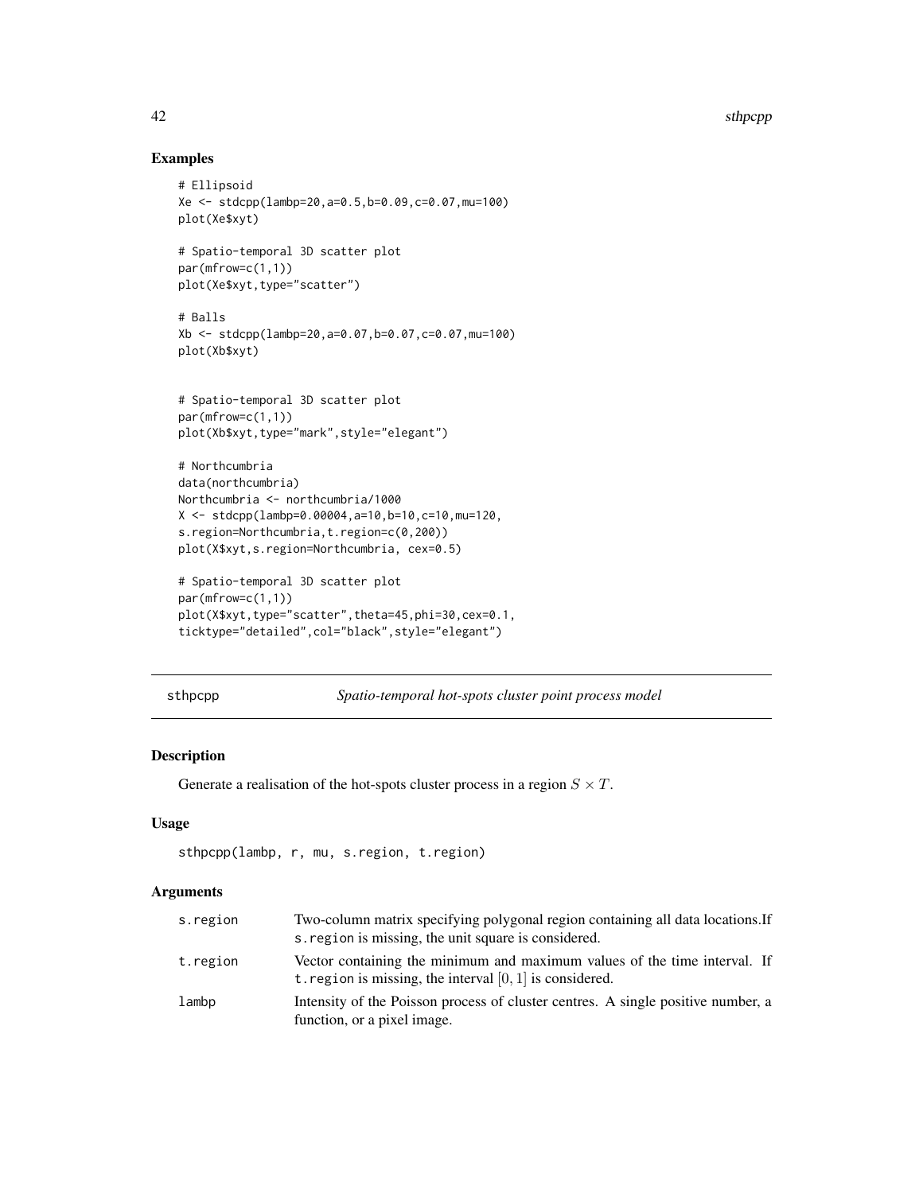## Examples

```
# Ellipsoid
Xe <- stdcpp(lambp=20,a=0.5,b=0.09,c=0.07,mu=100)
plot(Xe$xyt)

# Spatio-temporal 3D scatter plot
par(mfrow=c(1,1))
plot(Xe$xyt,type="scatter")

# Balls
Xb <- stdcpp(lambp=20,a=0.07,b=0.07,c=0.07,mu=100)
plot(Xb$xyt)


# Spatio-temporal 3D scatter plot
par(mfrow=c(1,1))
plot(Xb$xyt,type="mark",style="elegant")

# Northcumbria
data(northcumbria)
Northcumbria <- northcumbria/1000
X <- stdcpp(lambp=0.00004,a=10,b=10,c=10,mu=120,
s.region=Northcumbria,t.region=c(0,200))
plot(X$xyt,s.region=Northcumbria, cex=0.5)

# Spatio-temporal 3D scatter plot
par(mfrow=c(1,1))
plot(X$xyt,type="scatter",theta=45,phi=30,cex=0.1,
ticktype="detailed",col="black",style="elegant")
```

---

# sthpcpp — *Spatio-temporal hot-spots cluster point process model*

## Description

Generate a realisation of the hot-spots cluster process in a region $S \times T$.

## Usage

```
sthpcpp(lambp, r, mu, s.region, t.region)
```

## Arguments

| | |
|---|---|
| s.region | Two-column matrix specifying polygonal region containing all data locations.If s.region is missing, the unit square is considered. |
| t.region | Vector containing the minimum and maximum values of the time interval. If t.region is missing, the interval $[0, 1]$ is considered. |
| lambp | Intensity of the Poisson process of cluster centres. A single positive number, a function, or a pixel image. |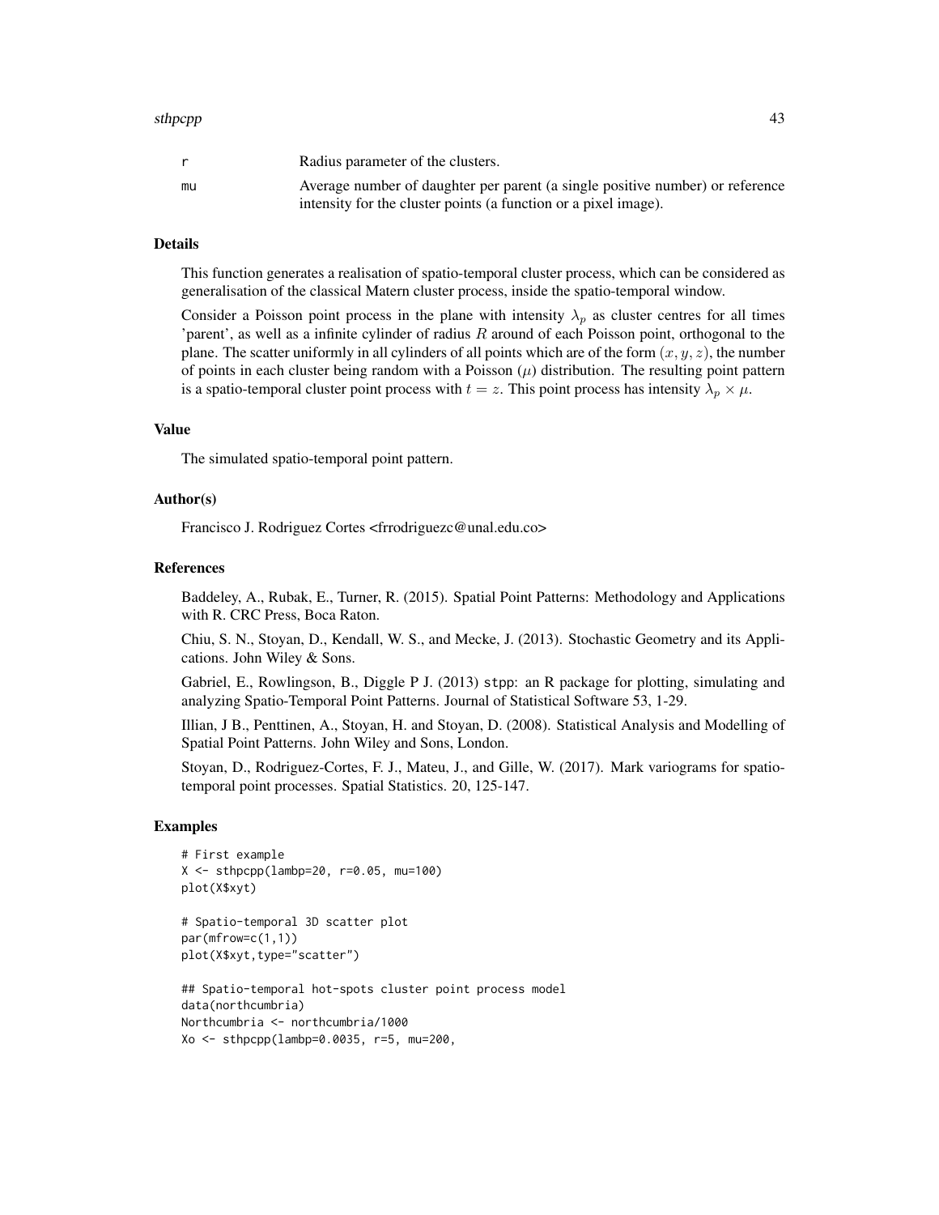| | |
|---|---|
| r | Radius parameter of the clusters. |
| mu | Average number of daughter per parent (a single positive number) or reference intensity for the cluster points (a function or a pixel image). |

### Details

This function generates a realisation of spatio-temporal cluster process, which can be considered as generalisation of the classical Matern cluster process, inside the spatio-temporal window.

Consider a Poisson point process in the plane with intensity $\lambda_p$ as cluster centres for all times 'parent', as well as a infinite cylinder of radius $R$ around of each Poisson point, orthogonal to the plane. The scatter uniformly in all cylinders of all points which are of the form $(x, y, z)$, the number of points in each cluster being random with a Poisson $(\mu)$ distribution. The resulting point pattern is a spatio-temporal cluster point process with $t = z$. This point process has intensity $\lambda_p \times \mu$.

### Value

The simulated spatio-temporal point pattern.

### Author(s)

Francisco J. Rodriguez Cortes <frrodriguezc@unal.edu.co>

### References

Baddeley, A., Rubak, E., Turner, R. (2015). Spatial Point Patterns: Methodology and Applications with R. CRC Press, Boca Raton.

Chiu, S. N., Stoyan, D., Kendall, W. S., and Mecke, J. (2013). Stochastic Geometry and its Applications. John Wiley & Sons.

Gabriel, E., Rowlingson, B., Diggle P J. (2013) stpp: an R package for plotting, simulating and analyzing Spatio-Temporal Point Patterns. Journal of Statistical Software 53, 1-29.

Illian, J B., Penttinen, A., Stoyan, H. and Stoyan, D. (2008). Statistical Analysis and Modelling of Spatial Point Patterns. John Wiley and Sons, London.

Stoyan, D., Rodriguez-Cortes, F. J., Mateu, J., and Gille, W. (2017). Mark variograms for spatio-temporal point processes. Spatial Statistics. 20, 125-147.

### Examples

```
# First example
X <- sthpcpp(lambp=20, r=0.05, mu=100)
plot(X$xyt)

# Spatio-temporal 3D scatter plot
par(mfrow=c(1,1))
plot(X$xyt,type="scatter")

## Spatio-temporal hot-spots cluster point process model
data(northcumbria)
Northcumbria <- northcumbria/1000
Xo <- sthpcpp(lambp=0.0035, r=5, mu=200,
```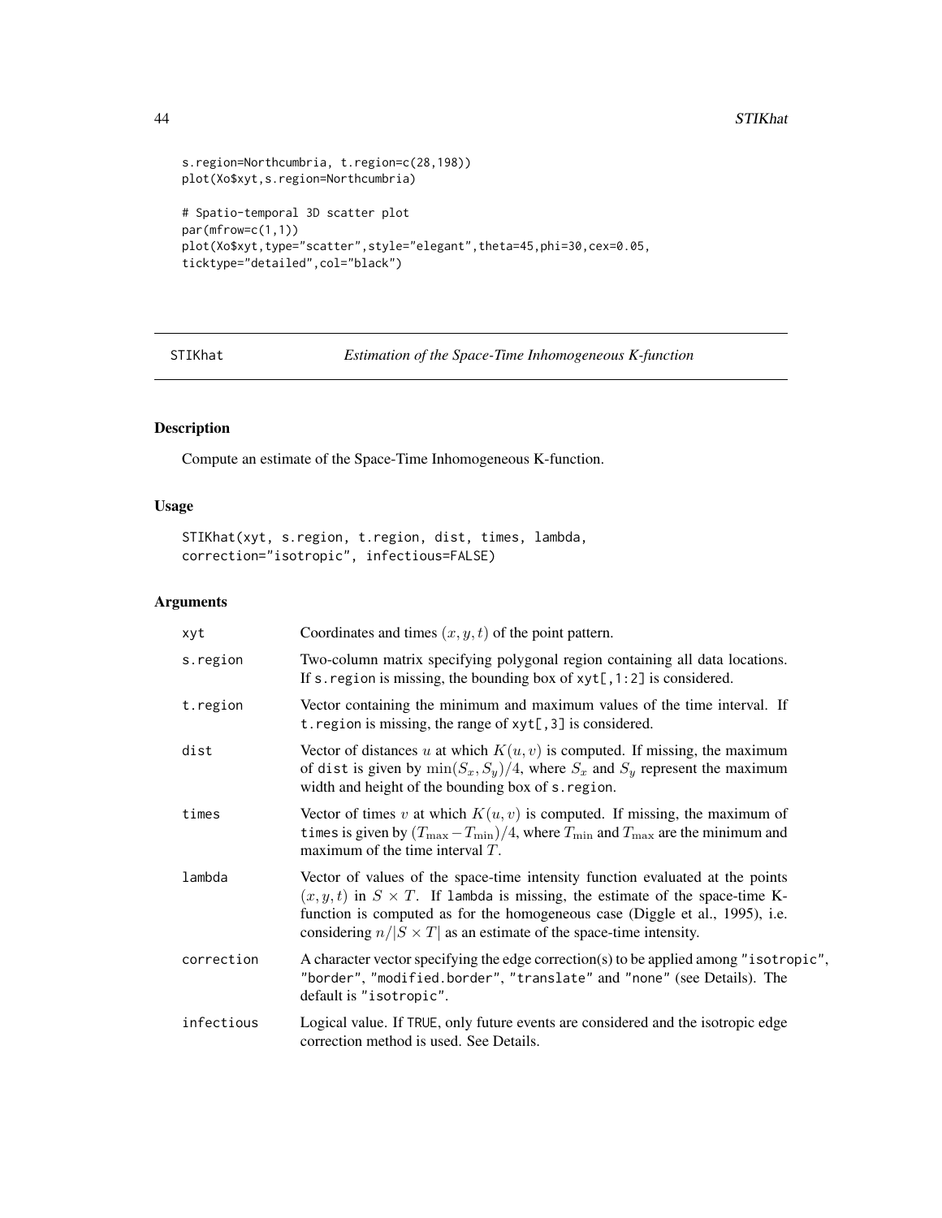```
s.region=Northcumbria, t.region=c(28,198))
plot(Xo$xyt,s.region=Northcumbria)

# Spatio-temporal 3D scatter plot
par(mfrow=c(1,1))
plot(Xo$xyt,type="scatter",style="elegant",theta=45,phi=30,cex=0.05,
ticktype="detailed",col="black")
```

---

## STIKhat — *Estimation of the Space-Time Inhomogeneous K-function*

---

### Description

Compute an estimate of the Space-Time Inhomogeneous K-function.

### Usage

```
STIKhat(xyt, s.region, t.region, dist, times, lambda,
correction="isotropic", infectious=FALSE)
```

### Arguments

| | |
|---|---|
| xyt | Coordinates and times $(x, y, t)$ of the point pattern. |
| s.region | Two-column matrix specifying polygonal region containing all data locations. If s.region is missing, the bounding box of xyt[,1:2] is considered. |
| t.region | Vector containing the minimum and maximum values of the time interval. If t.region is missing, the range of xyt[,3] is considered. |
| dist | Vector of distances $u$ at which $K(u, v)$ is computed. If missing, the maximum of dist is given by $\min(S_x, S_y)/4$, where $S_x$ and $S_y$ represent the maximum width and height of the bounding box of s.region. |
| times | Vector of times $v$ at which $K(u, v)$ is computed. If missing, the maximum of times is given by $(T_{\max} - T_{\min})/4$, where $T_{\min}$ and $T_{\max}$ are the minimum and maximum of the time interval $T$. |
| lambda | Vector of values of the space-time intensity function evaluated at the points $(x, y, t)$ in $S \times T$. If lambda is missing, the estimate of the space-time K-function is computed as for the homogeneous case (Diggle et al., 1995), i.e. considering $n/\|S \times T\|$ as an estimate of the space-time intensity. |
| correction | A character vector specifying the edge correction(s) to be applied among "isotropic", "border", "modified.border", "translate" and "none" (see Details). The default is "isotropic". |
| infectious | Logical value. If TRUE, only future events are considered and the isotropic edge correction method is used. See Details. |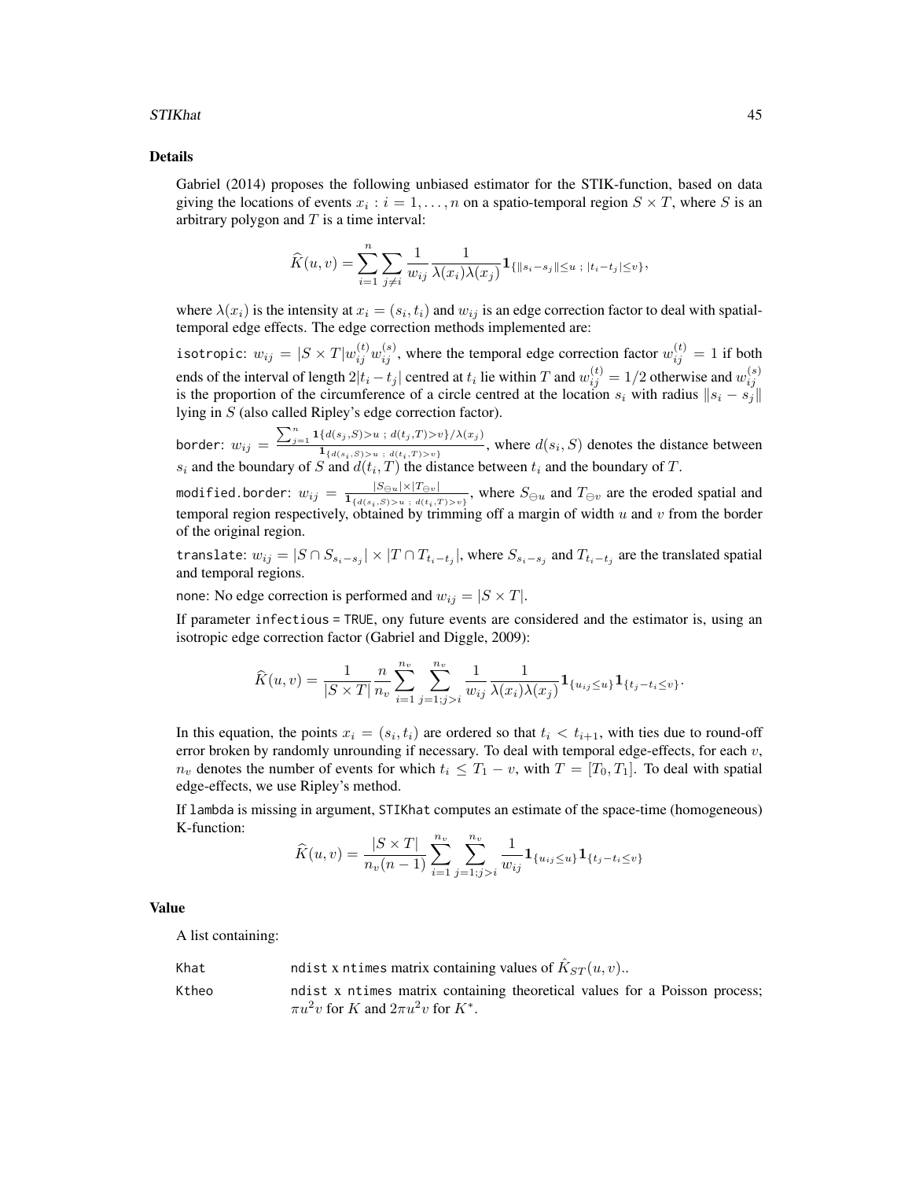## Details

Gabriel (2014) proposes the following unbiased estimator for the STIK-function, based on data giving the locations of events $x_i : i = 1, \ldots, n$ on a spatio-temporal region $S \times T$, where $S$ is an arbitrary polygon and $T$ is a time interval:

$$\widehat{K}(u,v) = \sum_{i=1}^{n} \sum_{j \neq i} \frac{1}{w_{ij}} \frac{1}{\lambda(x_i)\lambda(x_j)} \mathbf{1}_{\{\|s_i - s_j\| \leq u \; ; \; |t_i - t_j| \leq v\}},$$

where $\lambda(x_i)$ is the intensity at $x_i = (s_i, t_i)$ and $w_{ij}$ is an edge correction factor to deal with spatial-temporal edge effects. The edge correction methods implemented are:

isotropic: $w_{ij} = |S \times T| w_{ij}^{(t)} w_{ij}^{(s)}$, where the temporal edge correction factor $w_{ij}^{(t)} = 1$ if both ends of the interval of length $2|t_i - t_j|$ centred at $t_i$ lie within $T$ and $w_{ij}^{(t)} = 1/2$ otherwise and $w_{ij}^{(s)}$ is the proportion of the circumference of a circle centred at the location $s_i$ with radius $\|s_i - s_j\|$ lying in $S$ (also called Ripley's edge correction factor).

border: $w_{ij} = \frac{\sum_{j=1}^{n} \mathbf{1}\{d(s_j,S)>u \; ; \; d(t_j,T)>v\}/\lambda(x_j)}{\mathbf{1}_{\{d(s_i,S)>u \; ; \; d(t_i,T)>v\}}}$, where $d(s_i, S)$ denotes the distance between $s_i$ and the boundary of $S$ and $d(t_i, T)$ the distance between $t_i$ and the boundary of $T$.

modified.border: $w_{ij} = \frac{|S_{\ominus u}| \times |T_{\ominus v}|}{\mathbf{1}_{\{d(s_i,S)>u \; ; \; d(t_i,T)>v\}}}$, where $S_{\ominus u}$ and $T_{\ominus v}$ are the eroded spatial and temporal region respectively, obtained by trimming off a margin of width $u$ and $v$ from the border of the original region.

translate: $w_{ij} = |S \cap S_{s_i - s_j}| \times |T \cap T_{t_i - t_j}|$, where $S_{s_i - s_j}$ and $T_{t_i - t_j}$ are the translated spatial and temporal regions.

none: No edge correction is performed and $w_{ij} = |S \times T|$.

If parameter infectious = TRUE, ony future events are considered and the estimator is, using an isotropic edge correction factor (Gabriel and Diggle, 2009):

$$\widehat{K}(u,v) = \frac{1}{|S \times T|} \frac{n}{n_v} \sum_{i=1}^{n_v} \sum_{j=1;j>i}^{n_v} \frac{1}{w_{ij}} \frac{1}{\lambda(x_i)\lambda(x_j)} \mathbf{1}_{\{u_{ij} \leq u\}} \mathbf{1}_{\{t_j - t_i \leq v\}}.$$

In this equation, the points $x_i = (s_i, t_i)$ are ordered so that $t_i < t_{i+1}$, with ties due to round-off error broken by randomly unrounding if necessary. To deal with temporal edge-effects, for each $v$, $n_v$ denotes the number of events for which $t_i \leq T_1 - v$, with $T = [T_0, T_1]$. To deal with spatial edge-effects, we use Ripley's method.

If lambda is missing in argument, STIKhat computes an estimate of the space-time (homogeneous) K-function:

$$\widehat{K}(u,v) = \frac{|S \times T|}{n_v(n-1)} \sum_{i=1}^{n_v} \sum_{j=1;j>i}^{n_v} \frac{1}{w_{ij}} \mathbf{1}_{\{u_{ij} \leq u\}} \mathbf{1}_{\{t_j - t_i \leq v\}}$$

## Value

A list containing:

Khat — ndist x ntimes matrix containing values of $\hat{K}_{ST}(u,v)$..

Ktheo — ndist x ntimes matrix containing theoretical values for a Poisson process; $\pi u^2 v$ for $K$ and $2\pi u^2 v$ for $K^*$.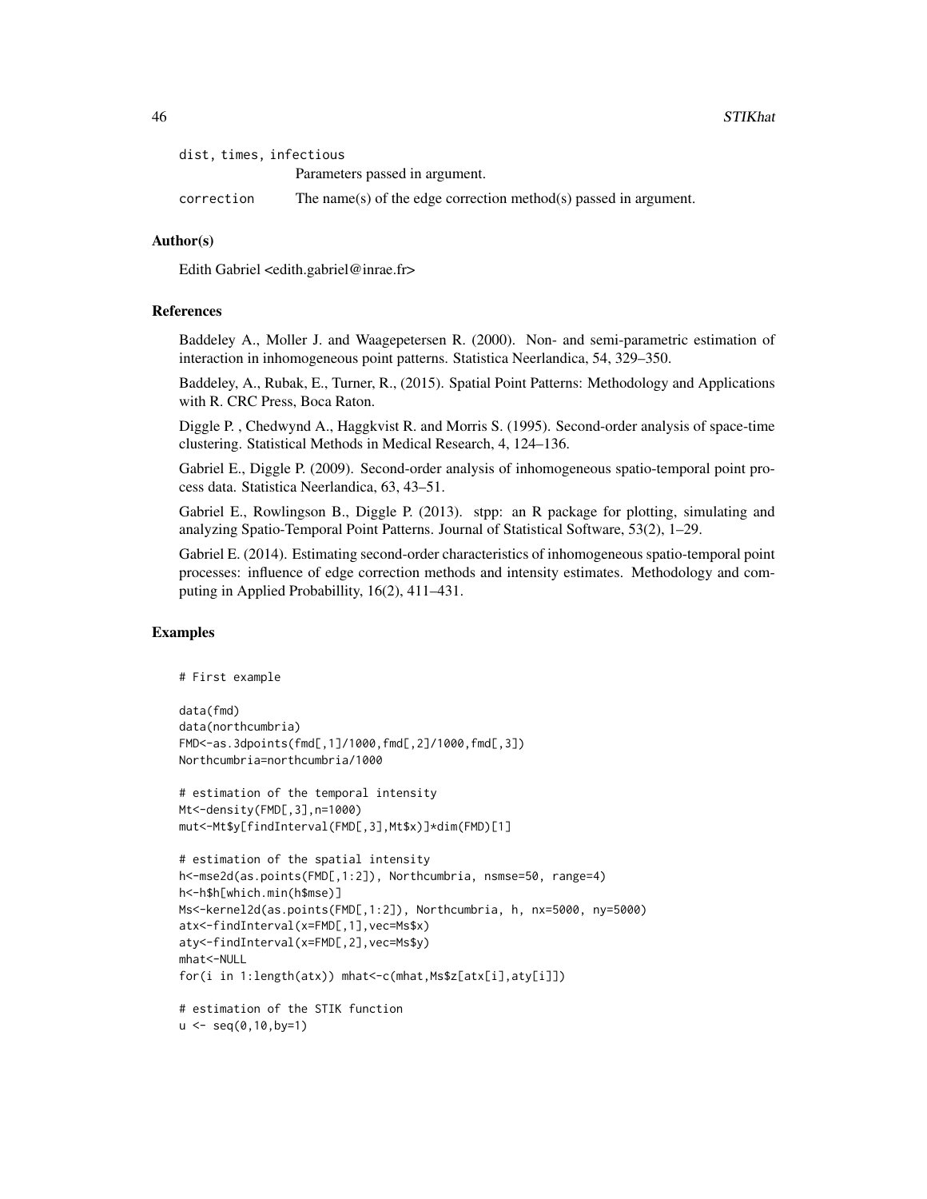`dist, times, infectious`
  Parameters passed in argument.

`correction` The name(s) of the edge correction method(s) passed in argument.

### Author(s)

Edith Gabriel <edith.gabriel@inrae.fr>

### References

Baddeley A., Moller J. and Waagepetersen R. (2000). Non- and semi-parametric estimation of interaction in inhomogeneous point patterns. Statistica Neerlandica, 54, 329–350.

Baddeley, A., Rubak, E., Turner, R., (2015). Spatial Point Patterns: Methodology and Applications with R. CRC Press, Boca Raton.

Diggle P. , Chedwynd A., Haggkvist R. and Morris S. (1995). Second-order analysis of space-time clustering. Statistical Methods in Medical Research, 4, 124–136.

Gabriel E., Diggle P. (2009). Second-order analysis of inhomogeneous spatio-temporal point process data. Statistica Neerlandica, 63, 43–51.

Gabriel E., Rowlingson B., Diggle P. (2013). stpp: an R package for plotting, simulating and analyzing Spatio-Temporal Point Patterns. Journal of Statistical Software, 53(2), 1–29.

Gabriel E. (2014). Estimating second-order characteristics of inhomogeneous spatio-temporal point processes: influence of edge correction methods and intensity estimates. Methodology and computing in Applied Probabillity, 16(2), 411–431.

### Examples

```
# First example

data(fmd)
data(northcumbria)
FMD<-as.3dpoints(fmd[,1]/1000,fmd[,2]/1000,fmd[,3])
Northcumbria=northcumbria/1000

# estimation of the temporal intensity
Mt<-density(FMD[,3],n=1000)
mut<-Mt$y[findInterval(FMD[,3],Mt$x)]*dim(FMD)[1]

# estimation of the spatial intensity
h<-mse2d(as.points(FMD[,1:2]), Northcumbria, nsmse=50, range=4)
h<-h$h[which.min(h$mse)]
Ms<-kernel2d(as.points(FMD[,1:2]), Northcumbria, h, nx=5000, ny=5000)
atx<-findInterval(x=FMD[,1],vec=Ms$x)
aty<-findInterval(x=FMD[,2],vec=Ms$y)
mhat<-NULL
for(i in 1:length(atx)) mhat<-c(mhat,Ms$z[atx[i],aty[i]])

# estimation of the STIK function
u <- seq(0,10,by=1)
```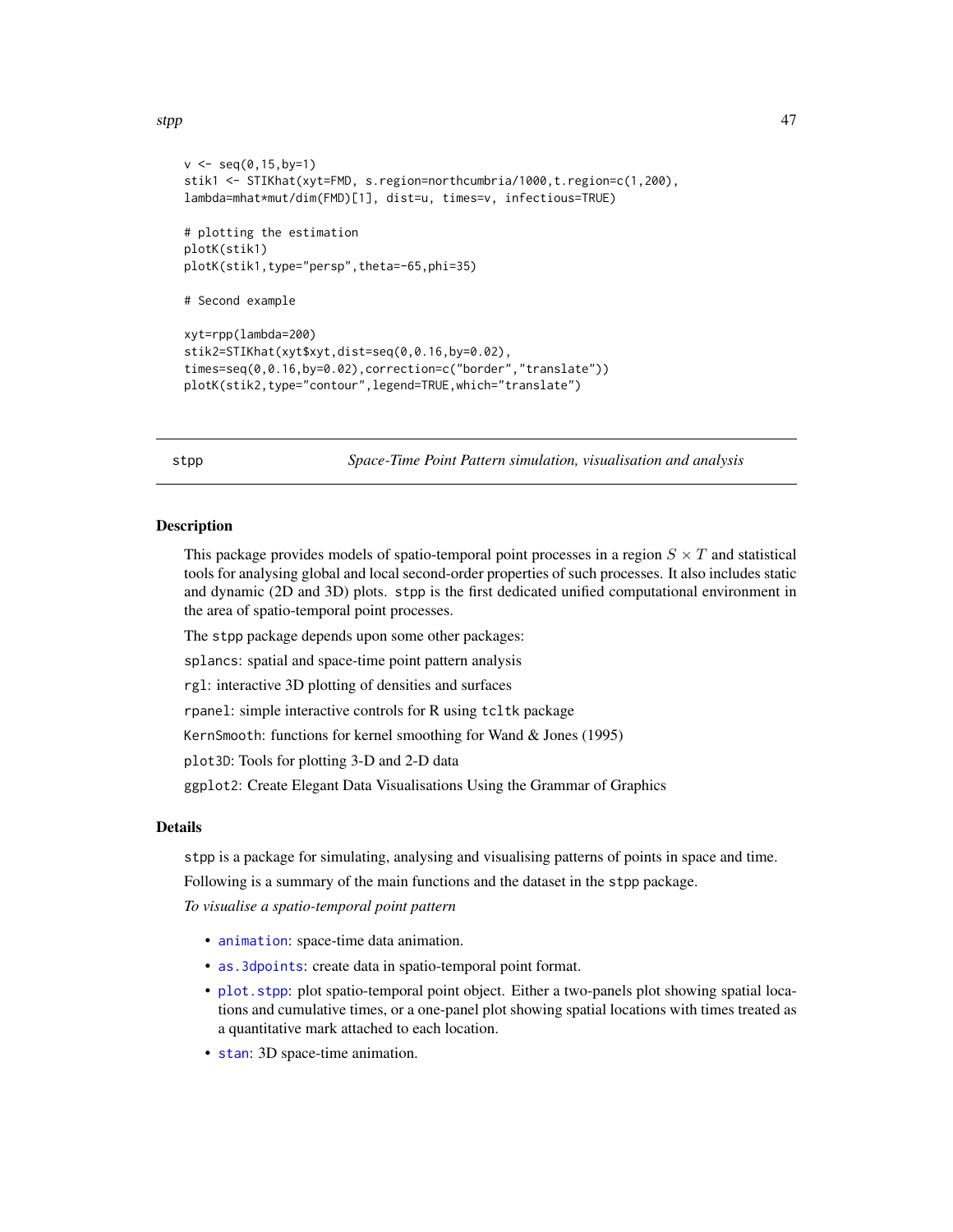```
v <- seq(0,15,by=1)
stik1 <- STIKhat(xyt=FMD, s.region=northcumbria/1000,t.region=c(1,200),
lambda=mhat*mut/dim(FMD)[1], dist=u, times=v, infectious=TRUE)

# plotting the estimation
plotK(stik1)
plotK(stik1,type="persp",theta=-65,phi=35)

# Second example

xyt=rpp(lambda=200)
stik2=STIKhat(xyt$xyt,dist=seq(0,0.16,by=0.02),
times=seq(0,0.16,by=0.02),correction=c("border","translate"))
plotK(stik2,type="contour",legend=TRUE,which="translate")
```

## stpp — *Space-Time Point Pattern simulation, visualisation and analysis*

### Description

This package provides models of spatio-temporal point processes in a region $S \times T$ and statistical tools for analysing global and local second-order properties of such processes. It also includes static and dynamic (2D and 3D) plots. stpp is the first dedicated unified computational environment in the area of spatio-temporal point processes.

The stpp package depends upon some other packages:

splancs: spatial and space-time point pattern analysis

rgl: interactive 3D plotting of densities and surfaces

rpanel: simple interactive controls for R using tcltk package

KernSmooth: functions for kernel smoothing for Wand & Jones (1995)

plot3D: Tools for plotting 3-D and 2-D data

ggplot2: Create Elegant Data Visualisations Using the Grammar of Graphics

### Details

stpp is a package for simulating, analysing and visualising patterns of points in space and time.

Following is a summary of the main functions and the dataset in the stpp package.

*To visualise a spatio-temporal point pattern*

- animation: space-time data animation.
- as.3dpoints: create data in spatio-temporal point format.
- plot.stpp: plot spatio-temporal point object. Either a two-panels plot showing spatial locations and cumulative times, or a one-panel plot showing spatial locations with times treated as a quantitative mark attached to each location.
- stan: 3D space-time animation.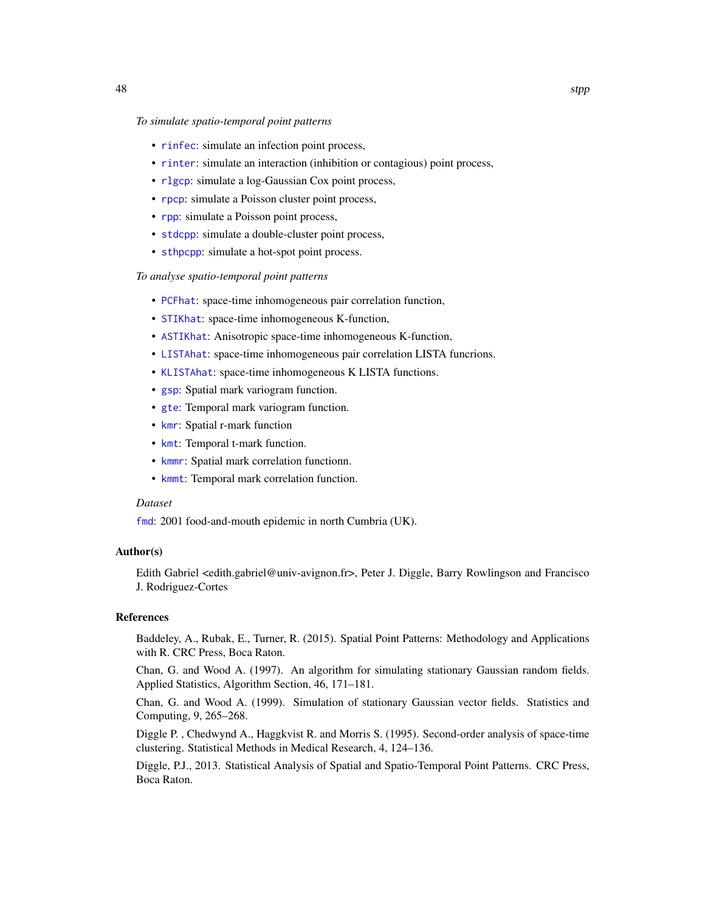*To simulate spatio-temporal point patterns*

- `rinfec`: simulate an infection point process,
- `rinter`: simulate an interaction (inhibition or contagious) point process,
- `rlgcp`: simulate a log-Gaussian Cox point process,
- `rpcp`: simulate a Poisson cluster point process,
- `rpp`: simulate a Poisson point process,
- `stdcpp`: simulate a double-cluster point process,
- `sthpcpp`: simulate a hot-spot point process.

*To analyse spatio-temporal point patterns*

- `PCFhat`: space-time inhomogeneous pair correlation function,
- `STIKhat`: space-time inhomogeneous K-function,
- `ASTIKhat`: Anisotropic space-time inhomogeneous K-function,
- `LISTAhat`: space-time inhomogeneous pair correlation LISTA funcrions.
- `KLISTAhat`: space-time inhomogeneous K LISTA functions.
- `gsp`: Spatial mark variogram function.
- `gte`: Temporal mark variogram function.
- `kmr`: Spatial r-mark function
- `kmt`: Temporal t-mark function.
- `kmmr`: Spatial mark correlation functionn.
- `kmmt`: Temporal mark correlation function.

*Dataset*

`fmd`: 2001 food-and-mouth epidemic in north Cumbria (UK).

## Author(s)

Edith Gabriel <edith.gabriel@univ-avignon.fr>, Peter J. Diggle, Barry Rowlingson and Francisco J. Rodriguez-Cortes

## References

Baddeley, A., Rubak, E., Turner, R. (2015). Spatial Point Patterns: Methodology and Applications with R. CRC Press, Boca Raton.

Chan, G. and Wood A. (1997). An algorithm for simulating stationary Gaussian random fields. Applied Statistics, Algorithm Section, 46, 171–181.

Chan, G. and Wood A. (1999). Simulation of stationary Gaussian vector fields. Statistics and Computing, 9, 265–268.

Diggle P. , Chedwynd A., Haggkvist R. and Morris S. (1995). Second-order analysis of space-time clustering. Statistical Methods in Medical Research, 4, 124–136.

Diggle, P.J., 2013. Statistical Analysis of Spatial and Spatio-Temporal Point Patterns. CRC Press, Boca Raton.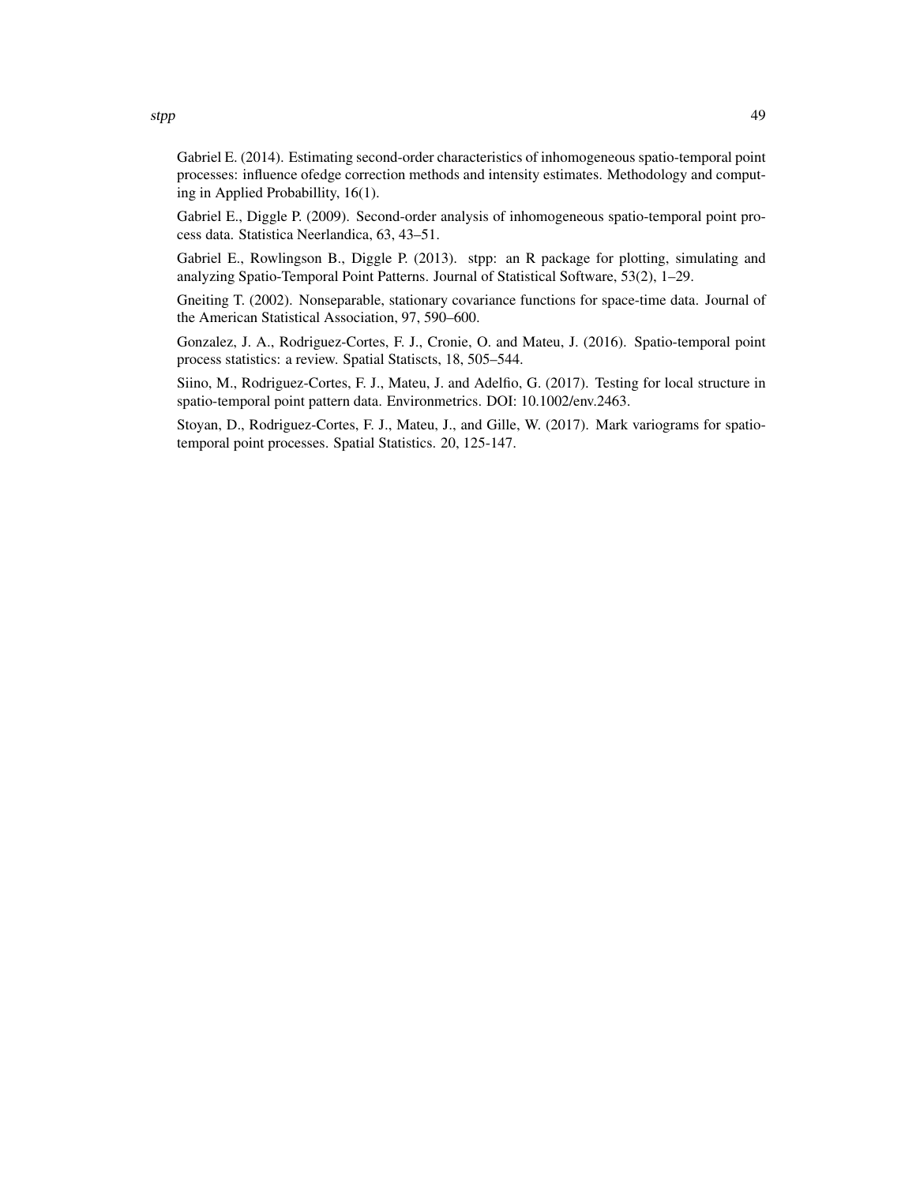Gabriel E. (2014). Estimating second-order characteristics of inhomogeneous spatio-temporal point processes: influence ofedge correction methods and intensity estimates. Methodology and computing in Applied Probabillity, 16(1).

Gabriel E., Diggle P. (2009). Second-order analysis of inhomogeneous spatio-temporal point process data. Statistica Neerlandica, 63, 43–51.

Gabriel E., Rowlingson B., Diggle P. (2013). stpp: an R package for plotting, simulating and analyzing Spatio-Temporal Point Patterns. Journal of Statistical Software, 53(2), 1–29.

Gneiting T. (2002). Nonseparable, stationary covariance functions for space-time data. Journal of the American Statistical Association, 97, 590–600.

Gonzalez, J. A., Rodriguez-Cortes, F. J., Cronie, O. and Mateu, J. (2016). Spatio-temporal point process statistics: a review. Spatial Statiscts, 18, 505–544.

Siino, M., Rodriguez-Cortes, F. J., Mateu, J. and Adelfio, G. (2017). Testing for local structure in spatio-temporal point pattern data. Environmetrics. DOI: 10.1002/env.2463.

Stoyan, D., Rodriguez-Cortes, F. J., Mateu, J., and Gille, W. (2017). Mark variograms for spatio-temporal point processes. Spatial Statistics. 20, 125-147.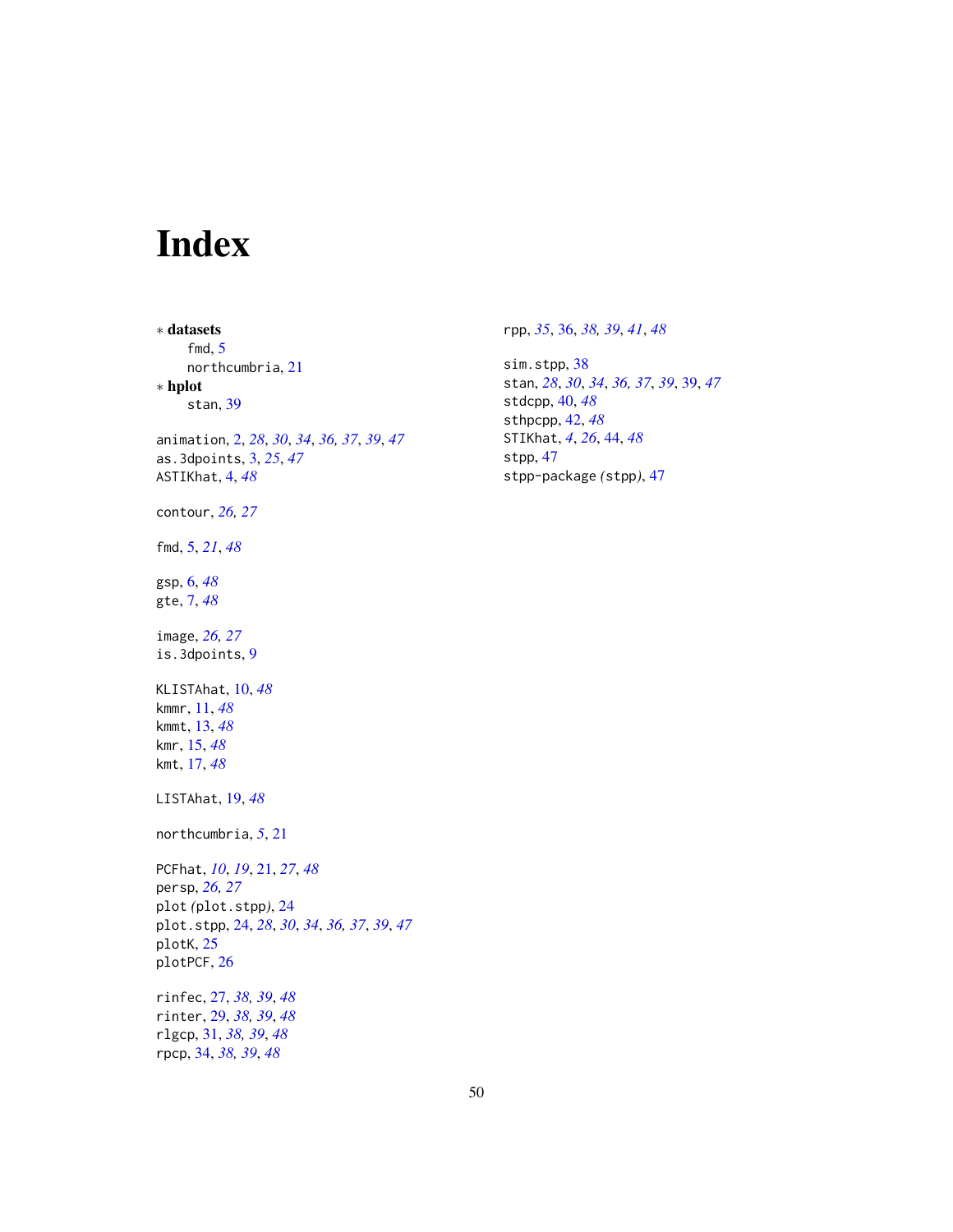# Index

∗ **datasets**
    fmd, 5
    northcumbria, 21
∗ **hplot**
    stan, 39

animation, 2, *28*, *30*, *34*, *36, 37*, *39*, *47*
as.3dpoints, 3, *25*, *47*
ASTIKhat, 4, *48*

contour, *26, 27*

fmd, 5, *21*, *48*

gsp, 6, *48*
gte, 7, *48*

image, *26, 27*
is.3dpoints, 9

KLISTAhat, 10, *48*
kmmr, 11, *48*
kmmt, 13, *48*
kmr, 15, *48*
kmt, 17, *48*

LISTAhat, 19, *48*

northcumbria, *5*, 21

PCFhat, *10*, *19*, 21, *27*, *48*
persp, *26, 27*
plot (plot.stpp), 24
plot.stpp, 24, *28*, *30*, *34*, *36, 37*, *39*, *47*
plotK, 25
plotPCF, 26

rinfec, 27, *38, 39*, *48*
rinter, 29, *38, 39*, *48*
rlgcp, 31, *38, 39*, *48*
rpcp, 34, *38, 39*, *48*
rpp, *35*, 36, *38, 39*, *41*, *48*

sim.stpp, 38
stan, *28*, *30*, *34*, *36, 37*, *39*, 39, *47*
stdcpp, 40, *48*
sthpcpp, 42, *48*
STIKhat, *4*, *26*, 44, *48*
stpp, 47
stpp-package (stpp), 47